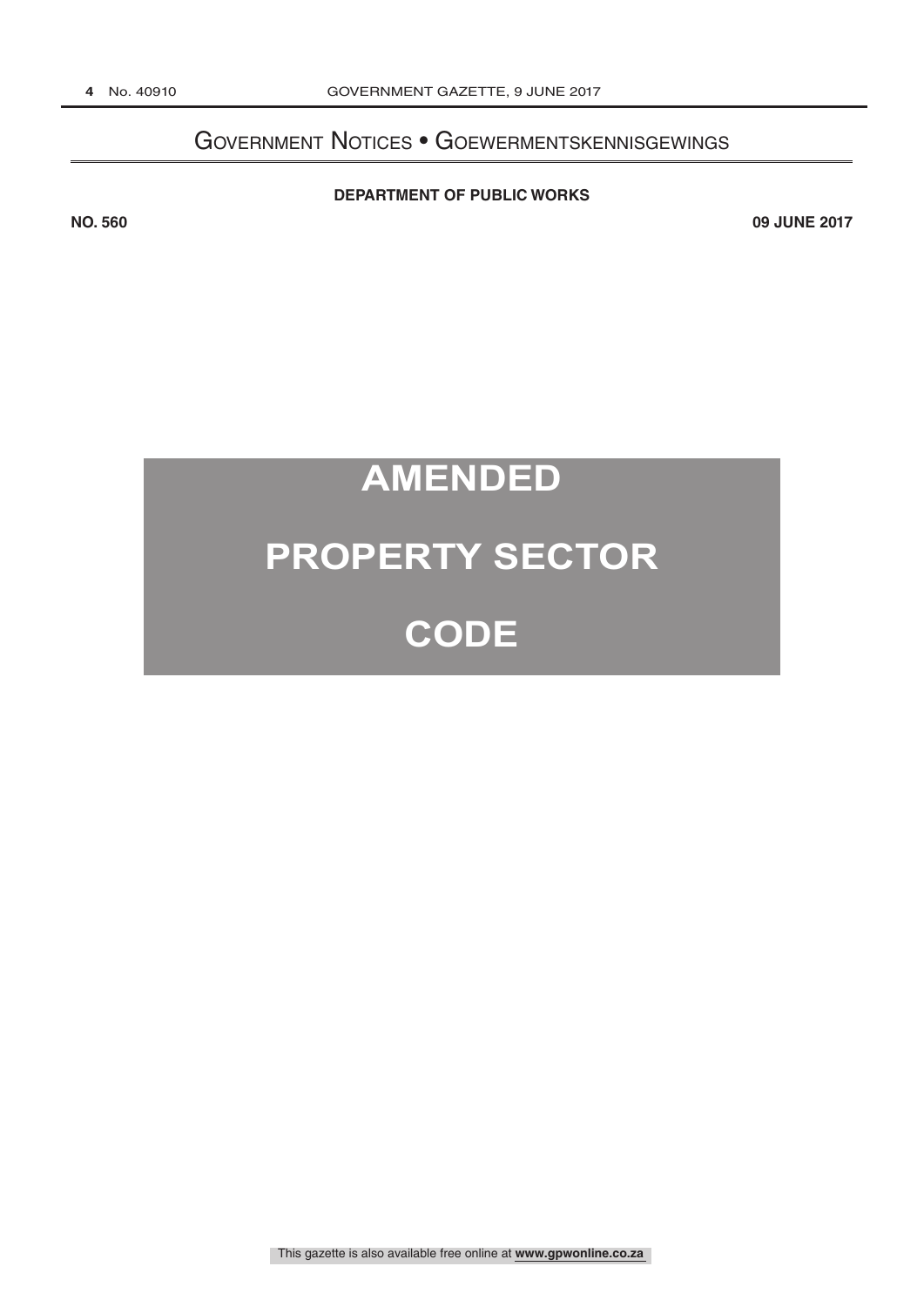# Government Notices • Goewermentskennisgewings

**DEPARTMENT OF PUBLIC WORKS**

**NO. 560** **09 JUNE 2017**

# AMENDED

# PROPERTY SECTOR

# CODE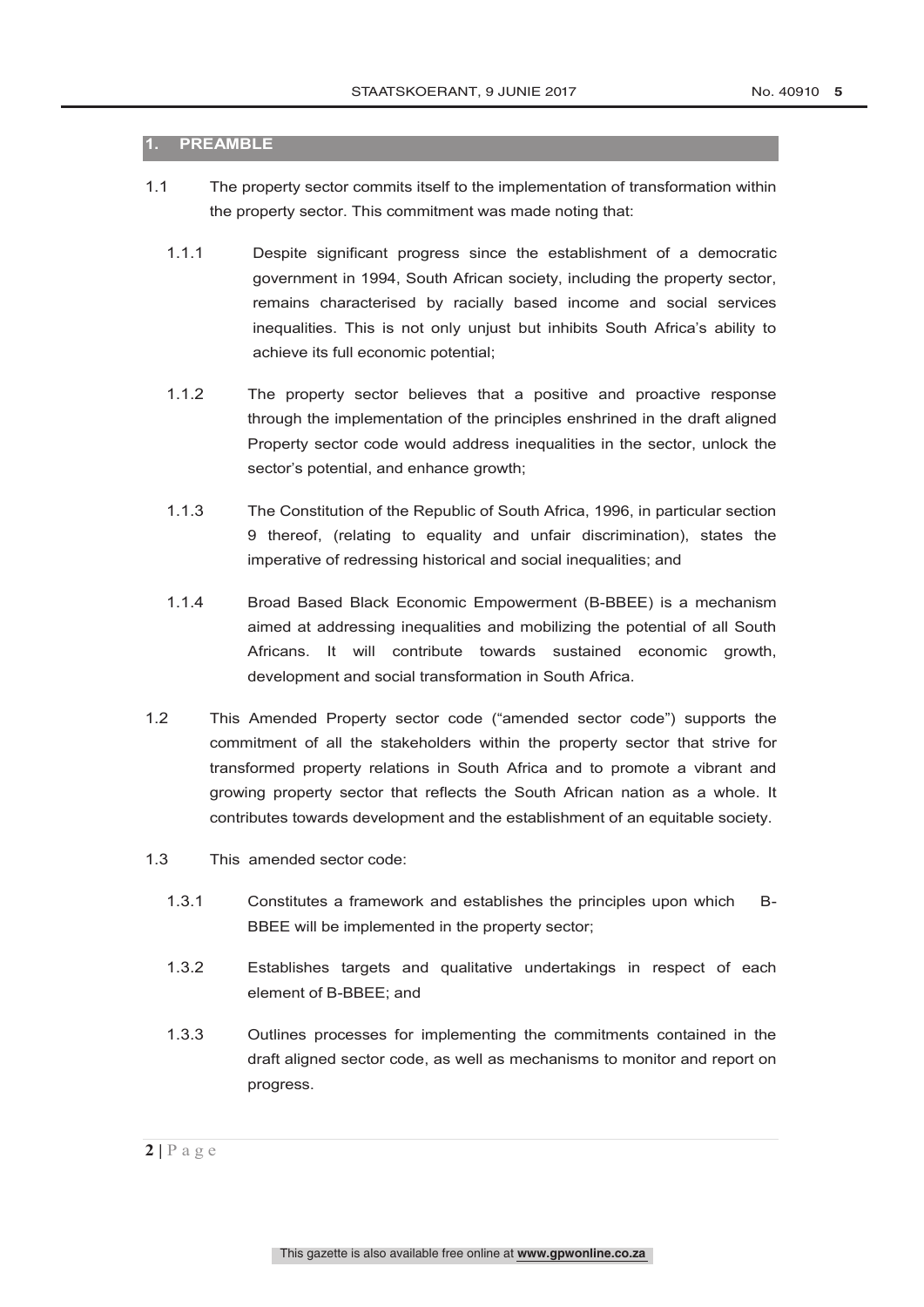## 1. PREAMBLE

1.1 The property sector commits itself to the implementation of transformation within the property sector. This commitment was made noting that:

1.1.1 Despite significant progress since the establishment of a democratic government in 1994, South African society, including the property sector, remains characterised by racially based income and social services inequalities. This is not only unjust but inhibits South Africa's ability to achieve its full economic potential;

1.1.2 The property sector believes that a positive and proactive response through the implementation of the principles enshrined in the draft aligned Property sector code would address inequalities in the sector, unlock the sector's potential, and enhance growth;

1.1.3 The Constitution of the Republic of South Africa, 1996, in particular section 9 thereof, (relating to equality and unfair discrimination), states the imperative of redressing historical and social inequalities; and

1.1.4 Broad Based Black Economic Empowerment (B-BBEE) is a mechanism aimed at addressing inequalities and mobilizing the potential of all South Africans. It will contribute towards sustained economic growth, development and social transformation in South Africa.

1.2 This Amended Property sector code ("amended sector code") supports the commitment of all the stakeholders within the property sector that strive for transformed property relations in South Africa and to promote a vibrant and growing property sector that reflects the South African nation as a whole. It contributes towards development and the establishment of an equitable society.

1.3 This amended sector code:

1.3.1 Constitutes a framework and establishes the principles upon which B-BBEE will be implemented in the property sector;

1.3.2 Establishes targets and qualitative undertakings in respect of each element of B-BBEE; and

1.3.3 Outlines processes for implementing the commitments contained in the draft aligned sector code, as well as mechanisms to monitor and report on progress.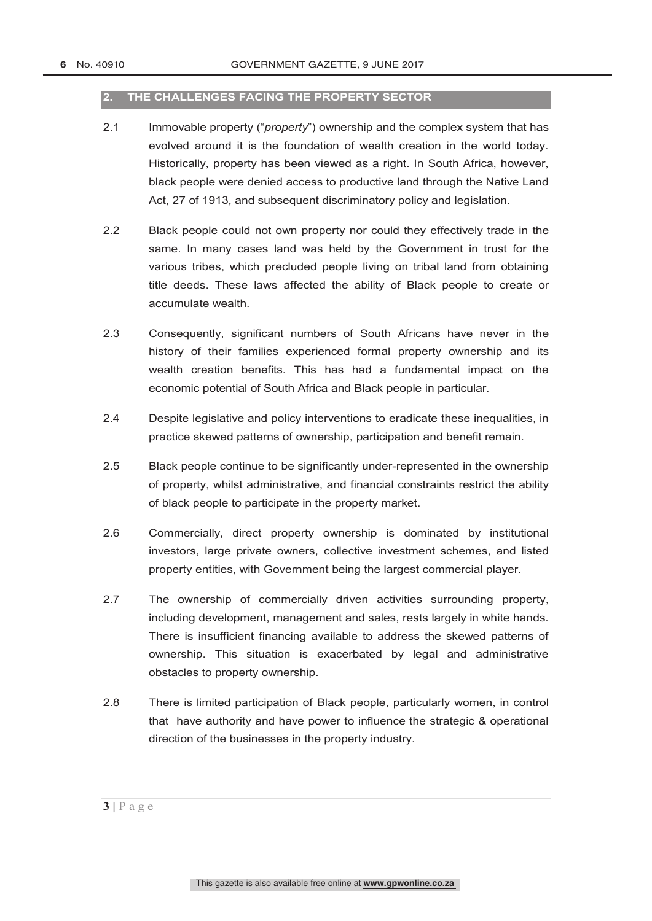## 2. THE CHALLENGES FACING THE PROPERTY SECTOR

2.1 Immovable property ("*property*") ownership and the complex system that has evolved around it is the foundation of wealth creation in the world today. Historically, property has been viewed as a right. In South Africa, however, black people were denied access to productive land through the Native Land Act, 27 of 1913, and subsequent discriminatory policy and legislation.

2.2 Black people could not own property nor could they effectively trade in the same. In many cases land was held by the Government in trust for the various tribes, which precluded people living on tribal land from obtaining title deeds. These laws affected the ability of Black people to create or accumulate wealth.

2.3 Consequently, significant numbers of South Africans have never in the history of their families experienced formal property ownership and its wealth creation benefits. This has had a fundamental impact on the economic potential of South Africa and Black people in particular.

2.4 Despite legislative and policy interventions to eradicate these inequalities, in practice skewed patterns of ownership, participation and benefit remain.

2.5 Black people continue to be significantly under-represented in the ownership of property, whilst administrative, and financial constraints restrict the ability of black people to participate in the property market.

2.6 Commercially, direct property ownership is dominated by institutional investors, large private owners, collective investment schemes, and listed property entities, with Government being the largest commercial player.

2.7 The ownership of commercially driven activities surrounding property, including development, management and sales, rests largely in white hands. There is insufficient financing available to address the skewed patterns of ownership. This situation is exacerbated by legal and administrative obstacles to property ownership.

2.8 There is limited participation of Black people, particularly women, in control that have authority and have power to influence the strategic & operational direction of the businesses in the property industry.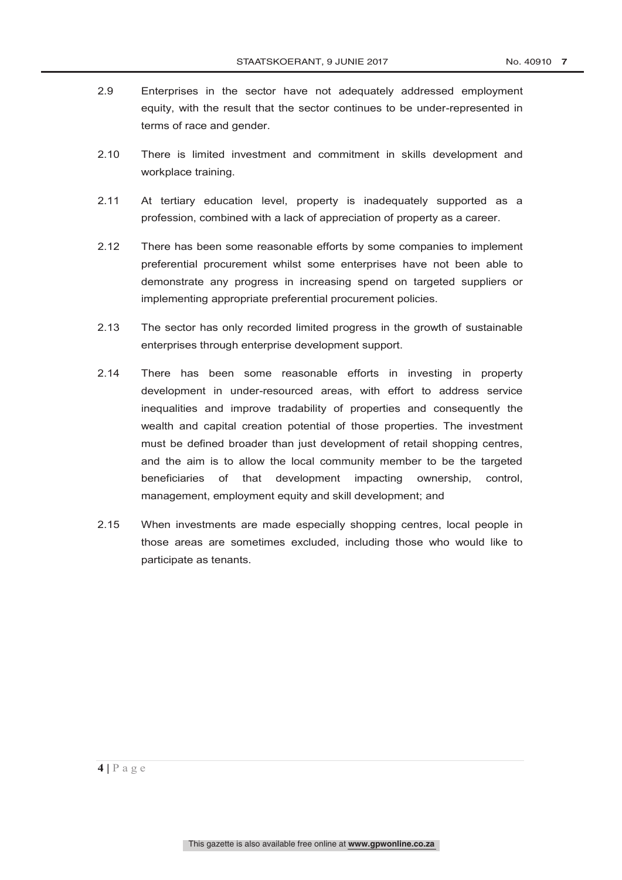2.9 Enterprises in the sector have not adequately addressed employment equity, with the result that the sector continues to be under-represented in terms of race and gender.

2.10 There is limited investment and commitment in skills development and workplace training.

2.11 At tertiary education level, property is inadequately supported as a profession, combined with a lack of appreciation of property as a career.

2.12 There has been some reasonable efforts by some companies to implement preferential procurement whilst some enterprises have not been able to demonstrate any progress in increasing spend on targeted suppliers or implementing appropriate preferential procurement policies.

2.13 The sector has only recorded limited progress in the growth of sustainable enterprises through enterprise development support.

2.14 There has been some reasonable efforts in investing in property development in under-resourced areas, with effort to address service inequalities and improve tradability of properties and consequently the wealth and capital creation potential of those properties. The investment must be defined broader than just development of retail shopping centres, and the aim is to allow the local community member to be the targeted beneficiaries of that development impacting ownership, control, management, employment equity and skill development; and

2.15 When investments are made especially shopping centres, local people in those areas are sometimes excluded, including those who would like to participate as tenants.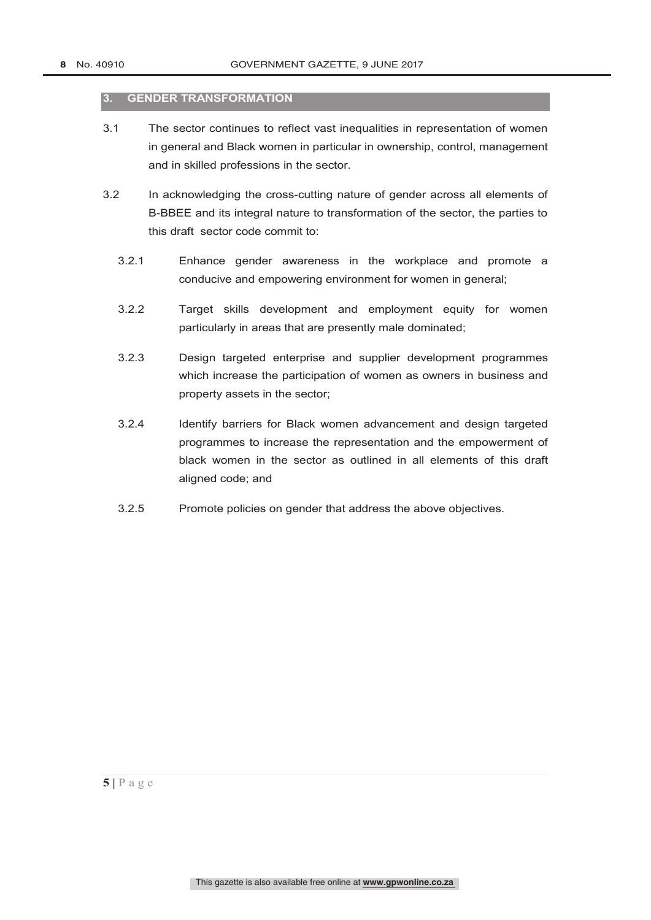## 3. GENDER TRANSFORMATION

3.1 The sector continues to reflect vast inequalities in representation of women in general and Black women in particular in ownership, control, management and in skilled professions in the sector.

3.2 In acknowledging the cross-cutting nature of gender across all elements of B-BBEE and its integral nature to transformation of the sector, the parties to this draft sector code commit to:

3.2.1 Enhance gender awareness in the workplace and promote a conducive and empowering environment for women in general;

3.2.2 Target skills development and employment equity for women particularly in areas that are presently male dominated;

3.2.3 Design targeted enterprise and supplier development programmes which increase the participation of women as owners in business and property assets in the sector;

3.2.4 Identify barriers for Black women advancement and design targeted programmes to increase the representation and the empowerment of black women in the sector as outlined in all elements of this draft aligned code; and

3.2.5 Promote policies on gender that address the above objectives.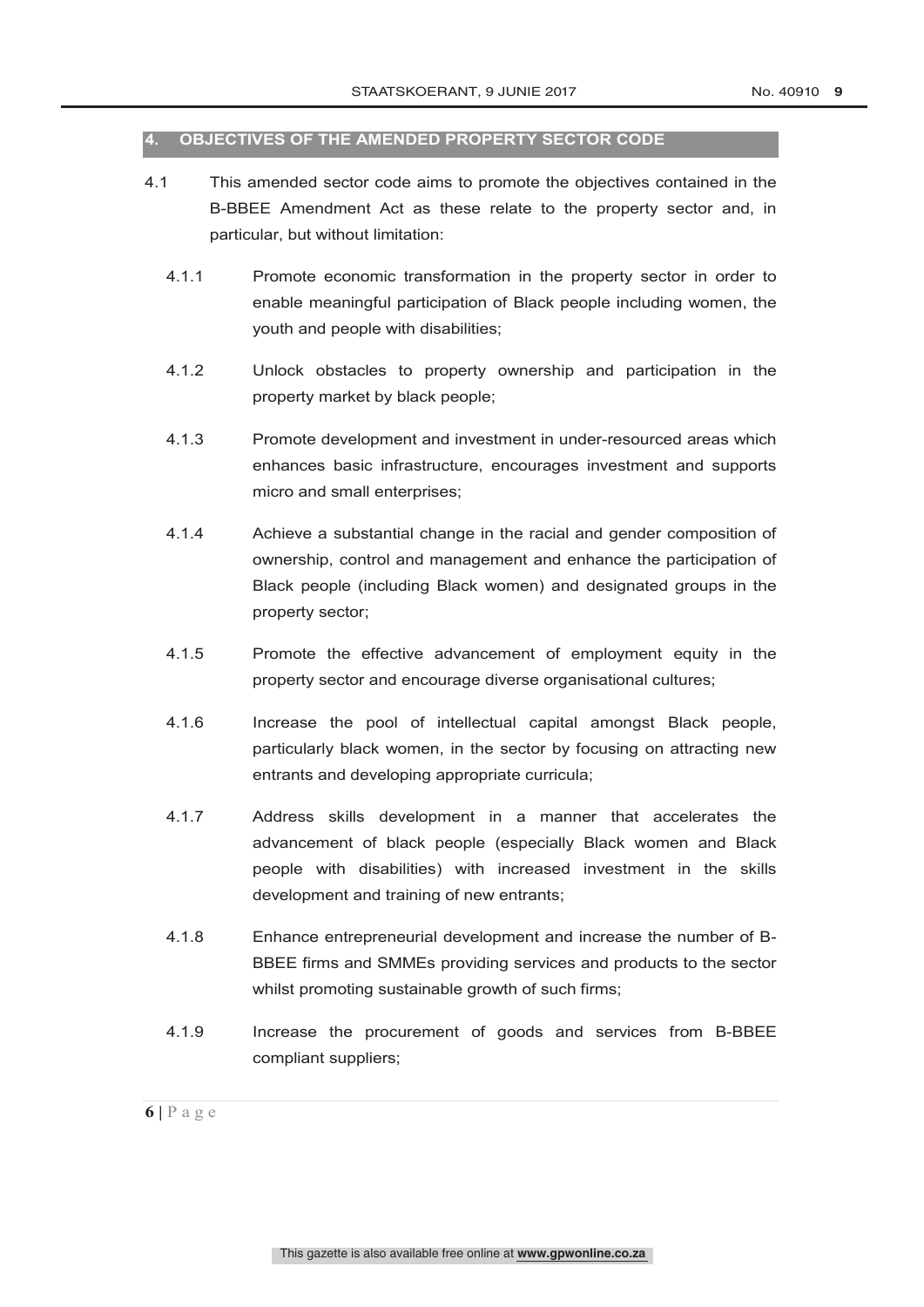## 4. OBJECTIVES OF THE AMENDED PROPERTY SECTOR CODE

4.1 This amended sector code aims to promote the objectives contained in the B-BBEE Amendment Act as these relate to the property sector and, in particular, but without limitation:

4.1.1 Promote economic transformation in the property sector in order to enable meaningful participation of Black people including women, the youth and people with disabilities;

4.1.2 Unlock obstacles to property ownership and participation in the property market by black people;

4.1.3 Promote development and investment in under-resourced areas which enhances basic infrastructure, encourages investment and supports micro and small enterprises;

4.1.4 Achieve a substantial change in the racial and gender composition of ownership, control and management and enhance the participation of Black people (including Black women) and designated groups in the property sector;

4.1.5 Promote the effective advancement of employment equity in the property sector and encourage diverse organisational cultures;

4.1.6 Increase the pool of intellectual capital amongst Black people, particularly black women, in the sector by focusing on attracting new entrants and developing appropriate curricula;

4.1.7 Address skills development in a manner that accelerates the advancement of black people (especially Black women and Black people with disabilities) with increased investment in the skills development and training of new entrants;

4.1.8 Enhance entrepreneurial development and increase the number of B-BBEE firms and SMMEs providing services and products to the sector whilst promoting sustainable growth of such firms;

4.1.9 Increase the procurement of goods and services from B-BBEE compliant suppliers;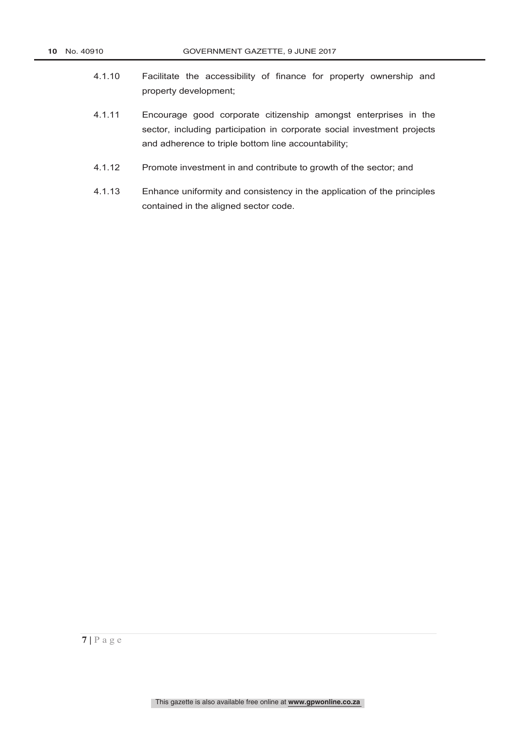4.1.10 Facilitate the accessibility of finance for property ownership and property development;

4.1.11 Encourage good corporate citizenship amongst enterprises in the sector, including participation in corporate social investment projects and adherence to triple bottom line accountability;

4.1.12 Promote investment in and contribute to growth of the sector; and

4.1.13 Enhance uniformity and consistency in the application of the principles contained in the aligned sector code.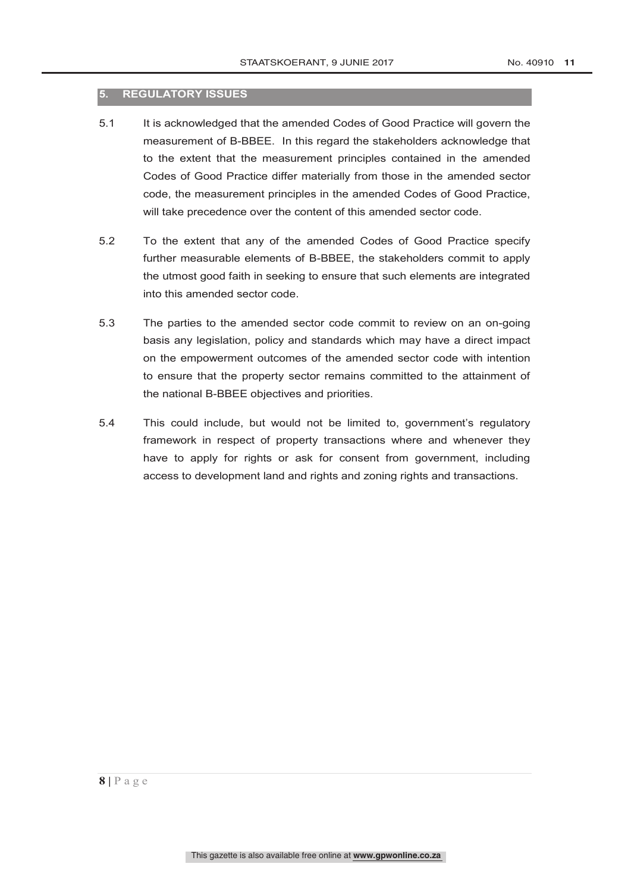## 5. REGULATORY ISSUES

5.1 It is acknowledged that the amended Codes of Good Practice will govern the measurement of B-BBEE. In this regard the stakeholders acknowledge that to the extent that the measurement principles contained in the amended Codes of Good Practice differ materially from those in the amended sector code, the measurement principles in the amended Codes of Good Practice, will take precedence over the content of this amended sector code.

5.2 To the extent that any of the amended Codes of Good Practice specify further measurable elements of B-BBEE, the stakeholders commit to apply the utmost good faith in seeking to ensure that such elements are integrated into this amended sector code.

5.3 The parties to the amended sector code commit to review on an on-going basis any legislation, policy and standards which may have a direct impact on the empowerment outcomes of the amended sector code with intention to ensure that the property sector remains committed to the attainment of the national B-BBEE objectives and priorities.

5.4 This could include, but would not be limited to, government's regulatory framework in respect of property transactions where and whenever they have to apply for rights or ask for consent from government, including access to development land and rights and zoning rights and transactions.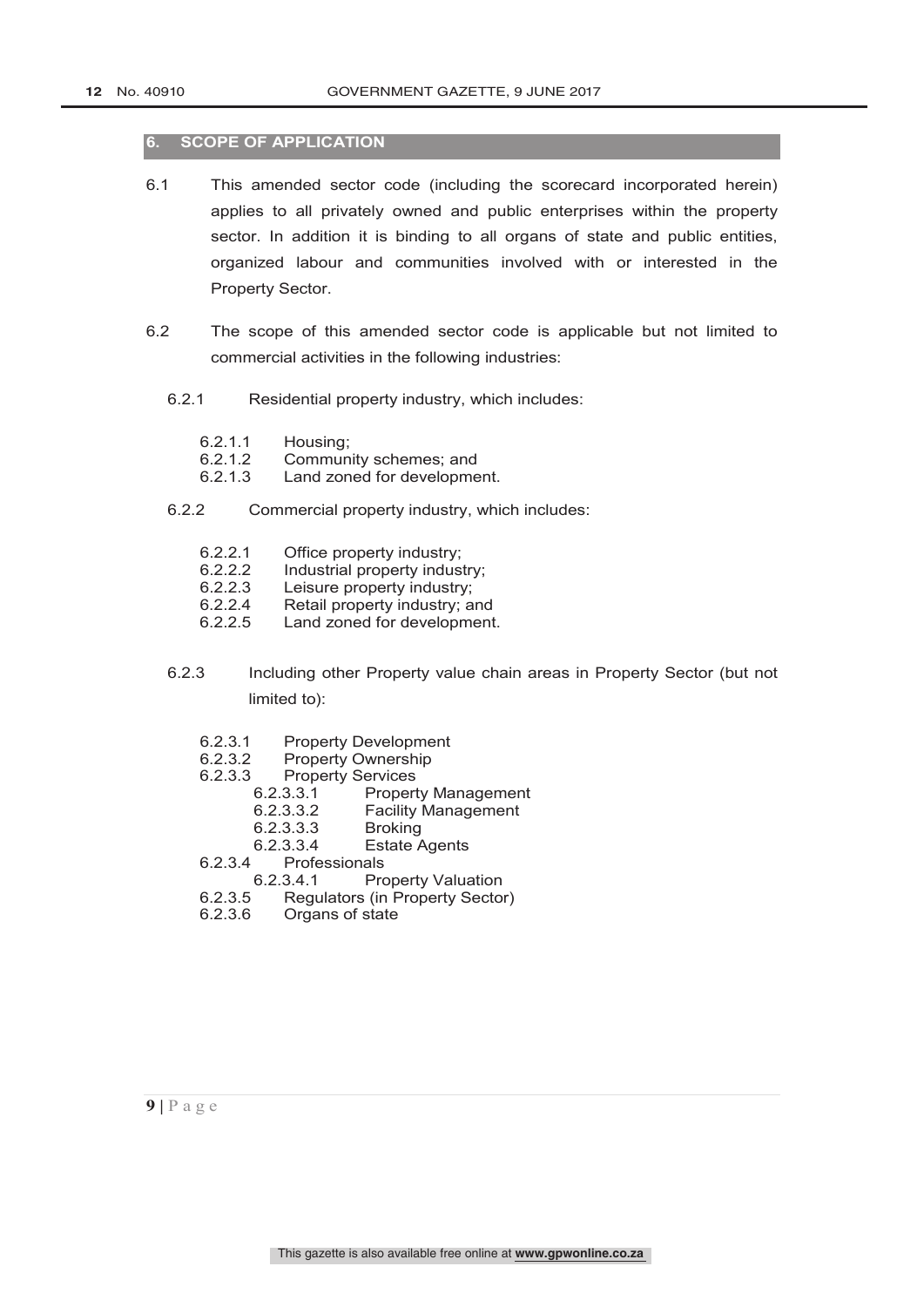## 6. SCOPE OF APPLICATION

6.1 This amended sector code (including the scorecard incorporated herein) applies to all privately owned and public enterprises within the property sector. In addition it is binding to all organs of state and public entities, organized labour and communities involved with or interested in the Property Sector.

6.2 The scope of this amended sector code is applicable but not limited to commercial activities in the following industries:

6.2.1 Residential property industry, which includes:

- 6.2.1.1 Housing;
- 6.2.1.2 Community schemes; and
- 6.2.1.3 Land zoned for development.

6.2.2 Commercial property industry, which includes:

- 6.2.2.1 Office property industry;
- 6.2.2.2 Industrial property industry;
- 6.2.2.3 Leisure property industry;
- 6.2.2.4 Retail property industry; and
- 6.2.2.5 Land zoned for development.

6.2.3 Including other Property value chain areas in Property Sector (but not limited to):

- 6.2.3.1 Property Development
- 6.2.3.2 Property Ownership
- 6.2.3.3 Property Services
  - 6.2.3.3.1 Property Management
  - 6.2.3.3.2 Facility Management
  - 6.2.3.3.3 Broking
  - 6.2.3.3.4 Estate Agents
- 6.2.3.4 Professionals
  - 6.2.3.4.1 Property Valuation
- 6.2.3.5 Regulators (in Property Sector)
- 6.2.3.6 Organs of state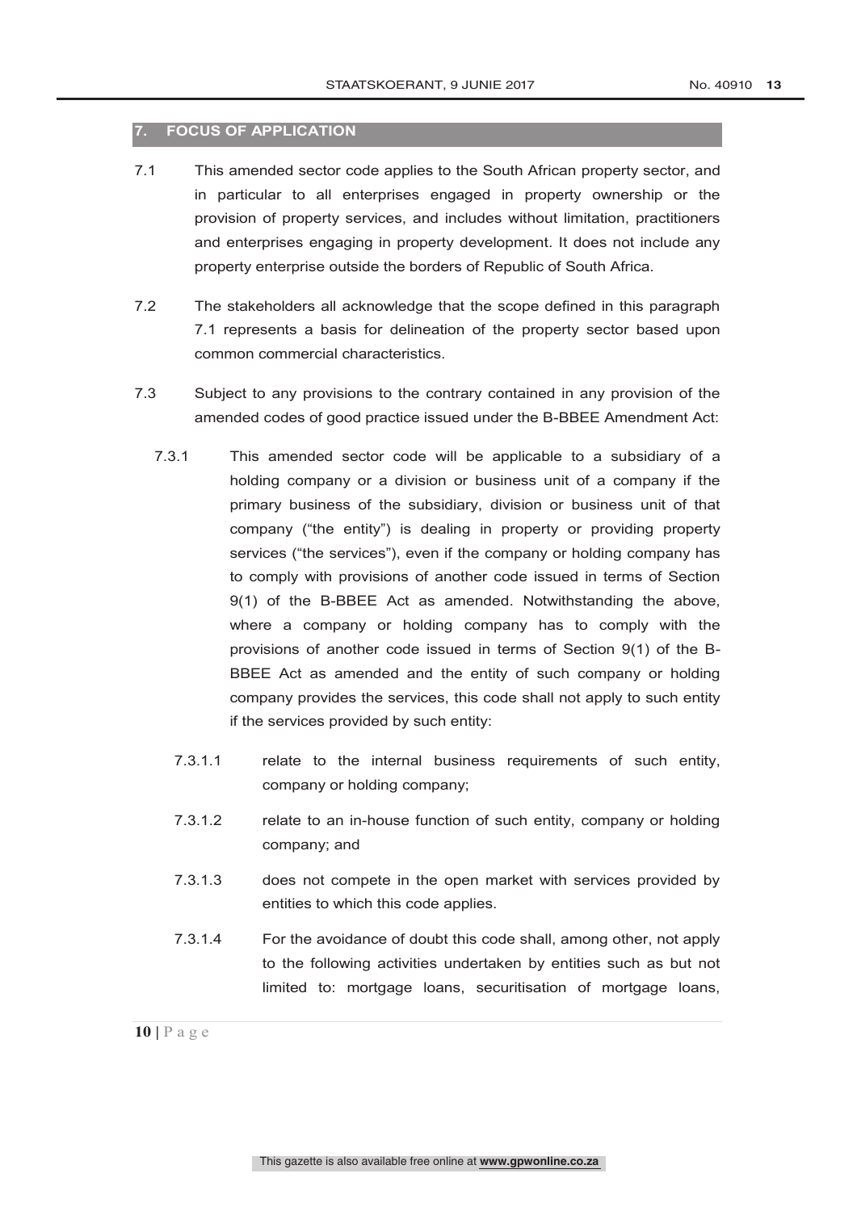## 7. FOCUS OF APPLICATION

7.1 This amended sector code applies to the South African property sector, and in particular to all enterprises engaged in property ownership or the provision of property services, and includes without limitation, practitioners and enterprises engaging in property development. It does not include any property enterprise outside the borders of Republic of South Africa.

7.2 The stakeholders all acknowledge that the scope defined in this paragraph 7.1 represents a basis for delineation of the property sector based upon common commercial characteristics.

7.3 Subject to any provisions to the contrary contained in any provision of the amended codes of good practice issued under the B-BBEE Amendment Act:

7.3.1 This amended sector code will be applicable to a subsidiary of a holding company or a division or business unit of a company if the primary business of the subsidiary, division or business unit of that company ("the entity") is dealing in property or providing property services ("the services"), even if the company or holding company has to comply with provisions of another code issued in terms of Section 9(1) of the B-BBEE Act as amended. Notwithstanding the above, where a company or holding company has to comply with the provisions of another code issued in terms of Section 9(1) of the B-BBEE Act as amended and the entity of such company or holding company provides the services, this code shall not apply to such entity if the services provided by such entity:

7.3.1.1 relate to the internal business requirements of such entity, company or holding company;

7.3.1.2 relate to an in-house function of such entity, company or holding company; and

7.3.1.3 does not compete in the open market with services provided by entities to which this code applies.

7.3.1.4 For the avoidance of doubt this code shall, among other, not apply to the following activities undertaken by entities such as but not limited to: mortgage loans, securitisation of mortgage loans,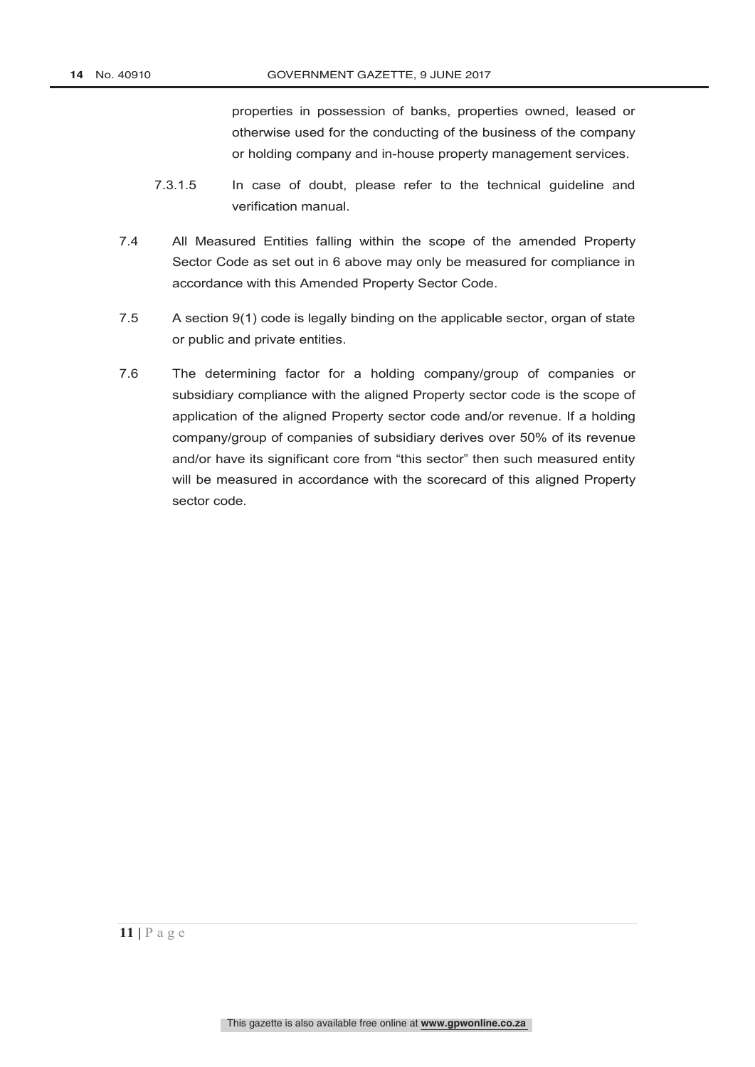properties in possession of banks, properties owned, leased or otherwise used for the conducting of the business of the company or holding company and in-house property management services.

7.3.1.5 In case of doubt, please refer to the technical guideline and verification manual.

7.4 All Measured Entities falling within the scope of the amended Property Sector Code as set out in 6 above may only be measured for compliance in accordance with this Amended Property Sector Code.

7.5 A section 9(1) code is legally binding on the applicable sector, organ of state or public and private entities.

7.6 The determining factor for a holding company/group of companies or subsidiary compliance with the aligned Property sector code is the scope of application of the aligned Property sector code and/or revenue. If a holding company/group of companies of subsidiary derives over 50% of its revenue and/or have its significant core from "this sector" then such measured entity will be measured in accordance with the scorecard of this aligned Property sector code.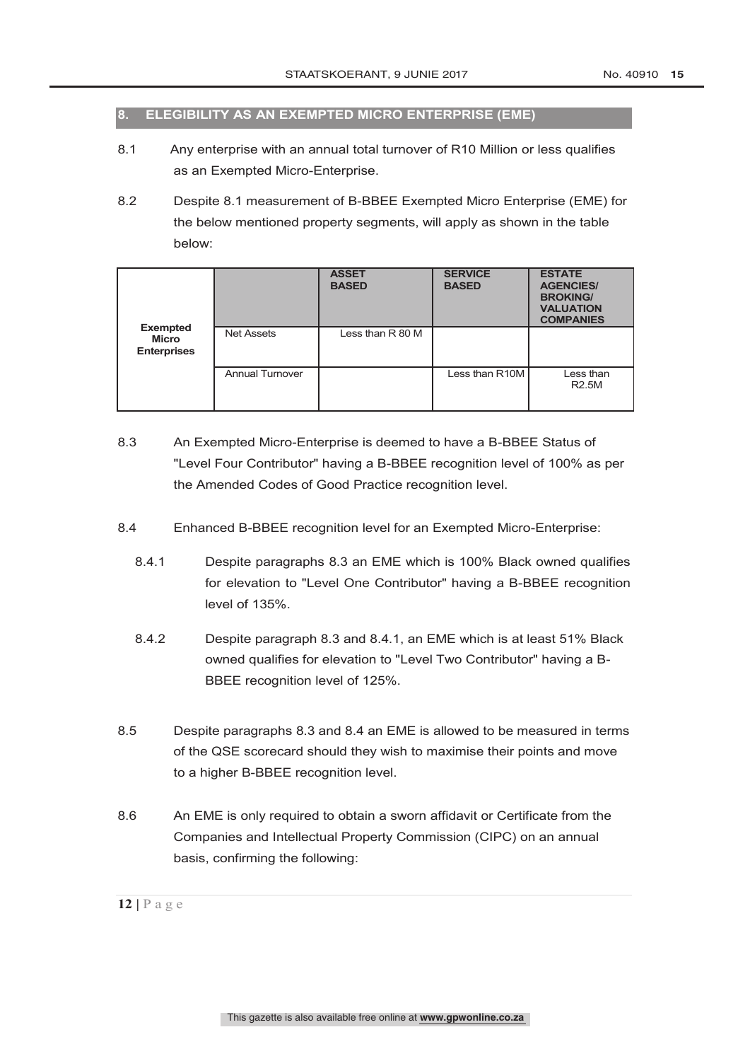## 8. ELEGIBILITY AS AN EXEMPTED MICRO ENTERPRISE (EME)

8.1 Any enterprise with an annual total turnover of R10 Million or less qualifies as an Exempted Micro-Enterprise.

8.2 Despite 8.1 measurement of B-BBEE Exempted Micro Enterprise (EME) for the below mentioned property segments, will apply as shown in the table below:

| | | **ASSET BASED** | **SERVICE BASED** | **ESTATE AGENCIES/ BROKING/ VALUATION COMPANIES** |
|---|---|---|---|---|
| **Exempted Micro Enterprises** | Net Assets | Less than R 80 M | | |
| | Annual Turnover | | Less than R10M | Less than R2.5M |

8.3 An Exempted Micro-Enterprise is deemed to have a B-BBEE Status of "Level Four Contributor" having a B-BBEE recognition level of 100% as per the Amended Codes of Good Practice recognition level.

8.4 Enhanced B-BBEE recognition level for an Exempted Micro-Enterprise:

8.4.1 Despite paragraphs 8.3 an EME which is 100% Black owned qualifies for elevation to "Level One Contributor" having a B-BBEE recognition level of 135%.

8.4.2 Despite paragraph 8.3 and 8.4.1, an EME which is at least 51% Black owned qualifies for elevation to "Level Two Contributor" having a B-BBEE recognition level of 125%.

8.5 Despite paragraphs 8.3 and 8.4 an EME is allowed to be measured in terms of the QSE scorecard should they wish to maximise their points and move to a higher B-BBEE recognition level.

8.6 An EME is only required to obtain a sworn affidavit or Certificate from the Companies and Intellectual Property Commission (CIPC) on an annual basis, confirming the following: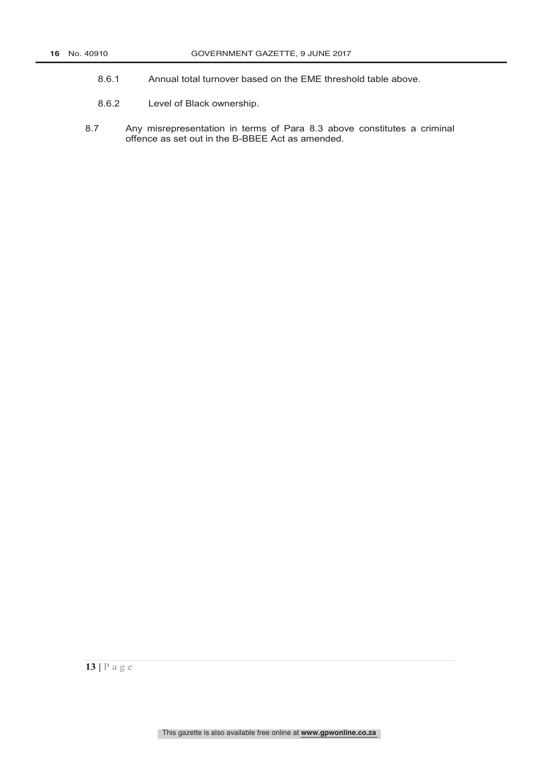8.6.1 Annual total turnover based on the EME threshold table above.

8.6.2 Level of Black ownership.

8.7 Any misrepresentation in terms of Para 8.3 above constitutes a criminal offence as set out in the B-BBEE Act as amended.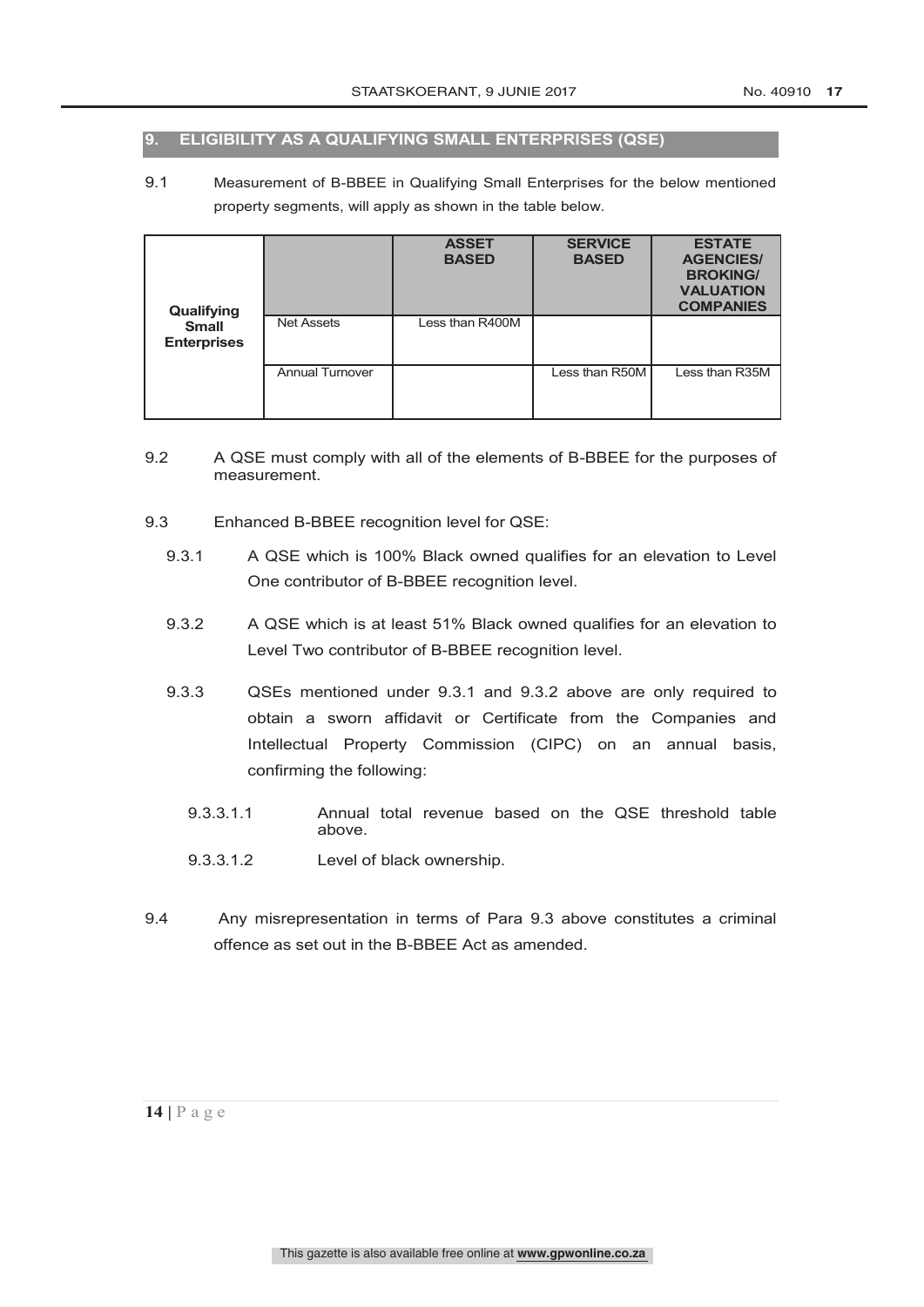## 9. ELIGIBILITY AS A QUALIFYING SMALL ENTERPRISES (QSE)

9.1 Measurement of B-BBEE in Qualifying Small Enterprises for the below mentioned property segments, will apply as shown in the table below.

| | | ASSET BASED | SERVICE BASED | ESTATE AGENCIES/ BROKING/ VALUATION COMPANIES |
|---|---|---|---|---|
| Qualifying Small Enterprises | Net Assets | Less than R400M | | |
| | Annual Turnover | | Less than R50M | Less than R35M |

9.2 A QSE must comply with all of the elements of B-BBEE for the purposes of measurement.

9.3 Enhanced B-BBEE recognition level for QSE:

9.3.1 A QSE which is 100% Black owned qualifies for an elevation to Level One contributor of B-BBEE recognition level.

9.3.2 A QSE which is at least 51% Black owned qualifies for an elevation to Level Two contributor of B-BBEE recognition level.

9.3.3 QSEs mentioned under 9.3.1 and 9.3.2 above are only required to obtain a sworn affidavit or Certificate from the Companies and Intellectual Property Commission (CIPC) on an annual basis, confirming the following:

9.3.3.1.1 Annual total revenue based on the QSE threshold table above.

9.3.3.1.2 Level of black ownership.

9.4 Any misrepresentation in terms of Para 9.3 above constitutes a criminal offence as set out in the B-BBEE Act as amended.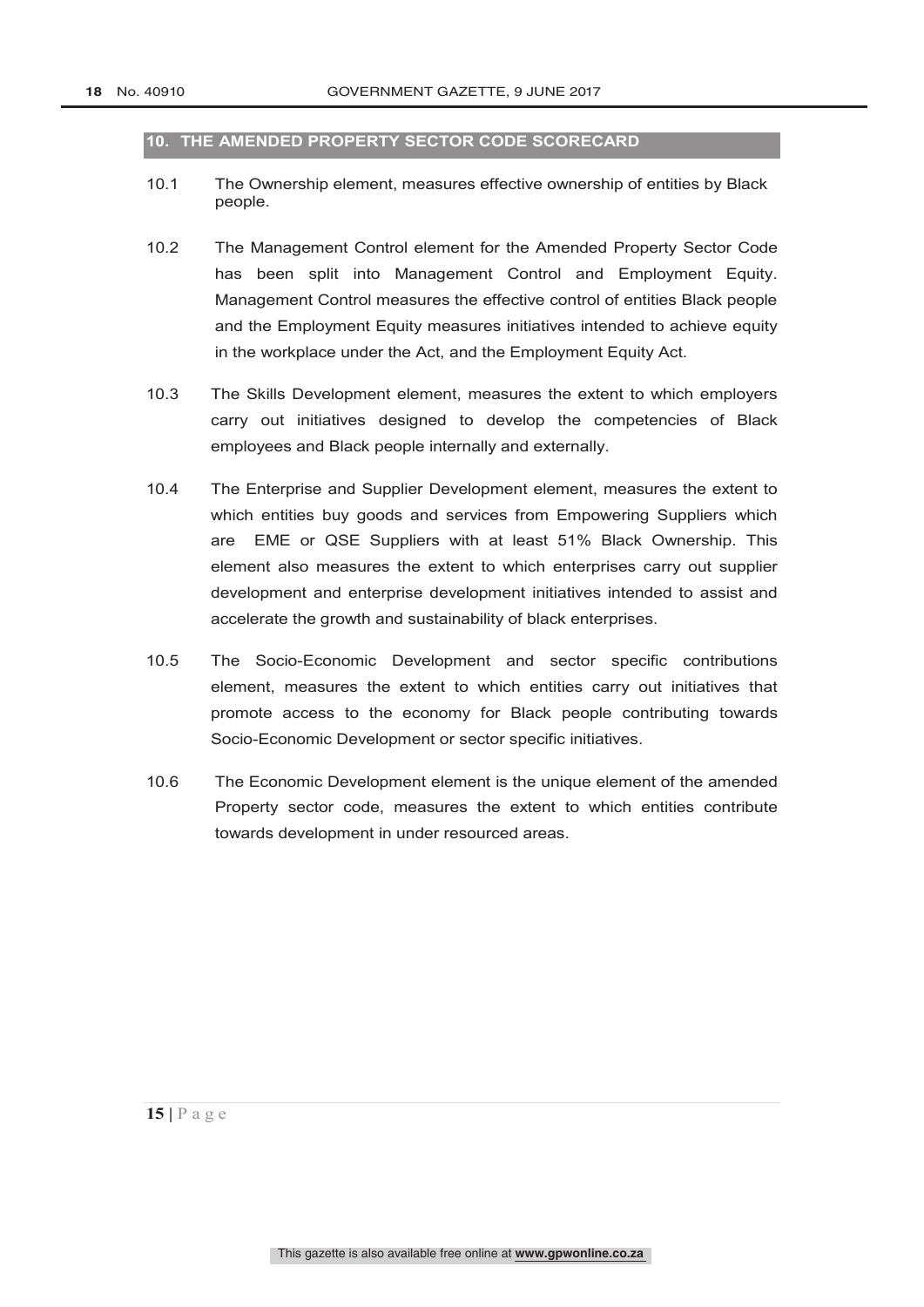## 10. THE AMENDED PROPERTY SECTOR CODE SCORECARD

10.1 The Ownership element, measures effective ownership of entities by Black people.

10.2 The Management Control element for the Amended Property Sector Code has been split into Management Control and Employment Equity. Management Control measures the effective control of entities Black people and the Employment Equity measures initiatives intended to achieve equity in the workplace under the Act, and the Employment Equity Act.

10.3 The Skills Development element, measures the extent to which employers carry out initiatives designed to develop the competencies of Black employees and Black people internally and externally.

10.4 The Enterprise and Supplier Development element, measures the extent to which entities buy goods and services from Empowering Suppliers which are EME or QSE Suppliers with at least 51% Black Ownership. This element also measures the extent to which enterprises carry out supplier development and enterprise development initiatives intended to assist and accelerate the growth and sustainability of black enterprises.

10.5 The Socio-Economic Development and sector specific contributions element, measures the extent to which entities carry out initiatives that promote access to the economy for Black people contributing towards Socio-Economic Development or sector specific initiatives.

10.6 The Economic Development element is the unique element of the amended Property sector code, measures the extent to which entities contribute towards development in under resourced areas.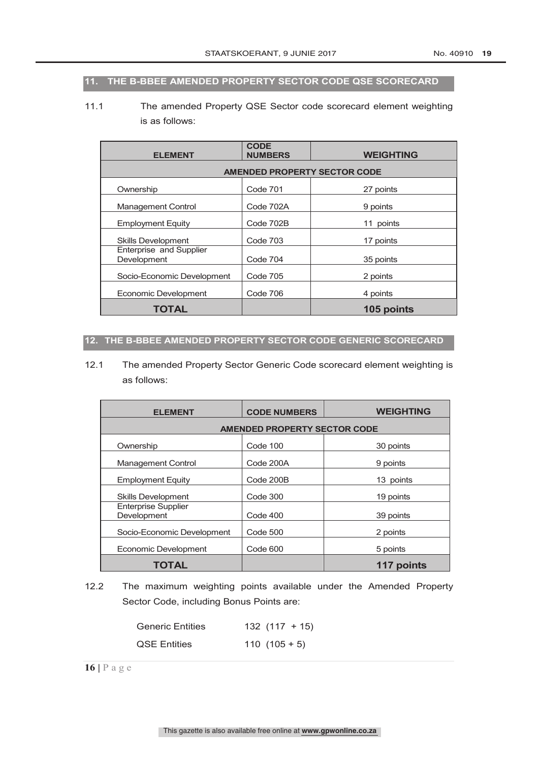## 11. THE B-BBEE AMENDED PROPERTY SECTOR CODE QSE SCORECARD

11.1 The amended Property QSE Sector code scorecard element weighting is as follows:

| ELEMENT | CODE NUMBERS | WEIGHTING |
|---|---|---|
| **AMENDED PROPERTY SECTOR CODE** | | |
| Ownership | Code 701 | 27 points |
| Management Control | Code 702A | 9 points |
| Employment Equity | Code 702B | 11 points |
| Skills Development | Code 703 | 17 points |
| Enterprise and Supplier Development | Code 704 | 35 points |
| Socio-Economic Development | Code 705 | 2 points |
| Economic Development | Code 706 | 4 points |
| **TOTAL** | | **105 points** |

## 12. THE B-BBEE AMENDED PROPERTY SECTOR CODE GENERIC SCORECARD

12.1 The amended Property Sector Generic Code scorecard element weighting is as follows:

| ELEMENT | CODE NUMBERS | WEIGHTING |
|---|---|---|
| **AMENDED PROPERTY SECTOR CODE** | | |
| Ownership | Code 100 | 30 points |
| Management Control | Code 200A | 9 points |
| Employment Equity | Code 200B | 13 points |
| Skills Development | Code 300 | 19 points |
| Enterprise Supplier Development | Code 400 | 39 points |
| Socio-Economic Development | Code 500 | 2 points |
| Economic Development | Code 600 | 5 points |
| **TOTAL** | | **117 points** |

12.2 The maximum weighting points available under the Amended Property Sector Code, including Bonus Points are:

| | |
|---|---|
| Generic Entities | 132 (117 + 15) |
| QSE Entities | 110 (105 + 5) |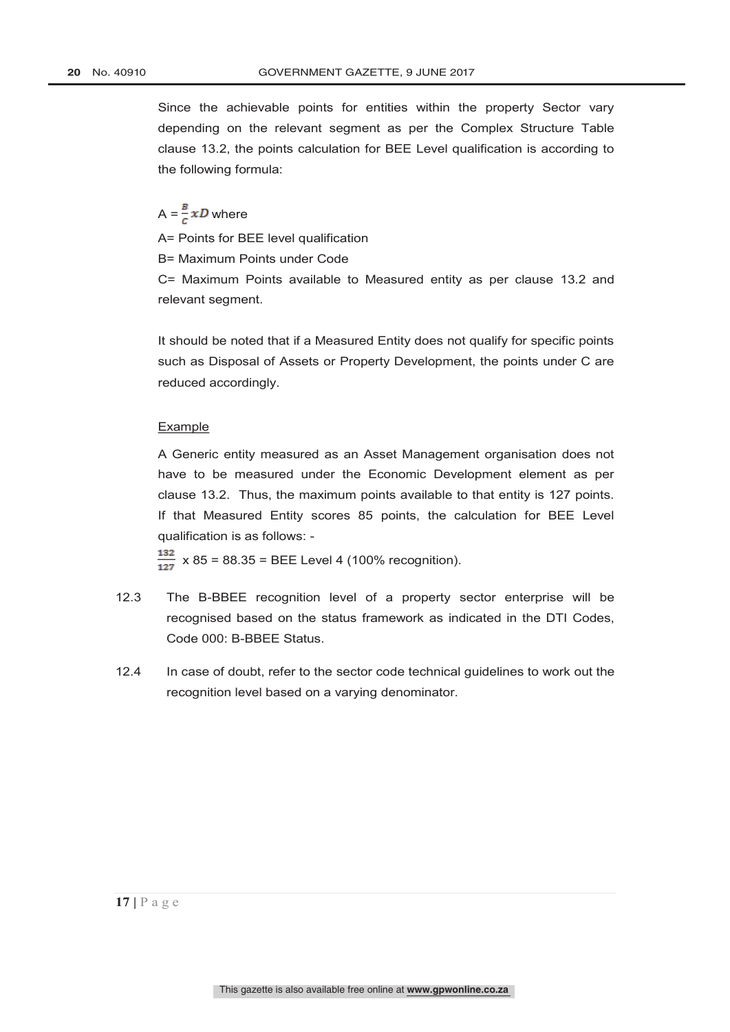Since the achievable points for entities within the property Sector vary depending on the relevant segment as per the Complex Structure Table clause 13.2, the points calculation for BEE Level qualification is according to the following formula:

$A = \frac{B}{C} x D$ where

A= Points for BEE level qualification

B= Maximum Points under Code

C= Maximum Points available to Measured entity as per clause 13.2 and relevant segment.

It should be noted that if a Measured Entity does not qualify for specific points such as Disposal of Assets or Property Development, the points under C are reduced accordingly.

<u>Example</u>

A Generic entity measured as an Asset Management organisation does not have to be measured under the Economic Development element as per clause 13.2. Thus, the maximum points available to that entity is 127 points. If that Measured Entity scores 85 points, the calculation for BEE Level qualification is as follows: -

$\frac{132}{127}$ x 85 = 88.35 = BEE Level 4 (100% recognition).

12.3 The B-BBEE recognition level of a property sector enterprise will be recognised based on the status framework as indicated in the DTI Codes, Code 000: B-BBEE Status.

12.4 In case of doubt, refer to the sector code technical guidelines to work out the recognition level based on a varying denominator.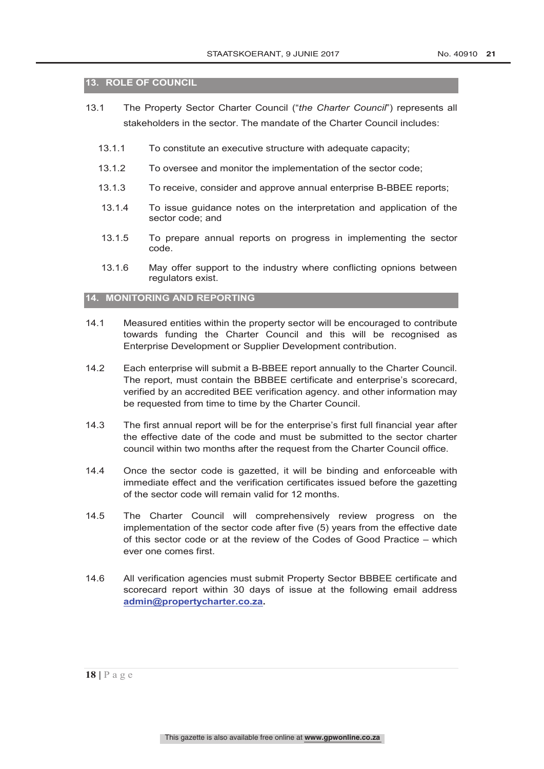## 13. ROLE OF COUNCIL

13.1 The Property Sector Charter Council ("*the Charter Council*") represents all stakeholders in the sector. The mandate of the Charter Council includes:

13.1.1 To constitute an executive structure with adequate capacity;

13.1.2 To oversee and monitor the implementation of the sector code;

13.1.3 To receive, consider and approve annual enterprise B-BBEE reports;

13.1.4 To issue guidance notes on the interpretation and application of the sector code; and

13.1.5 To prepare annual reports on progress in implementing the sector code.

13.1.6 May offer support to the industry where conflicting opnions between regulators exist.

## 14. MONITORING AND REPORTING

14.1 Measured entities within the property sector will be encouraged to contribute towards funding the Charter Council and this will be recognised as Enterprise Development or Supplier Development contribution.

14.2 Each enterprise will submit a B-BBEE report annually to the Charter Council. The report, must contain the BBBEE certificate and enterprise's scorecard, verified by an accredited BEE verification agency. and other information may be requested from time to time by the Charter Council.

14.3 The first annual report will be for the enterprise's first full financial year after the effective date of the code and must be submitted to the sector charter council within two months after the request from the Charter Council office.

14.4 Once the sector code is gazetted, it will be binding and enforceable with immediate effect and the verification certificates issued before the gazetting of the sector code will remain valid for 12 months.

14.5 The Charter Council will comprehensively review progress on the implementation of the sector code after five (5) years from the effective date of this sector code or at the review of the Codes of Good Practice – which ever one comes first.

14.6 All verification agencies must submit Property Sector BBBEE certificate and scorecard report within 30 days of issue at the following email address **admin@propertycharter.co.za.**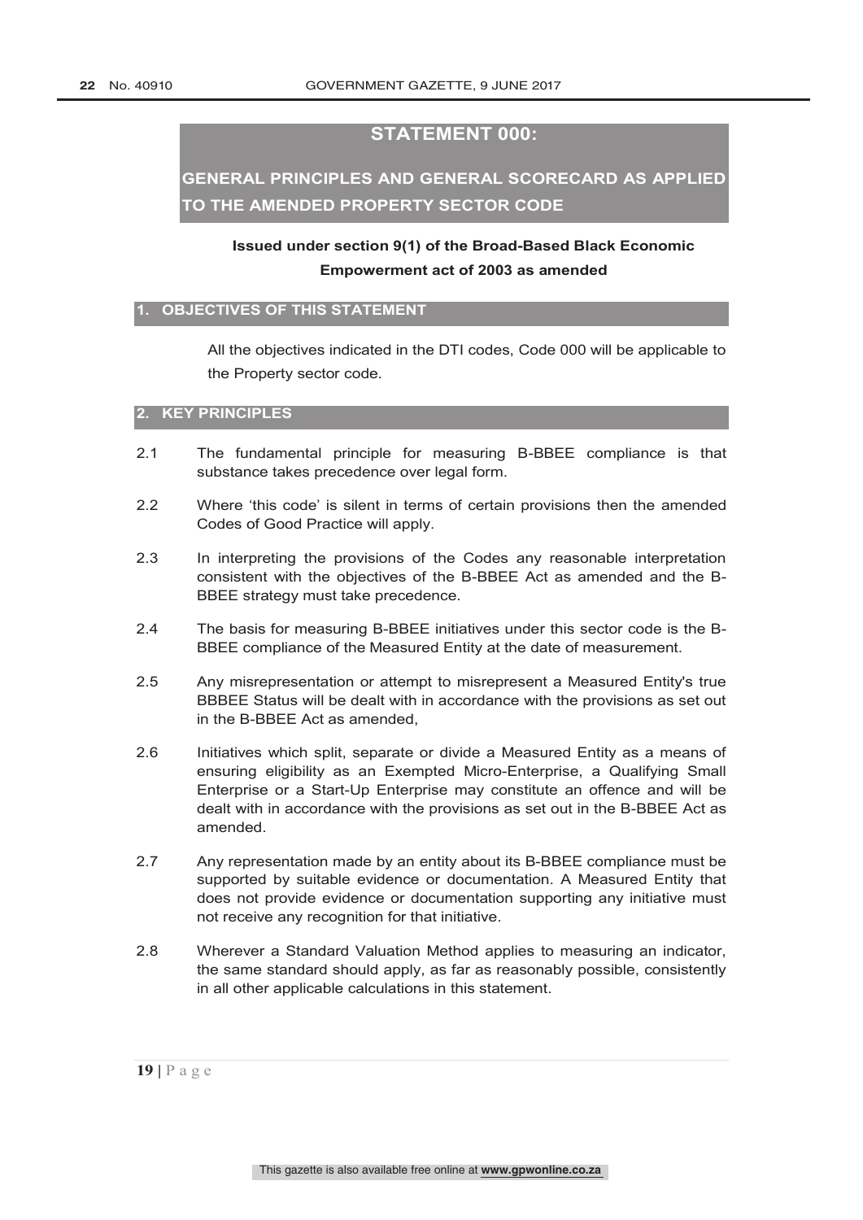# STATEMENT 000:

## GENERAL PRINCIPLES AND GENERAL SCORECARD AS APPLIED TO THE AMENDED PROPERTY SECTOR CODE

**Issued under section 9(1) of the Broad-Based Black Economic Empowerment act of 2003 as amended**

## 1. OBJECTIVES OF THIS STATEMENT

All the objectives indicated in the DTI codes, Code 000 will be applicable to the Property sector code.

## 2. KEY PRINCIPLES

2.1 The fundamental principle for measuring B-BBEE compliance is that substance takes precedence over legal form.

2.2 Where 'this code' is silent in terms of certain provisions then the amended Codes of Good Practice will apply.

2.3 In interpreting the provisions of the Codes any reasonable interpretation consistent with the objectives of the B-BBEE Act as amended and the B-BBEE strategy must take precedence.

2.4 The basis for measuring B-BBEE initiatives under this sector code is the B-BBEE compliance of the Measured Entity at the date of measurement.

2.5 Any misrepresentation or attempt to misrepresent a Measured Entity's true BBBEE Status will be dealt with in accordance with the provisions as set out in the B-BBEE Act as amended,

2.6 Initiatives which split, separate or divide a Measured Entity as a means of ensuring eligibility as an Exempted Micro-Enterprise, a Qualifying Small Enterprise or a Start-Up Enterprise may constitute an offence and will be dealt with in accordance with the provisions as set out in the B-BBEE Act as amended.

2.7 Any representation made by an entity about its B-BBEE compliance must be supported by suitable evidence or documentation. A Measured Entity that does not provide evidence or documentation supporting any initiative must not receive any recognition for that initiative.

2.8 Wherever a Standard Valuation Method applies to measuring an indicator, the same standard should apply, as far as reasonably possible, consistently in all other applicable calculations in this statement.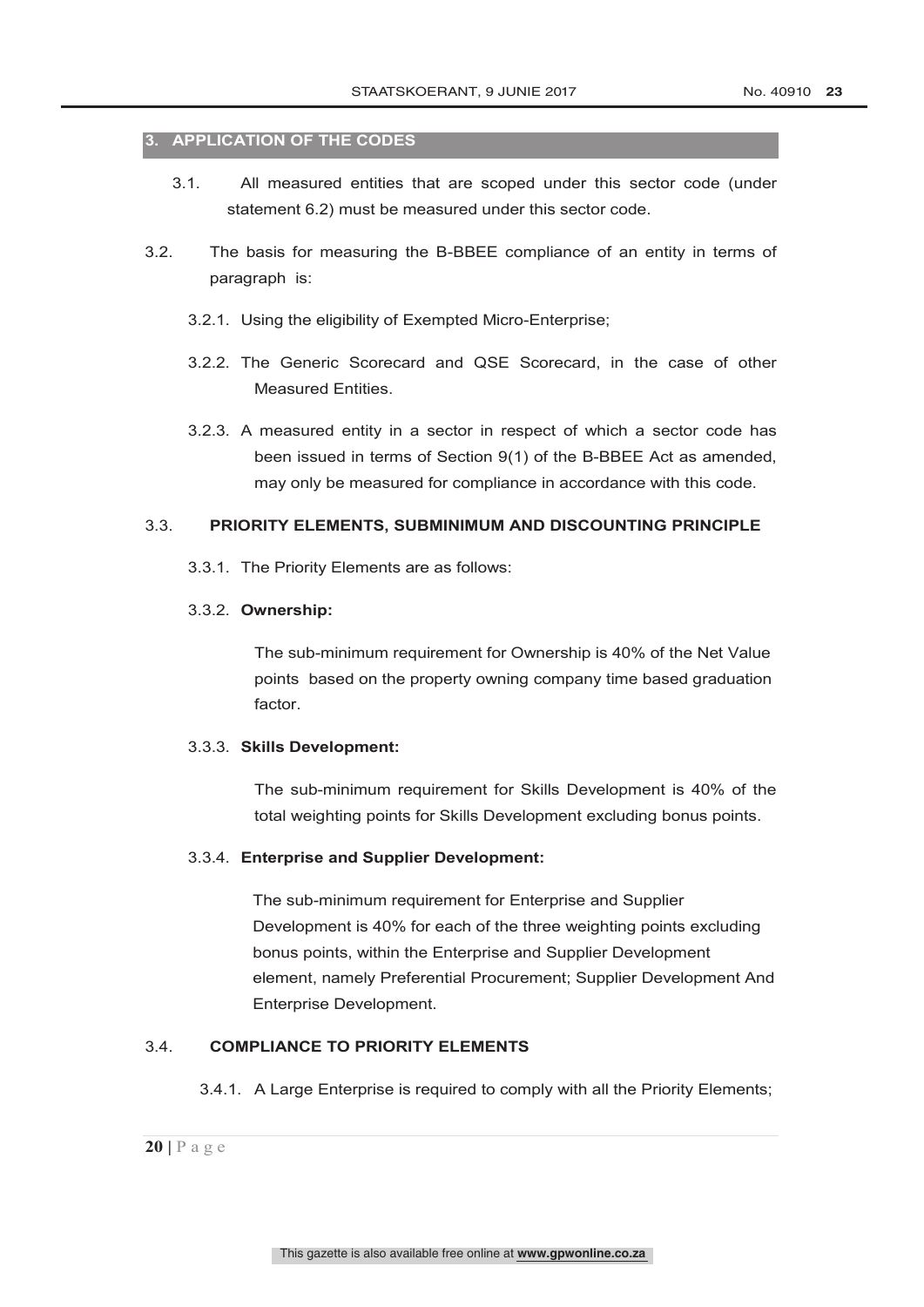## 3. APPLICATION OF THE CODES

3.1. All measured entities that are scoped under this sector code (under statement 6.2) must be measured under this sector code.

3.2. The basis for measuring the B-BBEE compliance of an entity in terms of paragraph is:

3.2.1. Using the eligibility of Exempted Micro-Enterprise;

3.2.2. The Generic Scorecard and QSE Scorecard, in the case of other Measured Entities.

3.2.3. A measured entity in a sector in respect of which a sector code has been issued in terms of Section 9(1) of the B-BBEE Act as amended, may only be measured for compliance in accordance with this code.

3.3. **PRIORITY ELEMENTS, SUBMINIMUM AND DISCOUNTING PRINCIPLE**

3.3.1. The Priority Elements are as follows:

3.3.2. **Ownership:**

The sub-minimum requirement for Ownership is 40% of the Net Value points based on the property owning company time based graduation factor.

3.3.3. **Skills Development:**

The sub-minimum requirement for Skills Development is 40% of the total weighting points for Skills Development excluding bonus points.

3.3.4. **Enterprise and Supplier Development:**

The sub-minimum requirement for Enterprise and Supplier Development is 40% for each of the three weighting points excluding bonus points, within the Enterprise and Supplier Development element, namely Preferential Procurement; Supplier Development And Enterprise Development.

3.4. **COMPLIANCE TO PRIORITY ELEMENTS**

3.4.1. A Large Enterprise is required to comply with all the Priority Elements;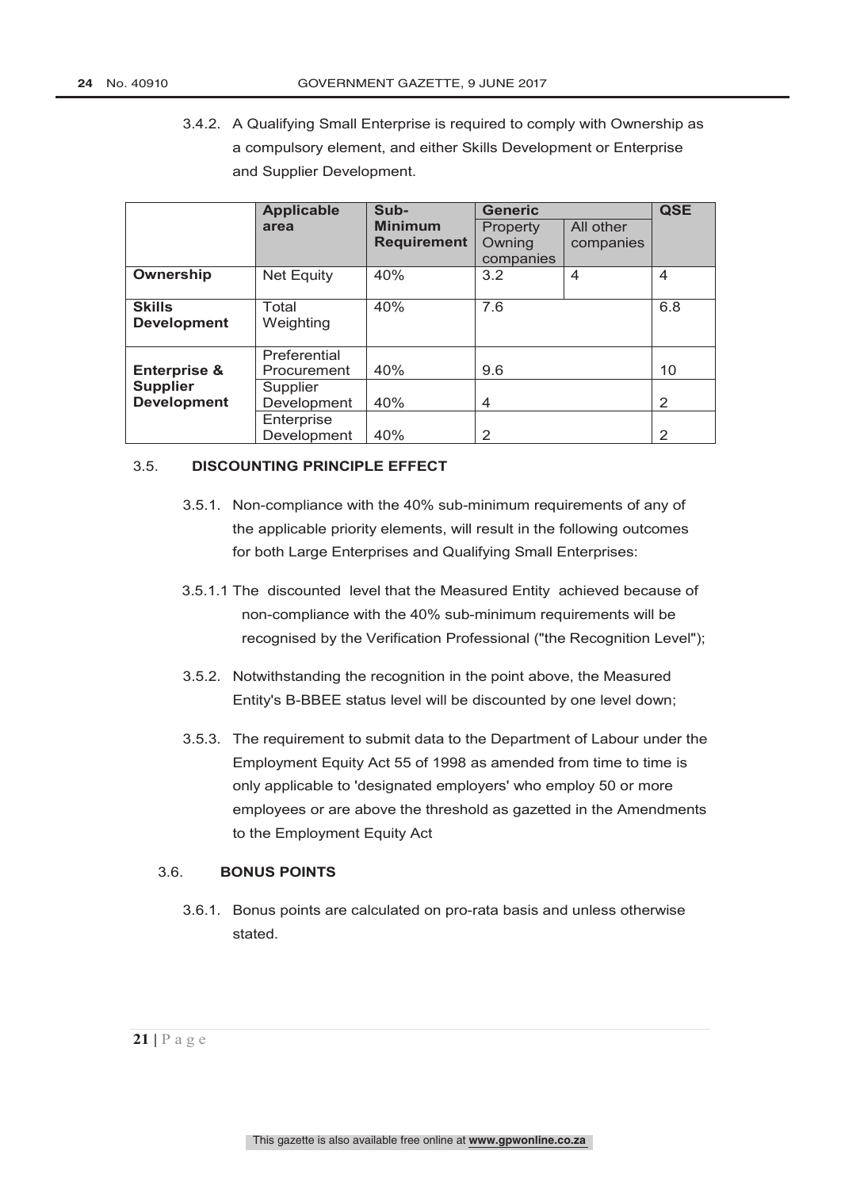3.4.2. A Qualifying Small Enterprise is required to comply with Ownership as a compulsory element, and either Skills Development or Enterprise and Supplier Development.

| | **Applicable area** | **Sub-Minimum Requirement** | **Generic** | | **QSE** |
|---|---|---|---|---|---|
| | | | Property Owning companies | All other companies | |
| **Ownership** | Net Equity | 40% | 3.2 | 4 | 4 |
| **Skills Development** | Total Weighting | 40% | 7.6 | | 6.8 |
| **Enterprise & Supplier Development** | Preferential Procurement | 40% | 9.6 | | 10 |
| | Supplier Development | 40% | 4 | | 2 |
| | Enterprise Development | 40% | 2 | | 2 |

## 3.5. DISCOUNTING PRINCIPLE EFFECT

3.5.1. Non-compliance with the 40% sub-minimum requirements of any of the applicable priority elements, will result in the following outcomes for both Large Enterprises and Qualifying Small Enterprises:

3.5.1.1 The discounted level that the Measured Entity achieved because of non-compliance with the 40% sub-minimum requirements will be recognised by the Verification Professional ("the Recognition Level");

3.5.2. Notwithstanding the recognition in the point above, the Measured Entity's B-BBEE status level will be discounted by one level down;

3.5.3. The requirement to submit data to the Department of Labour under the Employment Equity Act 55 of 1998 as amended from time to time is only applicable to 'designated employers' who employ 50 or more employees or are above the threshold as gazetted in the Amendments to the Employment Equity Act

## 3.6. BONUS POINTS

3.6.1. Bonus points are calculated on pro-rata basis and unless otherwise stated.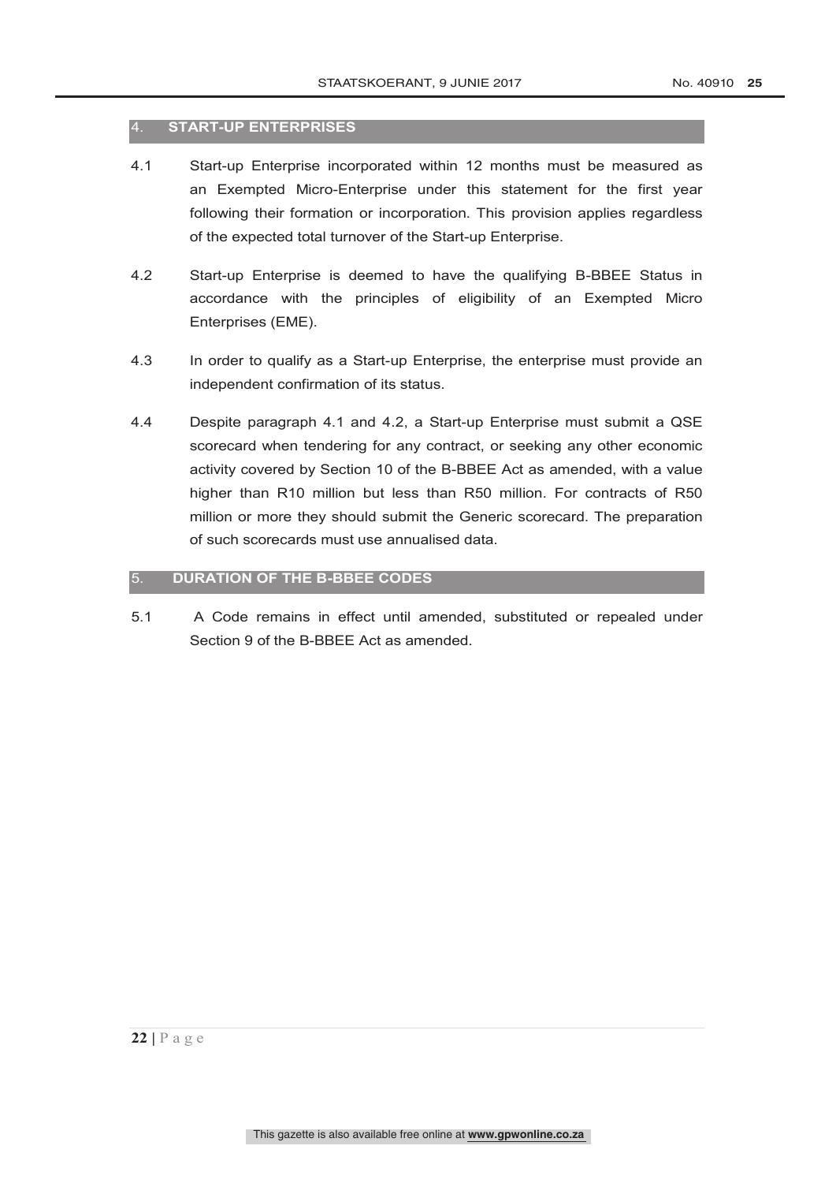## 4. START-UP ENTERPRISES

4.1 Start-up Enterprise incorporated within 12 months must be measured as an Exempted Micro-Enterprise under this statement for the first year following their formation or incorporation. This provision applies regardless of the expected total turnover of the Start-up Enterprise.

4.2 Start-up Enterprise is deemed to have the qualifying B-BBEE Status in accordance with the principles of eligibility of an Exempted Micro Enterprises (EME).

4.3 In order to qualify as a Start-up Enterprise, the enterprise must provide an independent confirmation of its status.

4.4 Despite paragraph 4.1 and 4.2, a Start-up Enterprise must submit a QSE scorecard when tendering for any contract, or seeking any other economic activity covered by Section 10 of the B-BBEE Act as amended, with a value higher than R10 million but less than R50 million. For contracts of R50 million or more they should submit the Generic scorecard. The preparation of such scorecards must use annualised data.

## 5. DURATION OF THE B-BBEE CODES

5.1 A Code remains in effect until amended, substituted or repealed under Section 9 of the B-BBEE Act as amended.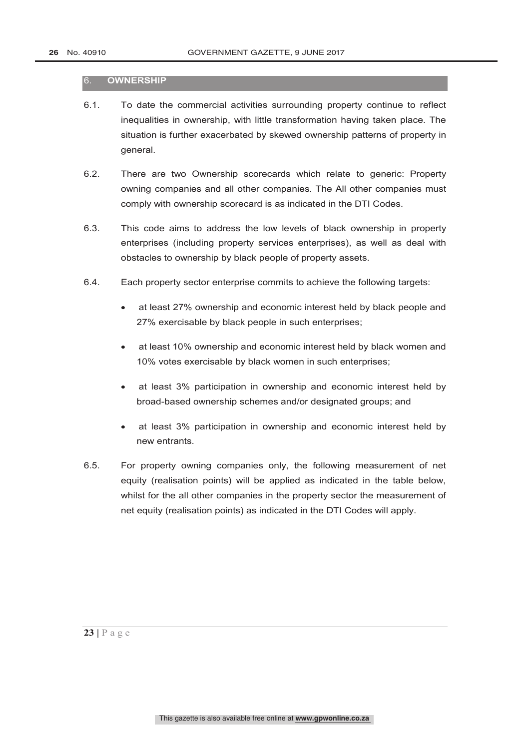## 6. OWNERSHIP

6.1. To date the commercial activities surrounding property continue to reflect inequalities in ownership, with little transformation having taken place. The situation is further exacerbated by skewed ownership patterns of property in general.

6.2. There are two Ownership scorecards which relate to generic: Property owning companies and all other companies. The All other companies must comply with ownership scorecard is as indicated in the DTI Codes.

6.3. This code aims to address the low levels of black ownership in property enterprises (including property services enterprises), as well as deal with obstacles to ownership by black people of property assets.

6.4. Each property sector enterprise commits to achieve the following targets:

- at least 27% ownership and economic interest held by black people and 27% exercisable by black people in such enterprises;
- at least 10% ownership and economic interest held by black women and 10% votes exercisable by black women in such enterprises;
- at least 3% participation in ownership and economic interest held by broad-based ownership schemes and/or designated groups; and
- at least 3% participation in ownership and economic interest held by new entrants.

6.5. For property owning companies only, the following measurement of net equity (realisation points) will be applied as indicated in the table below, whilst for the all other companies in the property sector the measurement of net equity (realisation points) as indicated in the DTI Codes will apply.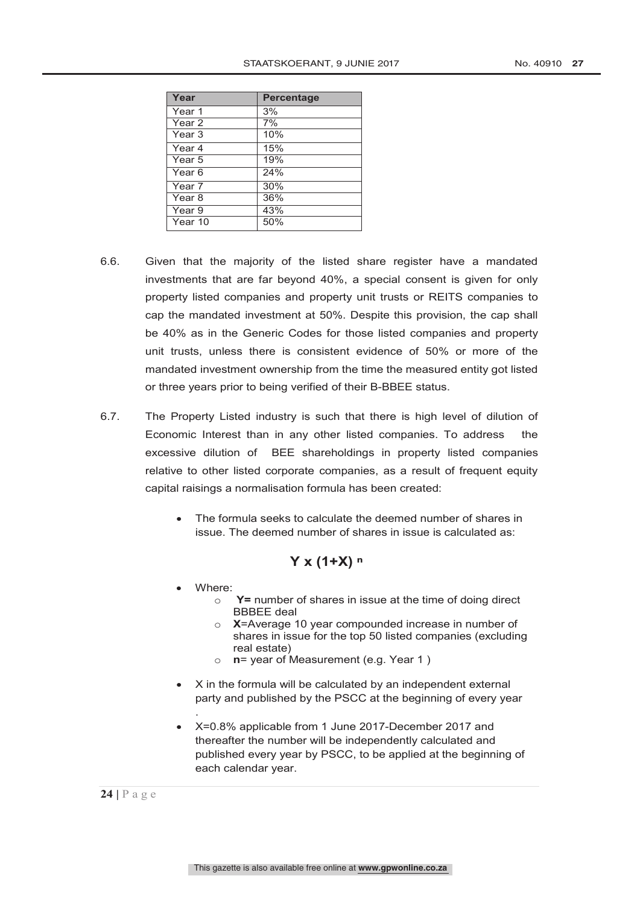| Year | Percentage |
| --- | --- |
| Year 1 | 3% |
| Year 2 | 7% |
| Year 3 | 10% |
| Year 4 | 15% |
| Year 5 | 19% |
| Year 6 | 24% |
| Year 7 | 30% |
| Year 8 | 36% |
| Year 9 | 43% |
| Year 10 | 50% |

6.6. Given that the majority of the listed share register have a mandated investments that are far beyond 40%, a special consent is given for only property listed companies and property unit trusts or REITS companies to cap the mandated investment at 50%. Despite this provision, the cap shall be 40% as in the Generic Codes for those listed companies and property unit trusts, unless there is consistent evidence of 50% or more of the mandated investment ownership from the time the measured entity got listed or three years prior to being verified of their B-BBEE status.

6.7. The Property Listed industry is such that there is high level of dilution of Economic Interest than in any other listed companies. To address the excessive dilution of BEE shareholdings in property listed companies relative to other listed corporate companies, as a result of frequent equity capital raisings a normalisation formula has been created:

- The formula seeks to calculate the deemed number of shares in issue. The deemed number of shares in issue is calculated as:

$$Y \times (1+X)^{n}$$

- Where:
  - **Y=** number of shares in issue at the time of doing direct BBBEE deal
  - **X**=Average 10 year compounded increase in number of shares in issue for the top 50 listed companies (excluding real estate)
  - **n**= year of Measurement (e.g. Year 1 )
- X in the formula will be calculated by an independent external party and published by the PSCC at the beginning of every year .
- X=0.8% applicable from 1 June 2017-December 2017 and thereafter the number will be independently calculated and published every year by PSCC, to be applied at the beginning of each calendar year.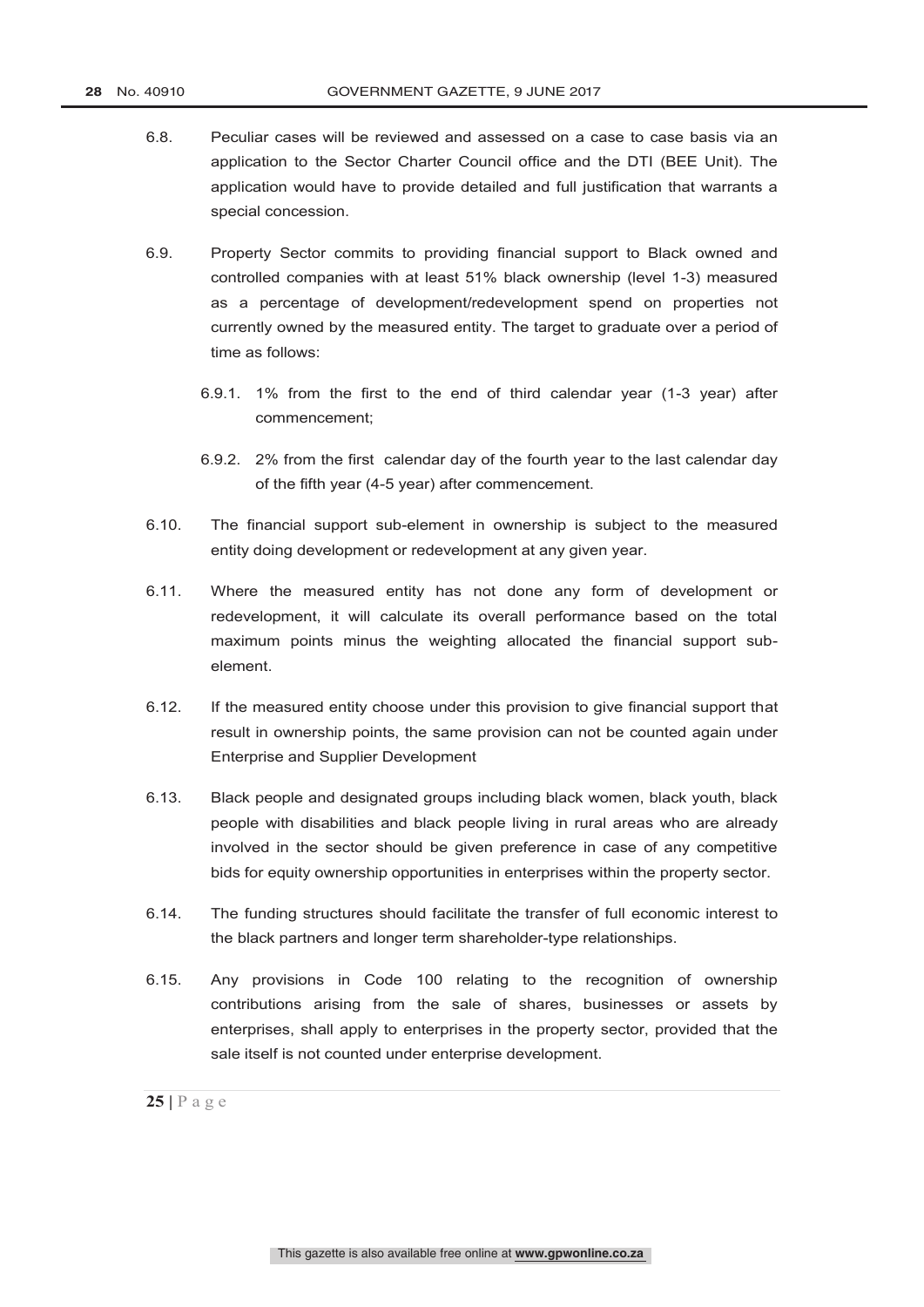6.8. Peculiar cases will be reviewed and assessed on a case to case basis via an application to the Sector Charter Council office and the DTI (BEE Unit). The application would have to provide detailed and full justification that warrants a special concession.

6.9. Property Sector commits to providing financial support to Black owned and controlled companies with at least 51% black ownership (level 1-3) measured as a percentage of development/redevelopment spend on properties not currently owned by the measured entity. The target to graduate over a period of time as follows:

 6.9.1. 1% from the first to the end of third calendar year (1-3 year) after commencement;

 6.9.2. 2% from the first calendar day of the fourth year to the last calendar day of the fifth year (4-5 year) after commencement.

6.10. The financial support sub-element in ownership is subject to the measured entity doing development or redevelopment at any given year.

6.11. Where the measured entity has not done any form of development or redevelopment, it will calculate its overall performance based on the total maximum points minus the weighting allocated the financial support sub-element.

6.12. If the measured entity choose under this provision to give financial support that result in ownership points, the same provision can not be counted again under Enterprise and Supplier Development

6.13. Black people and designated groups including black women, black youth, black people with disabilities and black people living in rural areas who are already involved in the sector should be given preference in case of any competitive bids for equity ownership opportunities in enterprises within the property sector.

6.14. The funding structures should facilitate the transfer of full economic interest to the black partners and longer term shareholder-type relationships.

6.15. Any provisions in Code 100 relating to the recognition of ownership contributions arising from the sale of shares, businesses or assets by enterprises, shall apply to enterprises in the property sector, provided that the sale itself is not counted under enterprise development.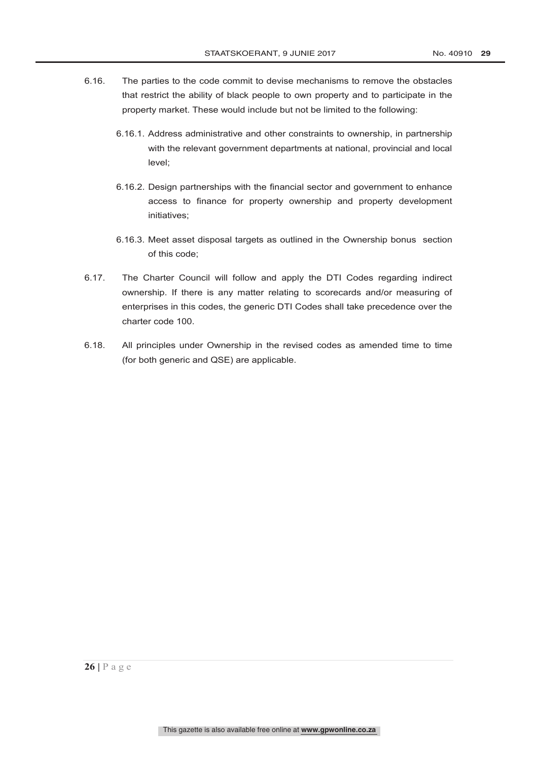6.16. The parties to the code commit to devise mechanisms to remove the obstacles that restrict the ability of black people to own property and to participate in the property market. These would include but not be limited to the following:

6.16.1. Address administrative and other constraints to ownership, in partnership with the relevant government departments at national, provincial and local level;

6.16.2. Design partnerships with the financial sector and government to enhance access to finance for property ownership and property development initiatives;

6.16.3. Meet asset disposal targets as outlined in the Ownership bonus section of this code;

6.17. The Charter Council will follow and apply the DTI Codes regarding indirect ownership. If there is any matter relating to scorecards and/or measuring of enterprises in this codes, the generic DTI Codes shall take precedence over the charter code 100.

6.18. All principles under Ownership in the revised codes as amended time to time (for both generic and QSE) are applicable.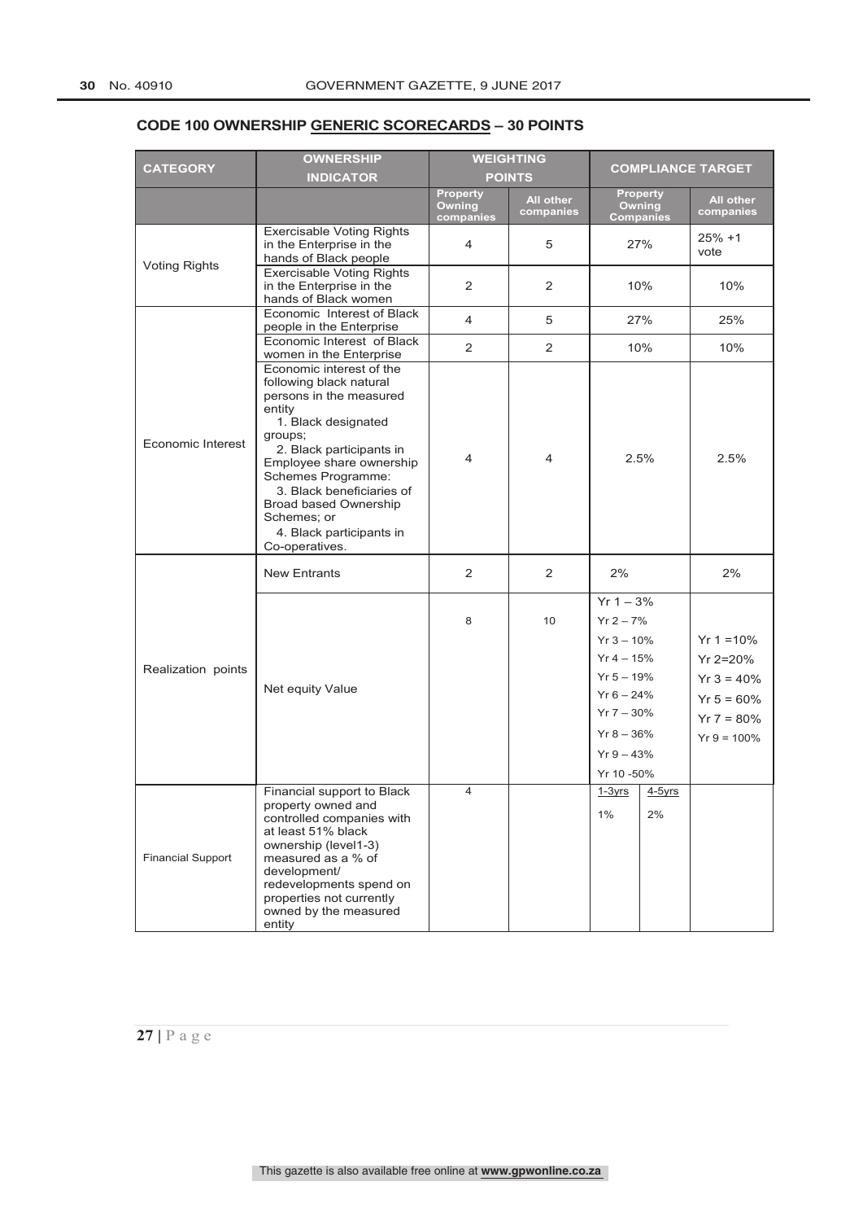## CODE 100 OWNERSHIP GENERIC SCORECARDS – 30 POINTS

| CATEGORY | OWNERSHIP INDICATOR | WEIGHTING POINTS | | COMPLIANCE TARGET | | |
|---|---|---|---|---|---|---|
| | | Property Owning companies | All other companies | Property Owning Companies | | All other companies |
| Voting Rights | Exercisable Voting Rights in the Enterprise in the hands of Black people | 4 | 5 | 27% | | 25% +1 vote |
| | Exercisable Voting Rights in the Enterprise in the hands of Black women | 2 | 2 | 10% | | 10% |
| Economic Interest | Economic Interest of Black people in the Enterprise | 4 | 5 | 27% | | 25% |
| | Economic Interest of Black women in the Enterprise | 2 | 2 | 10% | | 10% |
| | Economic interest of the following black natural persons in the measured entity<br>1. Black designated groups;<br>2. Black participants in Employee share ownership Schemes Programme:<br>3. Black beneficiaries of Broad based Ownership Schemes; or<br>4. Black participants in Co-operatives. | 4 | 4 | 2.5% | | 2.5% |
| Realization points | New Entrants | 2 | 2 | 2% | | 2% |
| | Net equity Value | 8 | 10 | Yr 1 – 3%<br>Yr 2 – 7%<br>Yr 3 – 10%<br>Yr 4 – 15%<br>Yr 5 – 19%<br>Yr 6 – 24%<br>Yr 7 – 30%<br>Yr 8 – 36%<br>Yr 9 – 43%<br>Yr 10 -50% | | Yr 1 =10%<br>Yr 2=20%<br>Yr 3 = 40%<br>Yr 5 = 60%<br>Yr 7 = 80%<br>Yr 9 = 100% |
| Financial Support | Financial support to Black property owned and controlled companies with at least 51% black ownership (level1-3) measured as a % of development/ redevelopments spend on properties not currently owned by the measured entity | 4 | | 1-3yrs<br>1% | 4-5yrs<br>2% | |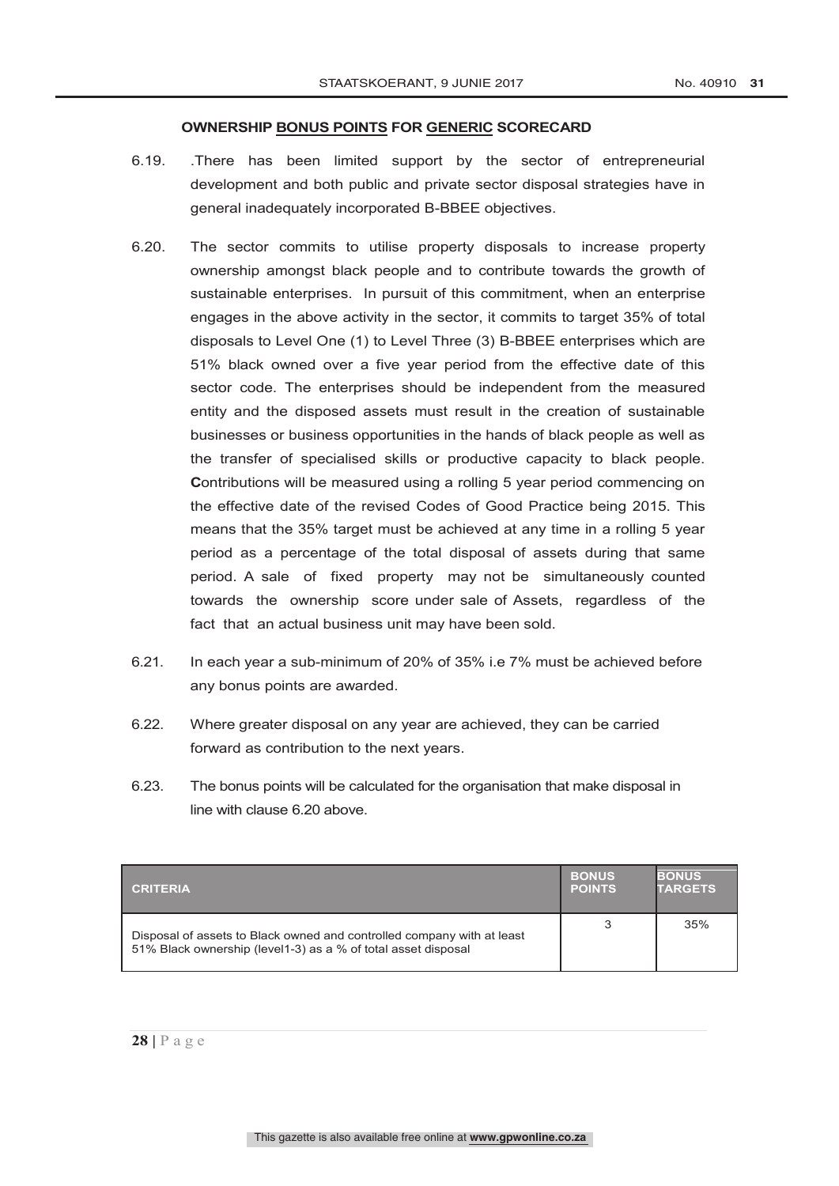### OWNERSHIP <u>BONUS POINTS</u> FOR <u>GENERIC</u> SCORECARD

6.19. .There has been limited support by the sector of entrepreneurial development and both public and private sector disposal strategies have in general inadequately incorporated B-BBEE objectives.

6.20. The sector commits to utilise property disposals to increase property ownership amongst black people and to contribute towards the growth of sustainable enterprises. In pursuit of this commitment, when an enterprise engages in the above activity in the sector, it commits to target 35% of total disposals to Level One (1) to Level Three (3) B-BBEE enterprises which are 51% black owned over a five year period from the effective date of this sector code. The enterprises should be independent from the measured entity and the disposed assets must result in the creation of sustainable businesses or business opportunities in the hands of black people as well as the transfer of specialised skills or productive capacity to black people. **C**ontributions will be measured using a rolling 5 year period commencing on the effective date of the revised Codes of Good Practice being 2015. This means that the 35% target must be achieved at any time in a rolling 5 year period as a percentage of the total disposal of assets during that same period. A sale of fixed property may not be simultaneously counted towards the ownership score under sale of Assets, regardless of the fact that an actual business unit may have been sold.

6.21. In each year a sub-minimum of 20% of 35% i.e 7% must be achieved before any bonus points are awarded.

6.22. Where greater disposal on any year are achieved, they can be carried forward as contribution to the next years.

6.23. The bonus points will be calculated for the organisation that make disposal in line with clause 6.20 above.

| CRITERIA | BONUS POINTS | BONUS TARGETS |
|---|---|---|
| Disposal of assets to Black owned and controlled company with at least 51% Black ownership (level1-3) as a % of total asset disposal | 3 | 35% |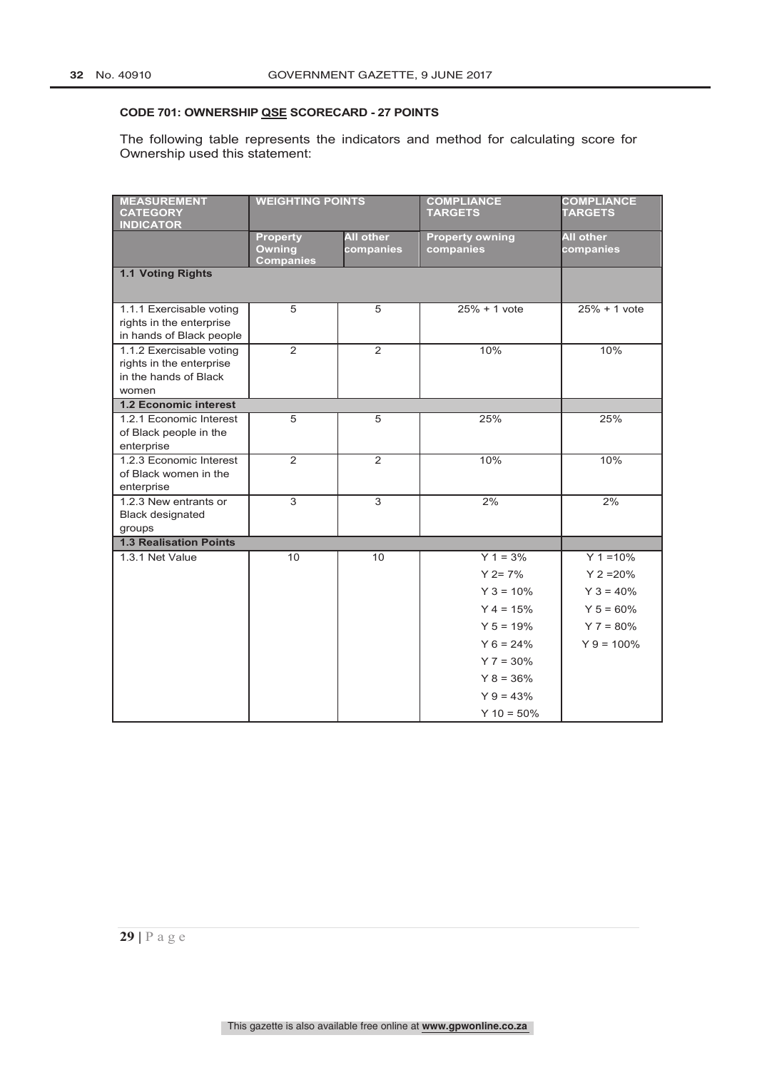**CODE 701: OWNERSHIP QSE SCORECARD - 27 POINTS**

The following table represents the indicators and method for calculating score for Ownership used this statement:

| MEASUREMENT CATEGORY INDICATOR | WEIGHTING POINTS | | COMPLIANCE TARGETS | COMPLIANCE TARGETS |
|---|---|---|---|---|
| | Property Owning Companies | All other companies | Property owning companies | All other companies |
| **1.1 Voting Rights** | | | | |
| 1.1.1 Exercisable voting rights in the enterprise in hands of Black people | 5 | 5 | 25% + 1 vote | 25% + 1 vote |
| 1.1.2 Exercisable voting rights in the enterprise in the hands of Black women | 2 | 2 | 10% | 10% |
| **1.2 Economic interest** | | | | |
| 1.2.1 Economic Interest of Black people in the enterprise | 5 | 5 | 25% | 25% |
| 1.2.3 Economic Interest of Black women in the enterprise | 2 | 2 | 10% | 10% |
| 1.2.3 New entrants or Black designated groups | 3 | 3 | 2% | 2% |
| **1.3 Realisation Points** | | | | |
| 1.3.1 Net Value | 10 | 10 | Y 1 = 3%<br>Y 2= 7%<br>Y 3 = 10%<br>Y 4 = 15%<br>Y 5 = 19%<br>Y 6 = 24%<br>Y 7 = 30%<br>Y 8 = 36%<br>Y 9 = 43%<br>Y 10 = 50% | Y 1 =10%<br>Y 2 =20%<br>Y 3 = 40%<br>Y 5 = 60%<br>Y 7 = 80%<br>Y 9 = 100% |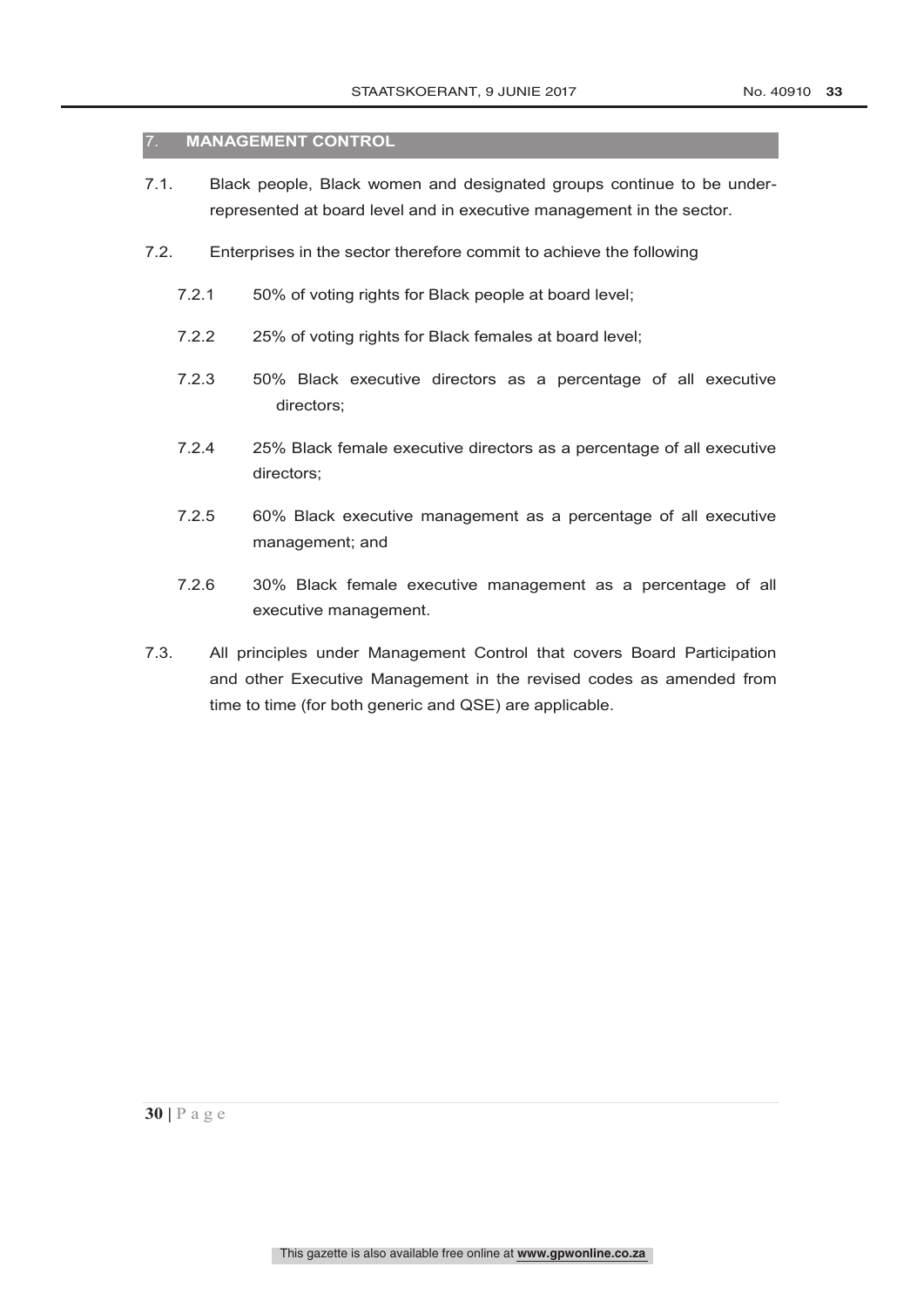## 7. MANAGEMENT CONTROL

7.1. Black people, Black women and designated groups continue to be under-represented at board level and in executive management in the sector.

7.2. Enterprises in the sector therefore commit to achieve the following

- 7.2.1 50% of voting rights for Black people at board level;
- 7.2.2 25% of voting rights for Black females at board level;
- 7.2.3 50% Black executive directors as a percentage of all executive directors;
- 7.2.4 25% Black female executive directors as a percentage of all executive directors;
- 7.2.5 60% Black executive management as a percentage of all executive management; and
- 7.2.6 30% Black female executive management as a percentage of all executive management.

7.3. All principles under Management Control that covers Board Participation and other Executive Management in the revised codes as amended from time to time (for both generic and QSE) are applicable.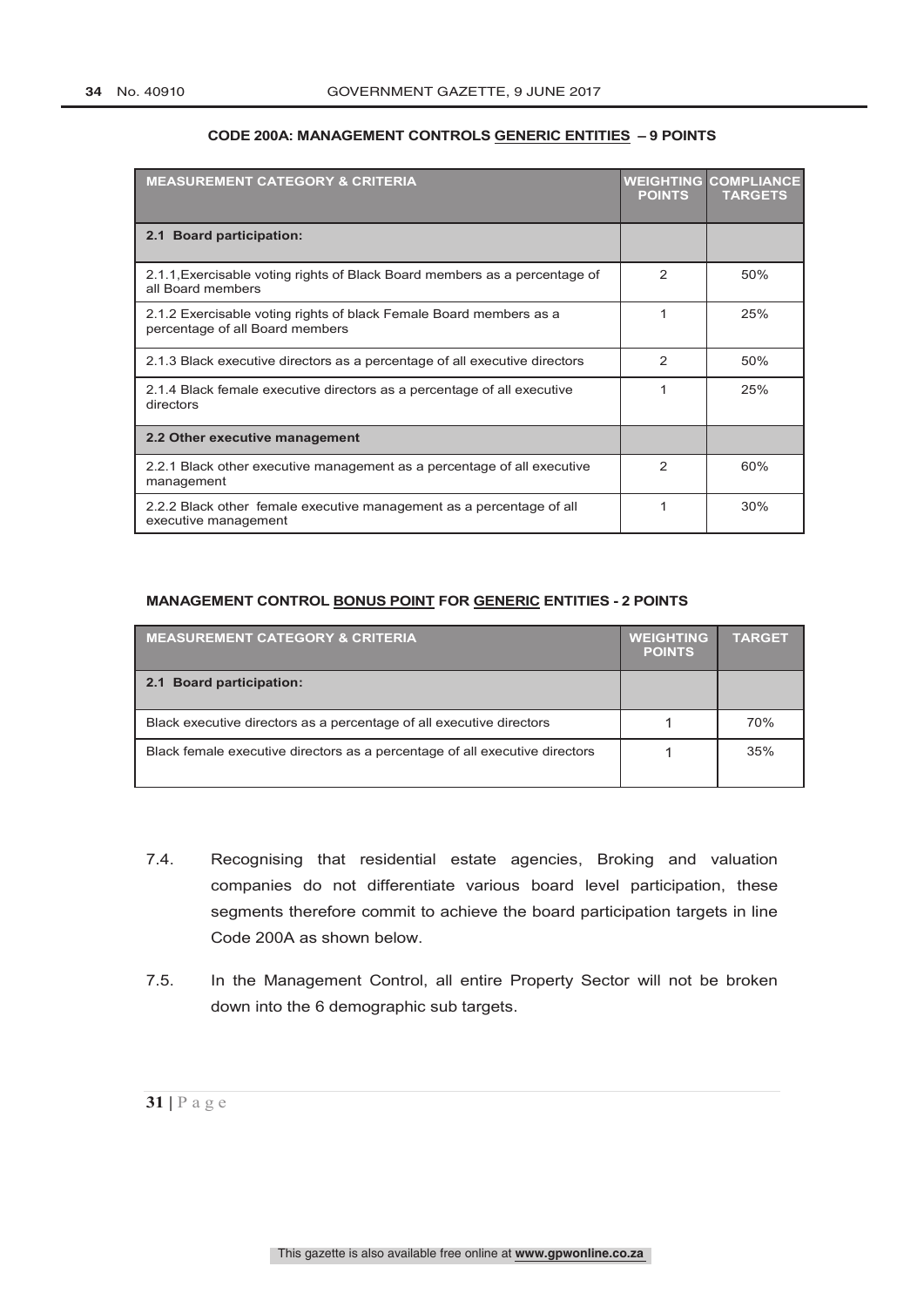**CODE 200A: MANAGEMENT CONTROLS GENERIC ENTITIES – 9 POINTS**

| MEASUREMENT CATEGORY & CRITERIA | WEIGHTING POINTS | COMPLIANCE TARGETS |
|---|---|---|
| **2.1 Board participation:** | | |
| 2.1.1,Exercisable voting rights of Black Board members as a percentage of all Board members | 2 | 50% |
| 2.1.2 Exercisable voting rights of black Female Board members as a percentage of all Board members | 1 | 25% |
| 2.1.3 Black executive directors as a percentage of all executive directors | 2 | 50% |
| 2.1.4 Black female executive directors as a percentage of all executive directors | 1 | 25% |
| **2.2 Other executive management** | | |
| 2.2.1 Black other executive management as a percentage of all executive management | 2 | 60% |
| 2.2.2 Black other female executive management as a percentage of all executive management | 1 | 30% |

**MANAGEMENT CONTROL BONUS POINT FOR GENERIC ENTITIES - 2 POINTS**

| MEASUREMENT CATEGORY & CRITERIA | WEIGHTING POINTS | TARGET |
|---|---|---|
| **2.1 Board participation:** | | |
| Black executive directors as a percentage of all executive directors | 1 | 70% |
| Black female executive directors as a percentage of all executive directors | 1 | 35% |

7.4. Recognising that residential estate agencies, Broking and valuation companies do not differentiate various board level participation, these segments therefore commit to achieve the board participation targets in line Code 200A as shown below.

7.5. In the Management Control, all entire Property Sector will not be broken down into the 6 demographic sub targets.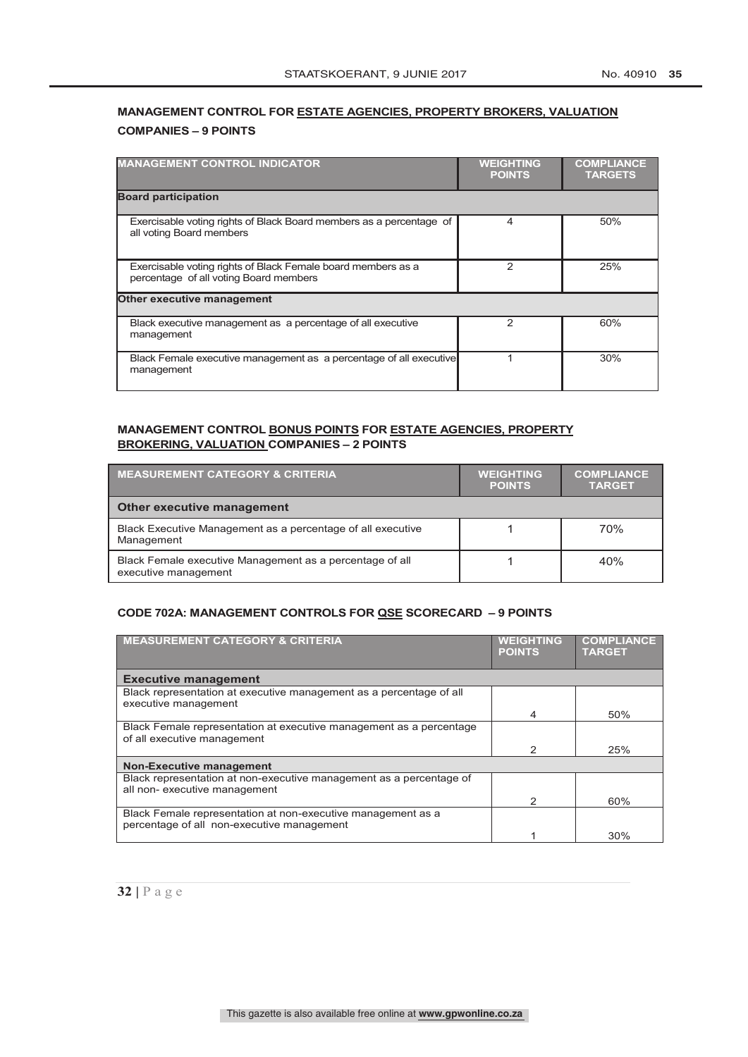## MANAGEMENT CONTROL FOR ESTATE AGENCIES, PROPERTY BROKERS, VALUATION COMPANIES – 9 POINTS

| MANAGEMENT CONTROL INDICATOR | WEIGHTING POINTS | COMPLIANCE TARGETS |
|---|---|---|
| **Board participation** | | |
| Exercisable voting rights of Black Board members as a percentage of all voting Board members | 4 | 50% |
| Exercisable voting rights of Black Female board members as a percentage of all voting Board members | 2 | 25% |
| **Other executive management** | | |
| Black executive management as a percentage of all executive management | 2 | 60% |
| Black Female executive management as a percentage of all executive management | 1 | 30% |

## MANAGEMENT CONTROL BONUS POINTS FOR ESTATE AGENCIES, PROPERTY BROKERING, VALUATION COMPANIES – 2 POINTS

| MEASUREMENT CATEGORY & CRITERIA | WEIGHTING POINTS | COMPLIANCE TARGET |
|---|---|---|
| **Other executive management** | | |
| Black Executive Management as a percentage of all executive Management | 1 | 70% |
| Black Female executive Management as a percentage of all executive management | 1 | 40% |

## CODE 702A: MANAGEMENT CONTROLS FOR QSE SCORECARD – 9 POINTS

| MEASUREMENT CATEGORY & CRITERIA | WEIGHTING POINTS | COMPLIANCE TARGET |
|---|---|---|
| **Executive management** | | |
| Black representation at executive management as a percentage of all executive management | 4 | 50% |
| Black Female representation at executive management as a percentage of all executive management | 2 | 25% |
| **Non-Executive management** | | |
| Black representation at non-executive management as a percentage of all non- executive management | 2 | 60% |
| Black Female representation at non-executive management as a percentage of all non-executive management | 1 | 30% |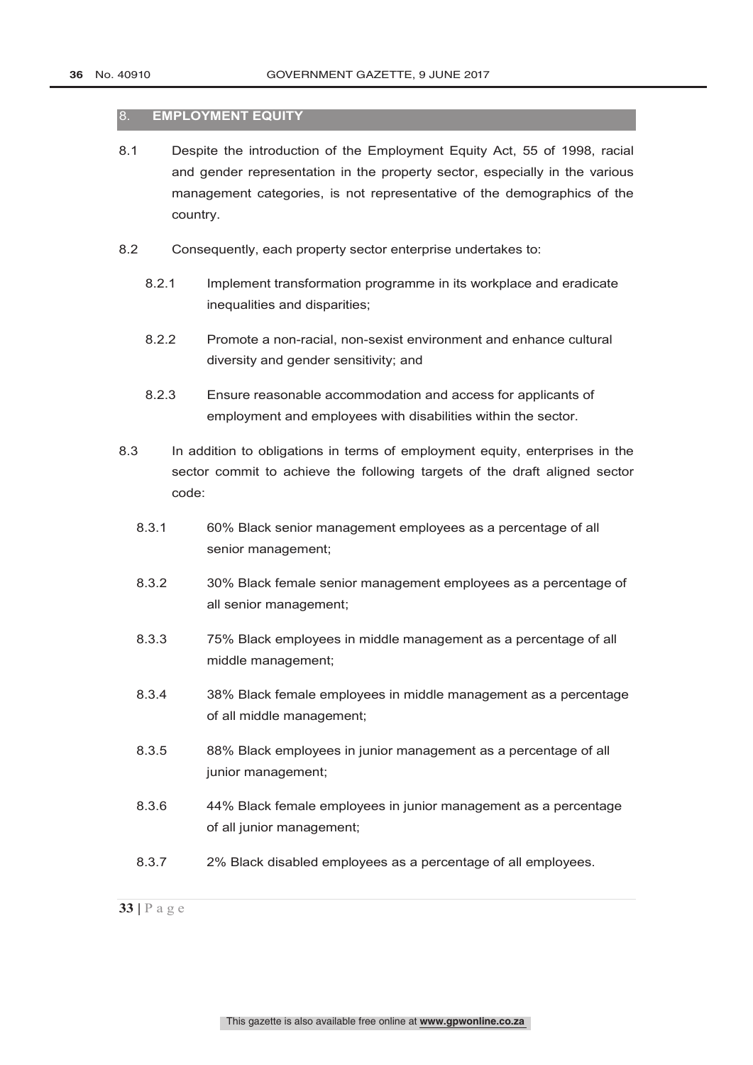## 8. EMPLOYMENT EQUITY

8.1 Despite the introduction of the Employment Equity Act, 55 of 1998, racial and gender representation in the property sector, especially in the various management categories, is not representative of the demographics of the country.

8.2 Consequently, each property sector enterprise undertakes to:

- 8.2.1 Implement transformation programme in its workplace and eradicate inequalities and disparities;
- 8.2.2 Promote a non-racial, non-sexist environment and enhance cultural diversity and gender sensitivity; and
- 8.2.3 Ensure reasonable accommodation and access for applicants of employment and employees with disabilities within the sector.

8.3 In addition to obligations in terms of employment equity, enterprises in the sector commit to achieve the following targets of the draft aligned sector code:

- 8.3.1 60% Black senior management employees as a percentage of all senior management;
- 8.3.2 30% Black female senior management employees as a percentage of all senior management;
- 8.3.3 75% Black employees in middle management as a percentage of all middle management;
- 8.3.4 38% Black female employees in middle management as a percentage of all middle management;
- 8.3.5 88% Black employees in junior management as a percentage of all junior management;
- 8.3.6 44% Black female employees in junior management as a percentage of all junior management;
- 8.3.7 2% Black disabled employees as a percentage of all employees.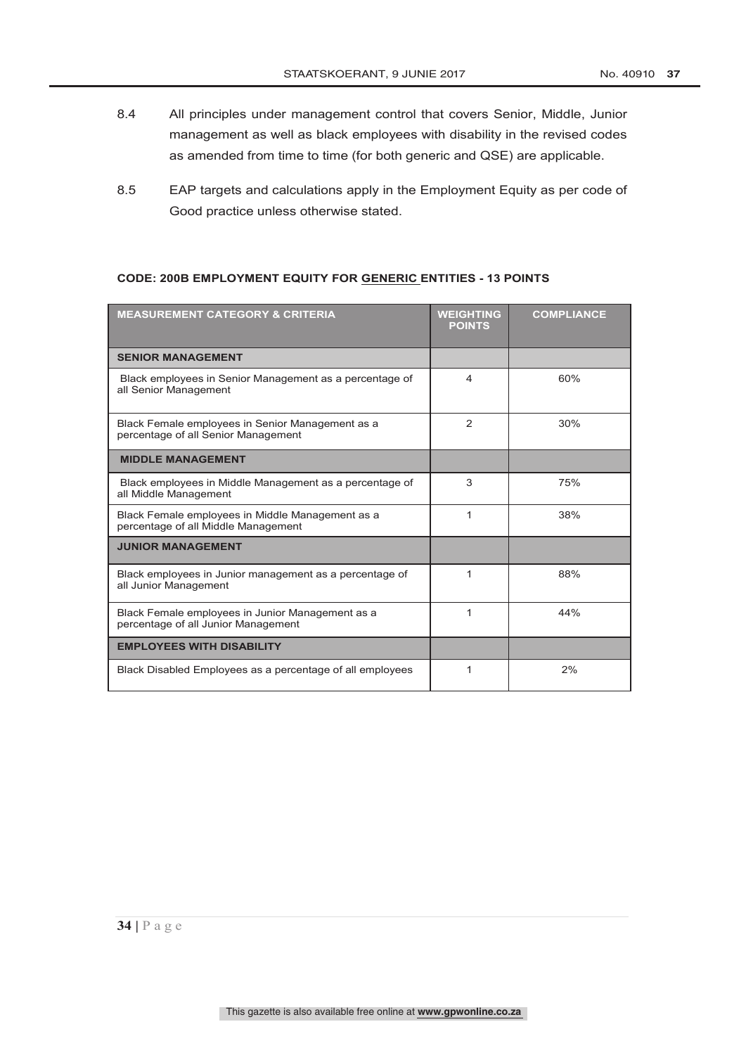8.4 All principles under management control that covers Senior, Middle, Junior management as well as black employees with disability in the revised codes as amended from time to time (for both generic and QSE) are applicable.

8.5 EAP targets and calculations apply in the Employment Equity as per code of Good practice unless otherwise stated.

**CODE: 200B EMPLOYMENT EQUITY FOR GENERIC ENTITIES - 13 POINTS**

| MEASUREMENT CATEGORY & CRITERIA | WEIGHTING POINTS | COMPLIANCE |
|---|---|---|
| **SENIOR MANAGEMENT** | | |
| Black employees in Senior Management as a percentage of all Senior Management | 4 | 60% |
| Black Female employees in Senior Management as a percentage of all Senior Management | 2 | 30% |
| **MIDDLE MANAGEMENT** | | |
| Black employees in Middle Management as a percentage of all Middle Management | 3 | 75% |
| Black Female employees in Middle Management as a percentage of all Middle Management | 1 | 38% |
| **JUNIOR MANAGEMENT** | | |
| Black employees in Junior management as a percentage of all Junior Management | 1 | 88% |
| Black Female employees in Junior Management as a percentage of all Junior Management | 1 | 44% |
| **EMPLOYEES WITH DISABILITY** | | |
| Black Disabled Employees as a percentage of all employees | 1 | 2% |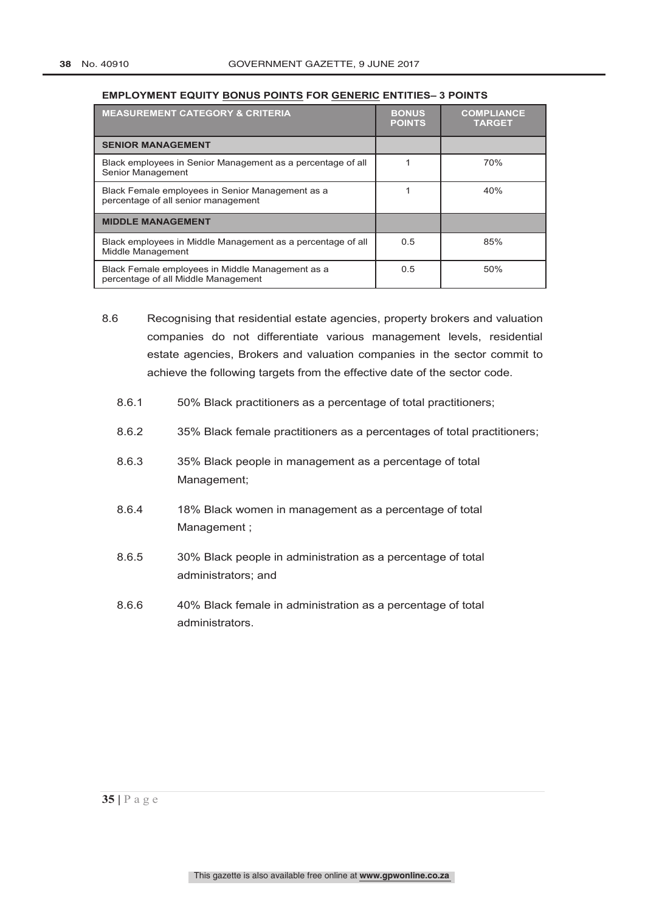**EMPLOYMENT EQUITY BONUS POINTS FOR GENERIC ENTITIES– 3 POINTS**

| MEASUREMENT CATEGORY & CRITERIA | BONUS POINTS | COMPLIANCE TARGET |
|---|---|---|
| **SENIOR MANAGEMENT** | | |
| Black employees in Senior Management as a percentage of all Senior Management | 1 | 70% |
| Black Female employees in Senior Management as a percentage of all senior management | 1 | 40% |
| **MIDDLE MANAGEMENT** | | |
| Black employees in Middle Management as a percentage of all Middle Management | 0.5 | 85% |
| Black Female employees in Middle Management as a percentage of all Middle Management | 0.5 | 50% |

8.6 Recognising that residential estate agencies, property brokers and valuation companies do not differentiate various management levels, residential estate agencies, Brokers and valuation companies in the sector commit to achieve the following targets from the effective date of the sector code.

8.6.1 50% Black practitioners as a percentage of total practitioners;

8.6.2 35% Black female practitioners as a percentages of total practitioners;

8.6.3 35% Black people in management as a percentage of total Management;

8.6.4 18% Black women in management as a percentage of total Management ;

8.6.5 30% Black people in administration as a percentage of total administrators; and

8.6.6 40% Black female in administration as a percentage of total administrators.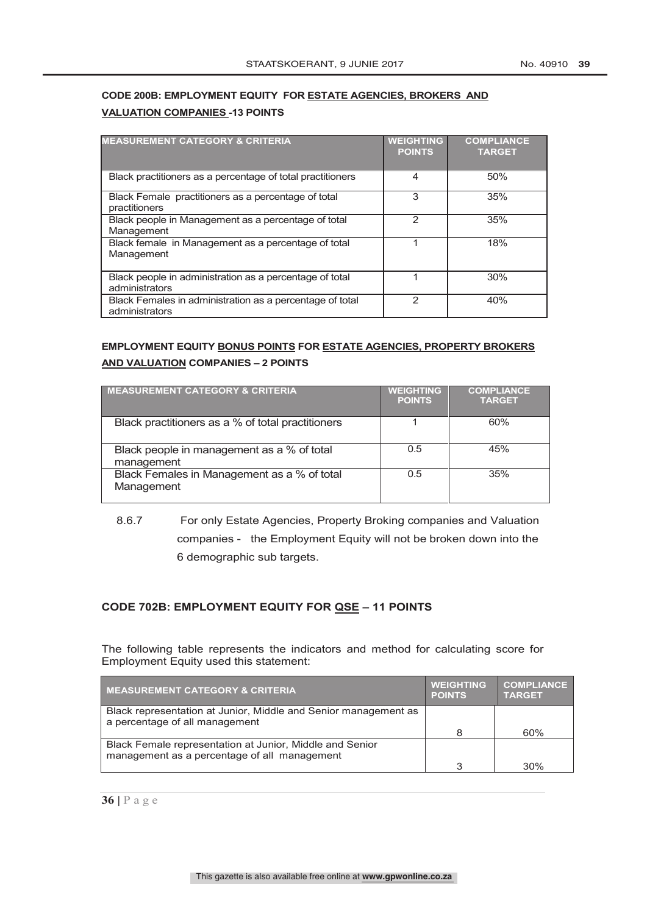**CODE 200B: EMPLOYMENT EQUITY FOR <u>ESTATE AGENCIES, BROKERS AND VALUATION COMPANIES</u> -13 POINTS**

| MEASUREMENT CATEGORY & CRITERIA | WEIGHTING POINTS | COMPLIANCE TARGET |
|---|---|---|
| Black practitioners as a percentage of total practitioners | 4 | 50% |
| Black Female practitioners as a percentage of total practitioners | 3 | 35% |
| Black people in Management as a percentage of total Management | 2 | 35% |
| Black female in Management as a percentage of total Management | 1 | 18% |
| Black people in administration as a percentage of total administrators | 1 | 30% |
| Black Females in administration as a percentage of total administrators | 2 | 40% |

**EMPLOYMENT EQUITY <u>BONUS POINTS</u> FOR <u>ESTATE AGENCIES, PROPERTY BROKERS AND VALUATION</u> COMPANIES – 2 POINTS**

| MEASUREMENT CATEGORY & CRITERIA | WEIGHTING POINTS | COMPLIANCE TARGET |
|---|---|---|
| Black practitioners as a % of total practitioners | 1 | 60% |
| Black people in management as a % of total management | 0.5 | 45% |
| Black Females in Management as a % of total Management | 0.5 | 35% |

8.6.7 For only Estate Agencies, Property Broking companies and Valuation companies - the Employment Equity will not be broken down into the 6 demographic sub targets.

**CODE 702B: EMPLOYMENT EQUITY FOR <u>QSE</u> – 11 POINTS**

The following table represents the indicators and method for calculating score for Employment Equity used this statement:

| MEASUREMENT CATEGORY & CRITERIA | WEIGHTING POINTS | COMPLIANCE TARGET |
|---|---|---|
| Black representation at Junior, Middle and Senior management as a percentage of all management | 8 | 60% |
| Black Female representation at Junior, Middle and Senior management as a percentage of all management | 3 | 30% |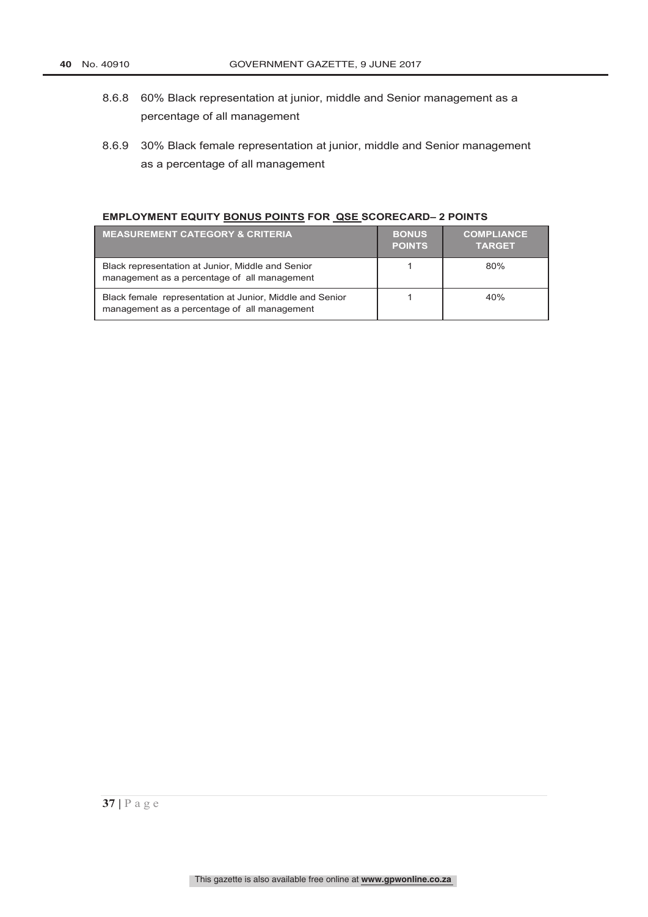8.6.8 60% Black representation at junior, middle and Senior management as a percentage of all management

8.6.9 30% Black female representation at junior, middle and Senior management as a percentage of all management

**EMPLOYMENT EQUITY BONUS POINTS FOR QSE SCORECARD– 2 POINTS**

| MEASUREMENT CATEGORY & CRITERIA | BONUS POINTS | COMPLIANCE TARGET |
|---|---|---|
| Black representation at Junior, Middle and Senior management as a percentage of all management | 1 | 80% |
| Black female representation at Junior, Middle and Senior management as a percentage of all management | 1 | 40% |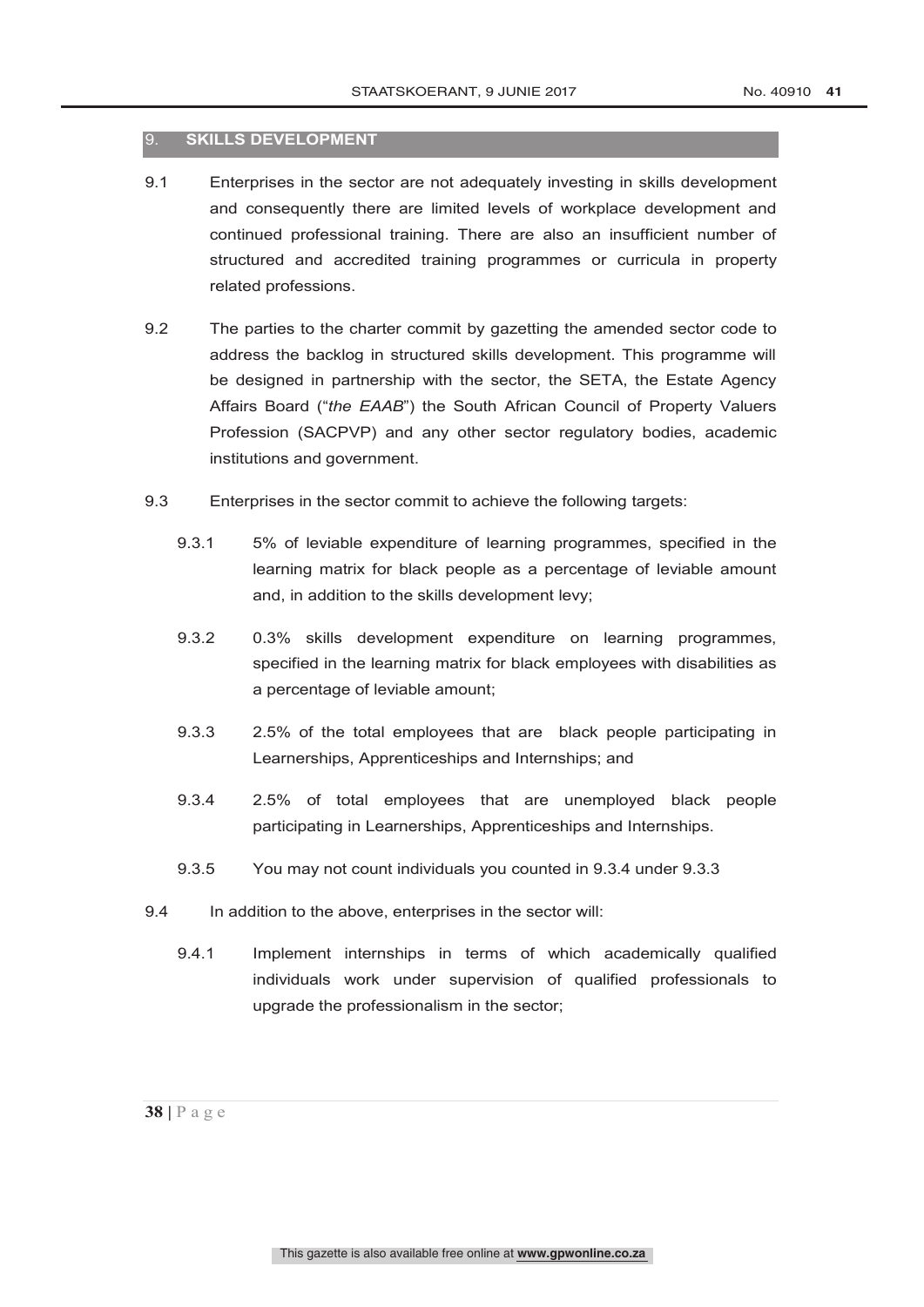## 9. SKILLS DEVELOPMENT

9.1 Enterprises in the sector are not adequately investing in skills development and consequently there are limited levels of workplace development and continued professional training. There are also an insufficient number of structured and accredited training programmes or curricula in property related professions.

9.2 The parties to the charter commit by gazetting the amended sector code to address the backlog in structured skills development. This programme will be designed in partnership with the sector, the SETA, the Estate Agency Affairs Board ("*the EAAB*") the South African Council of Property Valuers Profession (SACPVP) and any other sector regulatory bodies, academic institutions and government.

9.3 Enterprises in the sector commit to achieve the following targets:

9.3.1 5% of leviable expenditure of learning programmes, specified in the learning matrix for black people as a percentage of leviable amount and, in addition to the skills development levy;

9.3.2 0.3% skills development expenditure on learning programmes, specified in the learning matrix for black employees with disabilities as a percentage of leviable amount;

9.3.3 2.5% of the total employees that are black people participating in Learnerships, Apprenticeships and Internships; and

9.3.4 2.5% of total employees that are unemployed black people participating in Learnerships, Apprenticeships and Internships.

9.3.5 You may not count individuals you counted in 9.3.4 under 9.3.3

9.4 In addition to the above, enterprises in the sector will:

9.4.1 Implement internships in terms of which academically qualified individuals work under supervision of qualified professionals to upgrade the professionalism in the sector;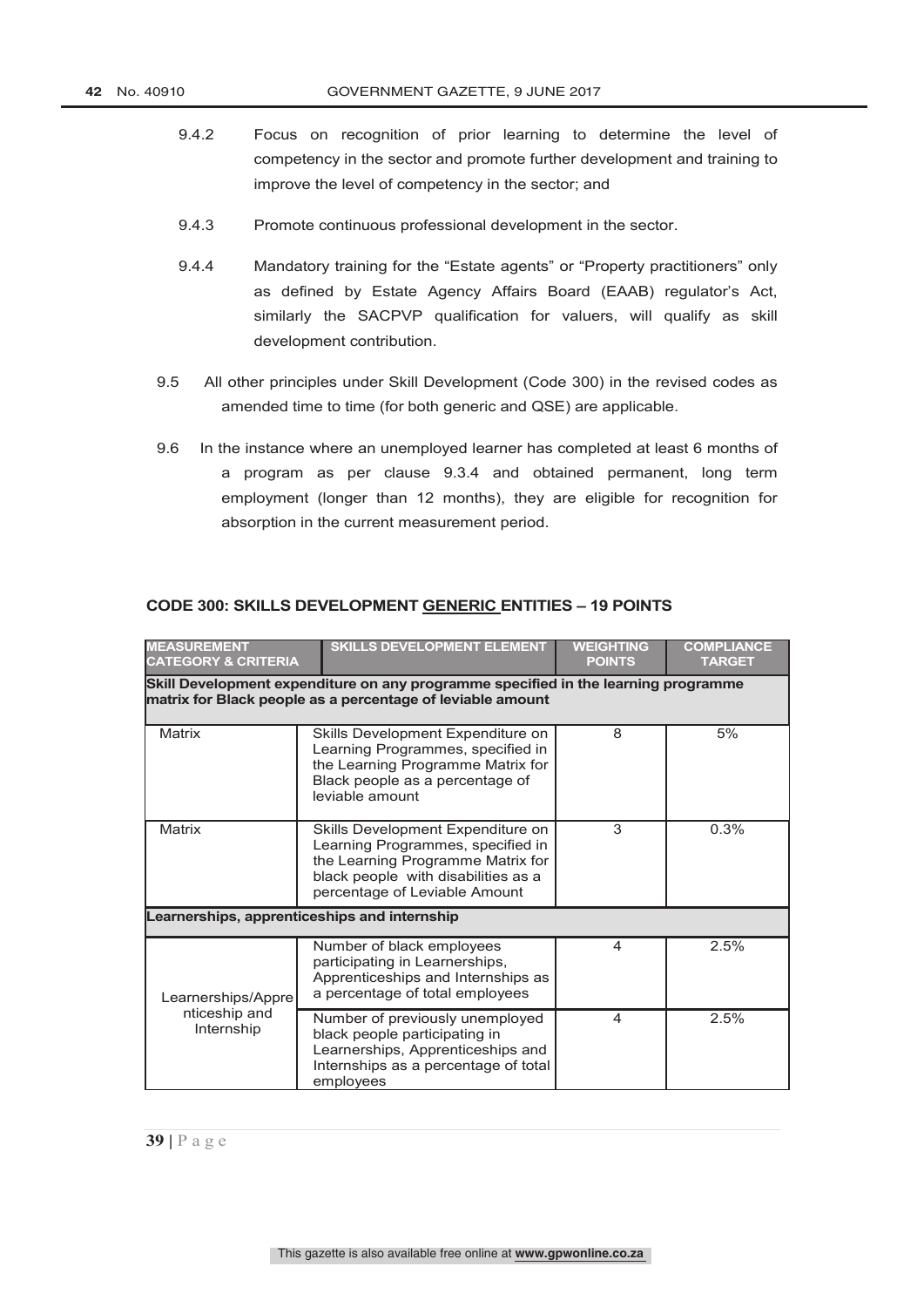9.4.2 Focus on recognition of prior learning to determine the level of competency in the sector and promote further development and training to improve the level of competency in the sector; and

9.4.3 Promote continuous professional development in the sector.

9.4.4 Mandatory training for the "Estate agents" or "Property practitioners" only as defined by Estate Agency Affairs Board (EAAB) regulator's Act, similarly the SACPVP qualification for valuers, will qualify as skill development contribution.

9.5 All other principles under Skill Development (Code 300) in the revised codes as amended time to time (for both generic and QSE) are applicable.

9.6 In the instance where an unemployed learner has completed at least 6 months of a program as per clause 9.3.4 and obtained permanent, long term employment (longer than 12 months), they are eligible for recognition for absorption in the current measurement period.

### CODE 300: SKILLS DEVELOPMENT <u>GENERIC</u> ENTITIES – 19 POINTS

| MEASUREMENT CATEGORY & CRITERIA | SKILLS DEVELOPMENT ELEMENT | WEIGHTING POINTS | COMPLIANCE TARGET |
|---|---|---|---|
| **Skill Development expenditure on any programme specified in the learning programme matrix for Black people as a percentage of leviable amount** | | | |
| Matrix | Skills Development Expenditure on Learning Programmes, specified in the Learning Programme Matrix for Black people as a percentage of leviable amount | 8 | 5% |
| Matrix | Skills Development Expenditure on Learning Programmes, specified in the Learning Programme Matrix for black people with disabilities as a percentage of Leviable Amount | 3 | 0.3% |
| **Learnerships, apprenticeships and internship** | | | |
| Learnerships/Apprenticeship and Internship | Number of black employees participating in Learnerships, Apprenticeships and Internships as a percentage of total employees | 4 | 2.5% |
| | Number of previously unemployed black people participating in Learnerships, Apprenticeships and Internships as a percentage of total employees | 4 | 2.5% |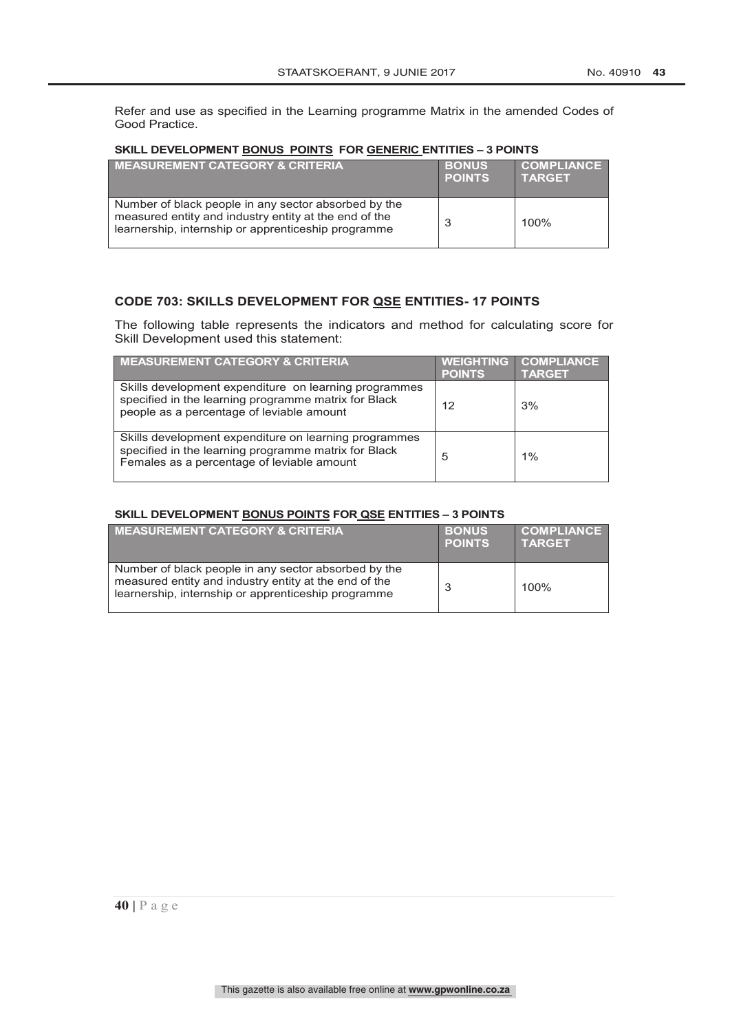Refer and use as specified in the Learning programme Matrix in the amended Codes of Good Practice.

**SKILL DEVELOPMENT BONUS POINTS FOR GENERIC ENTITIES – 3 POINTS**

| MEASUREMENT CATEGORY & CRITERIA | BONUS POINTS | COMPLIANCE TARGET |
|---|---|---|
| Number of black people in any sector absorbed by the measured entity and industry entity at the end of the learnership, internship or apprenticeship programme | 3 | 100% |

### CODE 703: SKILLS DEVELOPMENT FOR QSE ENTITIES- 17 POINTS

The following table represents the indicators and method for calculating score for Skill Development used this statement:

| MEASUREMENT CATEGORY & CRITERIA | WEIGHTING POINTS | COMPLIANCE TARGET |
|---|---|---|
| Skills development expenditure on learning programmes specified in the learning programme matrix for Black people as a percentage of leviable amount | 12 | 3% |
| Skills development expenditure on learning programmes specified in the learning programme matrix for Black Females as a percentage of leviable amount | 5 | 1% |

**SKILL DEVELOPMENT BONUS POINTS FOR QSE ENTITIES – 3 POINTS**

| MEASUREMENT CATEGORY & CRITERIA | BONUS POINTS | COMPLIANCE TARGET |
|---|---|---|
| Number of black people in any sector absorbed by the measured entity and industry entity at the end of the learnership, internship or apprenticeship programme | 3 | 100% |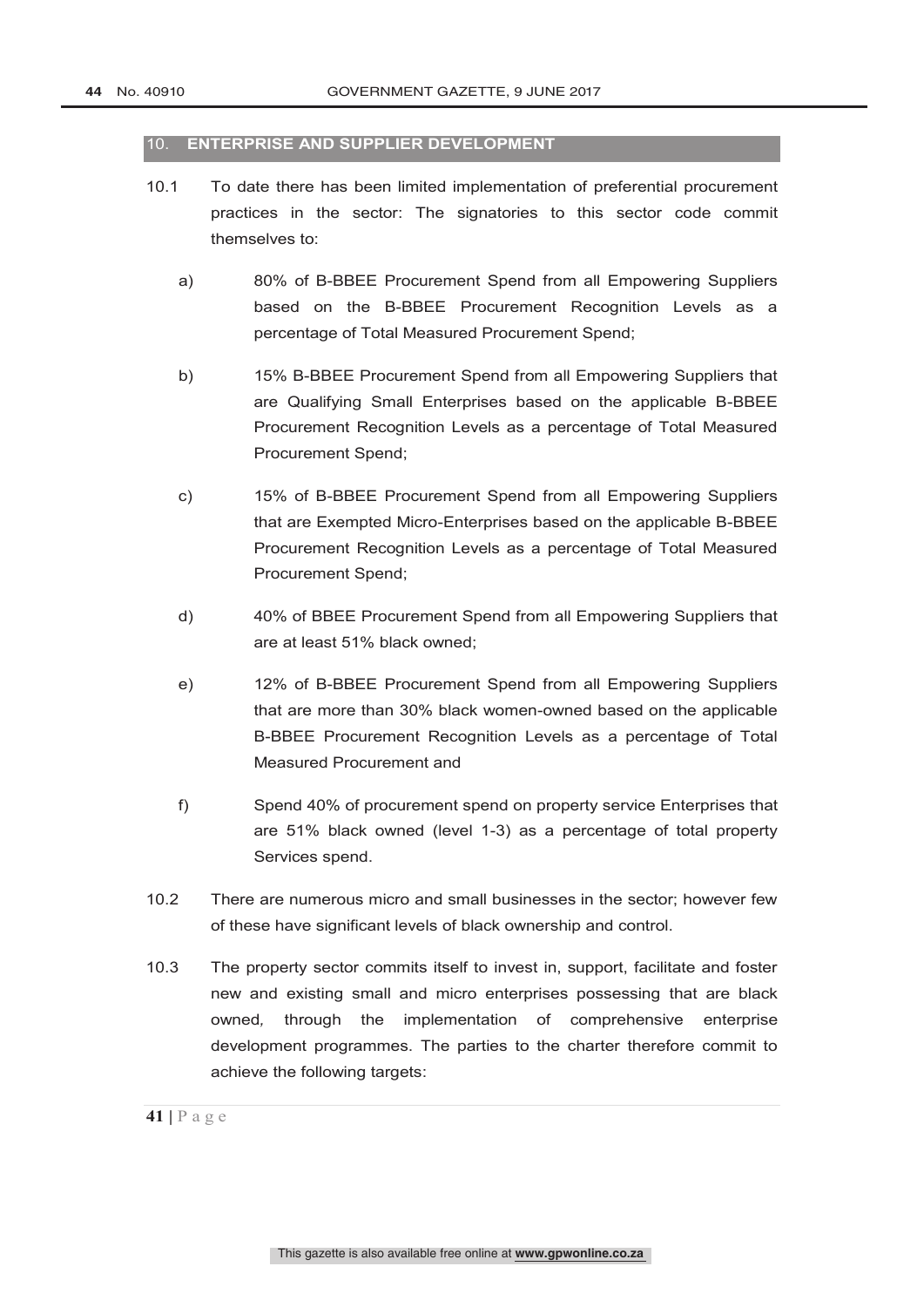## 10. ENTERPRISE AND SUPPLIER DEVELOPMENT

10.1 To date there has been limited implementation of preferential procurement practices in the sector: The signatories to this sector code commit themselves to:

a) 80% of B-BBEE Procurement Spend from all Empowering Suppliers based on the B-BBEE Procurement Recognition Levels as a percentage of Total Measured Procurement Spend;

b) 15% B-BBEE Procurement Spend from all Empowering Suppliers that are Qualifying Small Enterprises based on the applicable B-BBEE Procurement Recognition Levels as a percentage of Total Measured Procurement Spend;

c) 15% of B-BBEE Procurement Spend from all Empowering Suppliers that are Exempted Micro-Enterprises based on the applicable B-BBEE Procurement Recognition Levels as a percentage of Total Measured Procurement Spend;

d) 40% of BBEE Procurement Spend from all Empowering Suppliers that are at least 51% black owned;

e) 12% of B-BBEE Procurement Spend from all Empowering Suppliers that are more than 30% black women-owned based on the applicable B-BBEE Procurement Recognition Levels as a percentage of Total Measured Procurement and

f) Spend 40% of procurement spend on property service Enterprises that are 51% black owned (level 1-3) as a percentage of total property Services spend.

10.2 There are numerous micro and small businesses in the sector; however few of these have significant levels of black ownership and control.

10.3 The property sector commits itself to invest in, support, facilitate and foster new and existing small and micro enterprises possessing that are black owned, through the implementation of comprehensive enterprise development programmes. The parties to the charter therefore commit to achieve the following targets: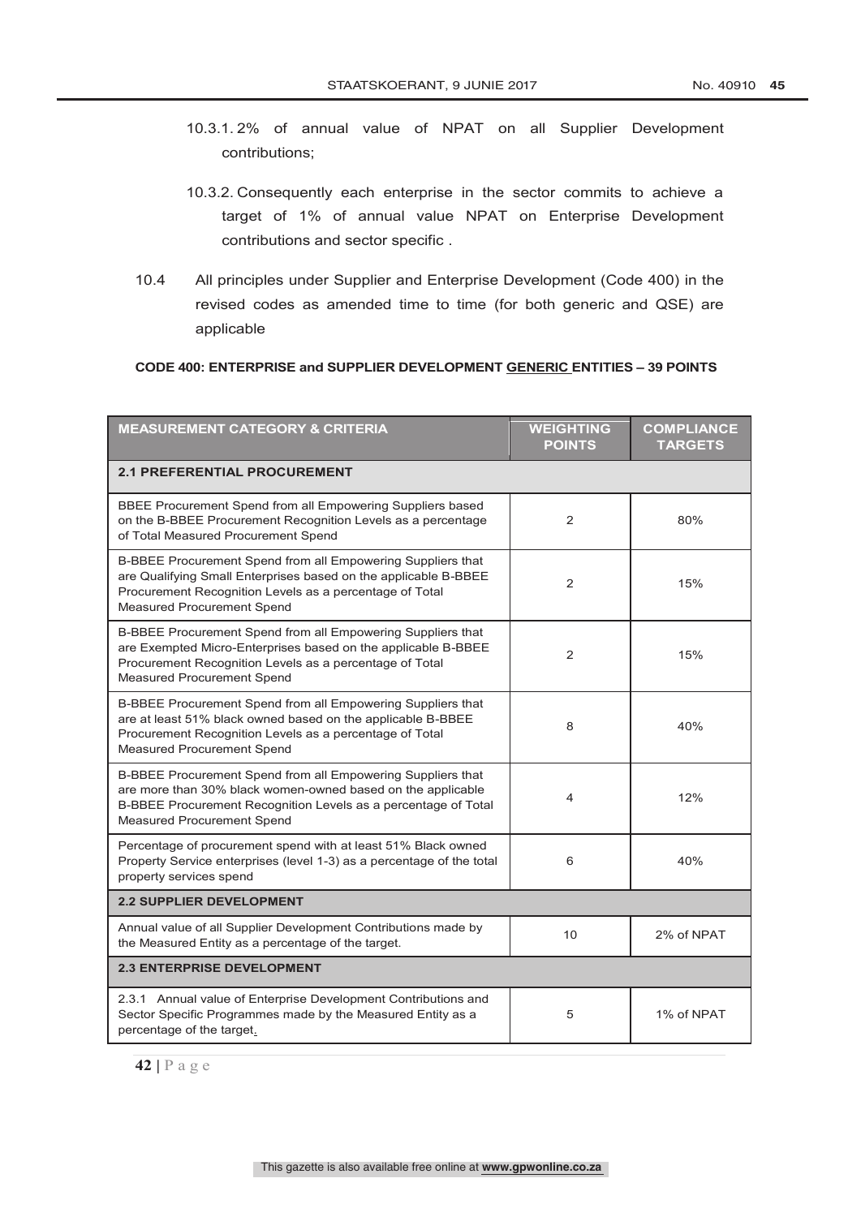10.3.1. 2% of annual value of NPAT on all Supplier Development contributions;

10.3.2. Consequently each enterprise in the sector commits to achieve a target of 1% of annual value NPAT on Enterprise Development contributions and sector specific .

10.4 All principles under Supplier and Enterprise Development (Code 400) in the revised codes as amended time to time (for both generic and QSE) are applicable

**CODE 400: ENTERPRISE and SUPPLIER DEVELOPMENT GENERIC ENTITIES – 39 POINTS**

| MEASUREMENT CATEGORY & CRITERIA | WEIGHTING POINTS | COMPLIANCE TARGETS |
|---|---|---|
| **2.1 PREFERENTIAL PROCUREMENT** | | |
| BBEE Procurement Spend from all Empowering Suppliers based on the B-BBEE Procurement Recognition Levels as a percentage of Total Measured Procurement Spend | 2 | 80% |
| B-BBEE Procurement Spend from all Empowering Suppliers that are Qualifying Small Enterprises based on the applicable B-BBEE Procurement Recognition Levels as a percentage of Total Measured Procurement Spend | 2 | 15% |
| B-BBEE Procurement Spend from all Empowering Suppliers that are Exempted Micro-Enterprises based on the applicable B-BBEE Procurement Recognition Levels as a percentage of Total Measured Procurement Spend | 2 | 15% |
| B-BBEE Procurement Spend from all Empowering Suppliers that are at least 51% black owned based on the applicable B-BBEE Procurement Recognition Levels as a percentage of Total Measured Procurement Spend | 8 | 40% |
| B-BBEE Procurement Spend from all Empowering Suppliers that are more than 30% black women-owned based on the applicable B-BBEE Procurement Recognition Levels as a percentage of Total Measured Procurement Spend | 4 | 12% |
| Percentage of procurement spend with at least 51% Black owned Property Service enterprises (level 1-3) as a percentage of the total property services spend | 6 | 40% |
| **2.2 SUPPLIER DEVELOPMENT** | | |
| Annual value of all Supplier Development Contributions made by the Measured Entity as a percentage of the target. | 10 | 2% of NPAT |
| **2.3 ENTERPRISE DEVELOPMENT** | | |
| 2.3.1 Annual value of Enterprise Development Contributions and Sector Specific Programmes made by the Measured Entity as a percentage of the target. | 5 | 1% of NPAT |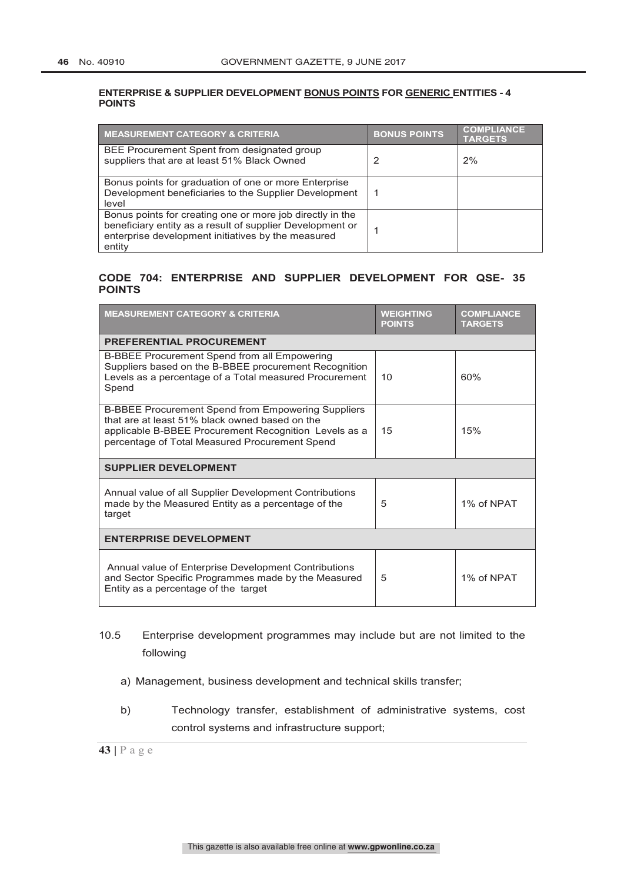**ENTERPRISE & SUPPLIER DEVELOPMENT BONUS POINTS FOR GENERIC ENTITIES - 4 POINTS**

| MEASUREMENT CATEGORY & CRITERIA | BONUS POINTS | COMPLIANCE TARGETS |
| --- | --- | --- |
| BEE Procurement Spent from designated group suppliers that are at least 51% Black Owned | 2 | 2% |
| Bonus points for graduation of one or more Enterprise Development beneficiaries to the Supplier Development level | 1 | |
| Bonus points for creating one or more job directly in the beneficiary entity as a result of supplier Development or enterprise development initiatives by the measured entity | 1 | |

## CODE 704: ENTERPRISE AND SUPPLIER DEVELOPMENT FOR QSE- 35 POINTS

| MEASUREMENT CATEGORY & CRITERIA | WEIGHTING POINTS | COMPLIANCE TARGETS |
| --- | --- | --- |
| **PREFERENTIAL PROCUREMENT** | | |
| B-BBEE Procurement Spend from all Empowering Suppliers based on the B-BBEE procurement Recognition Levels as a percentage of a Total measured Procurement Spend | 10 | 60% |
| B-BBEE Procurement Spend from Empowering Suppliers that are at least 51% black owned based on the applicable B-BBEE Procurement Recognition Levels as a percentage of Total Measured Procurement Spend | 15 | 15% |
| **SUPPLIER DEVELOPMENT** | | |
| Annual value of all Supplier Development Contributions made by the Measured Entity as a percentage of the target | 5 | 1% of NPAT |
| **ENTERPRISE DEVELOPMENT** | | |
| Annual value of Enterprise Development Contributions and Sector Specific Programmes made by the Measured Entity as a percentage of the target | 5 | 1% of NPAT |

10.5 Enterprise development programmes may include but are not limited to the following

a) Management, business development and technical skills transfer;

b) Technology transfer, establishment of administrative systems, cost control systems and infrastructure support;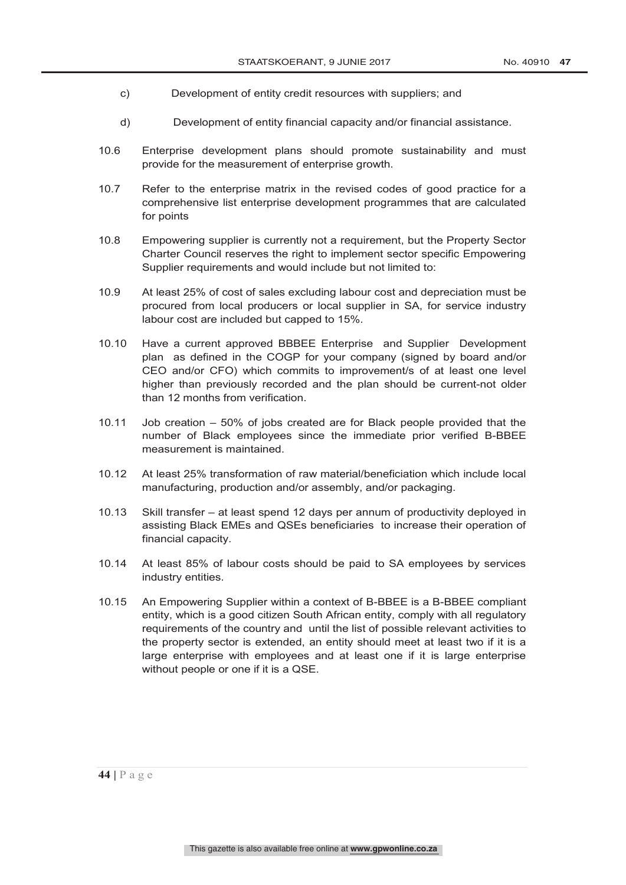c) Development of entity credit resources with suppliers; and

d) Development of entity financial capacity and/or financial assistance.

10.6 Enterprise development plans should promote sustainability and must provide for the measurement of enterprise growth.

10.7 Refer to the enterprise matrix in the revised codes of good practice for a comprehensive list enterprise development programmes that are calculated for points

10.8 Empowering supplier is currently not a requirement, but the Property Sector Charter Council reserves the right to implement sector specific Empowering Supplier requirements and would include but not limited to:

10.9 At least 25% of cost of sales excluding labour cost and depreciation must be procured from local producers or local supplier in SA, for service industry labour cost are included but capped to 15%.

10.10 Have a current approved BBBEE Enterprise and Supplier Development plan as defined in the COGP for your company (signed by board and/or CEO and/or CFO) which commits to improvement/s of at least one level higher than previously recorded and the plan should be current-not older than 12 months from verification.

10.11 Job creation – 50% of jobs created are for Black people provided that the number of Black employees since the immediate prior verified B-BBEE measurement is maintained.

10.12 At least 25% transformation of raw material/beneficiation which include local manufacturing, production and/or assembly, and/or packaging.

10.13 Skill transfer – at least spend 12 days per annum of productivity deployed in assisting Black EMEs and QSEs beneficiaries to increase their operation of financial capacity.

10.14 At least 85% of labour costs should be paid to SA employees by services industry entities.

10.15 An Empowering Supplier within a context of B-BBEE is a B-BBEE compliant entity, which is a good citizen South African entity, comply with all regulatory requirements of the country and until the list of possible relevant activities to the property sector is extended, an entity should meet at least two if it is a large enterprise with employees and at least one if it is large enterprise without people or one if it is a QSE.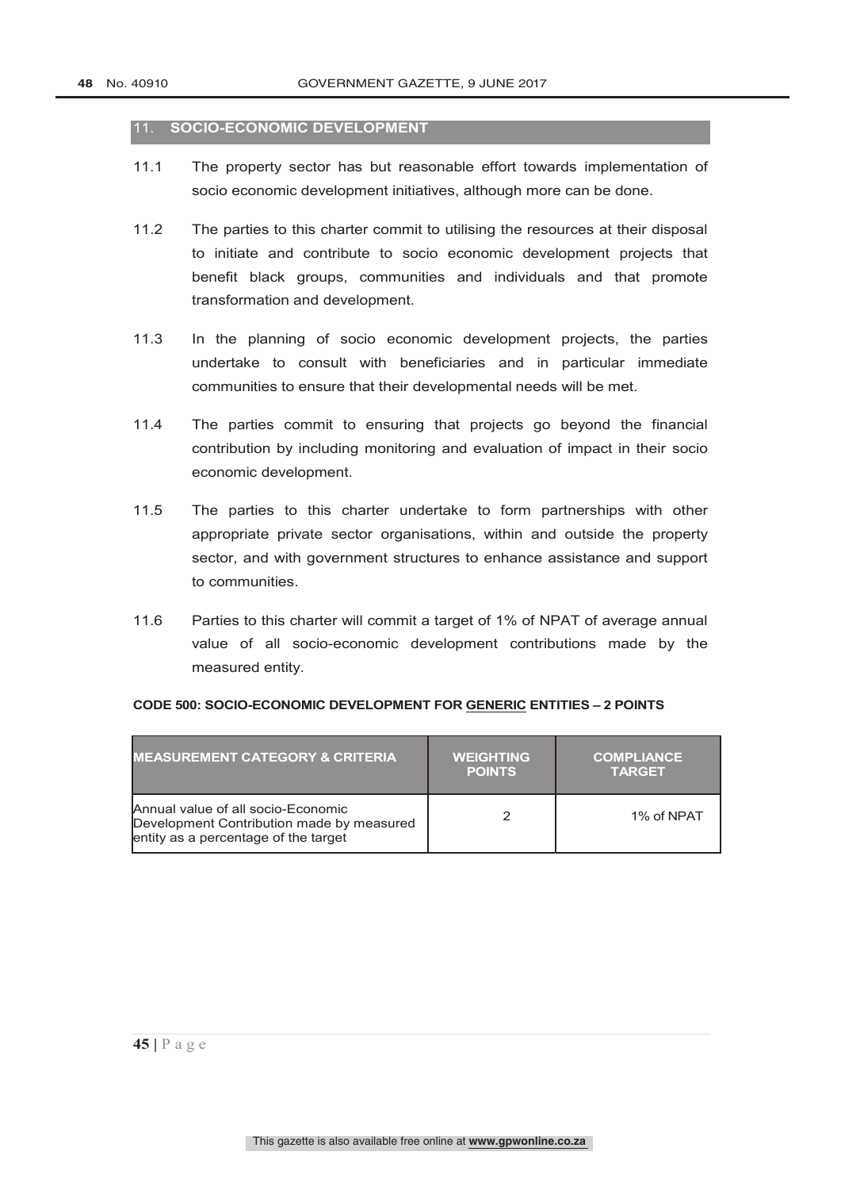## 11. SOCIO-ECONOMIC DEVELOPMENT

11.1 The property sector has but reasonable effort towards implementation of socio economic development initiatives, although more can be done.

11.2 The parties to this charter commit to utilising the resources at their disposal to initiate and contribute to socio economic development projects that benefit black groups, communities and individuals and that promote transformation and development.

11.3 In the planning of socio economic development projects, the parties undertake to consult with beneficiaries and in particular immediate communities to ensure that their developmental needs will be met.

11.4 The parties commit to ensuring that projects go beyond the financial contribution by including monitoring and evaluation of impact in their socio economic development.

11.5 The parties to this charter undertake to form partnerships with other appropriate private sector organisations, within and outside the property sector, and with government structures to enhance assistance and support to communities.

11.6 Parties to this charter will commit a target of 1% of NPAT of average annual value of all socio-economic development contributions made by the measured entity.

**CODE 500: SOCIO-ECONOMIC DEVELOPMENT FOR GENERIC ENTITIES – 2 POINTS**

| MEASUREMENT CATEGORY & CRITERIA | WEIGHTING POINTS | COMPLIANCE TARGET |
|---|---|---|
| Annual value of all socio-Economic Development Contribution made by measured entity as a percentage of the target | 2 | 1% of NPAT |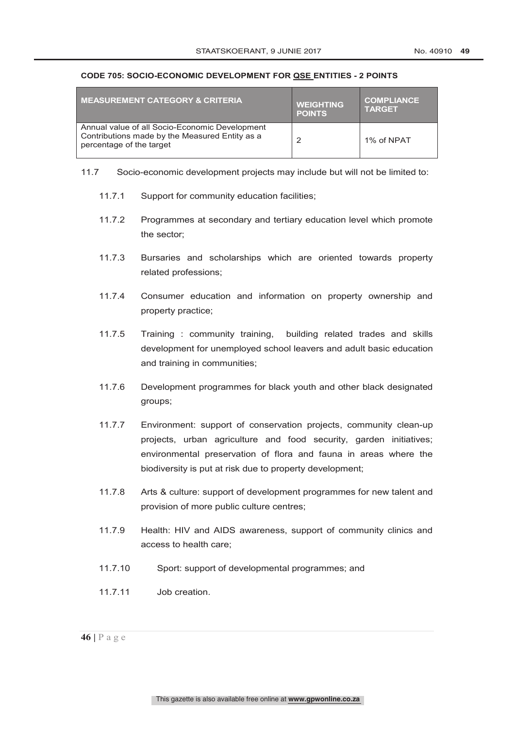**CODE 705: SOCIO-ECONOMIC DEVELOPMENT FOR QSE ENTITIES - 2 POINTS**

| MEASUREMENT CATEGORY & CRITERIA | WEIGHTING POINTS | COMPLIANCE TARGET |
|---|---|---|
| Annual value of all Socio-Economic Development Contributions made by the Measured Entity as a percentage of the target | 2 | 1% of NPAT |

11.7 Socio-economic development projects may include but will not be limited to:

- 11.7.1 Support for community education facilities;
- 11.7.2 Programmes at secondary and tertiary education level which promote the sector;
- 11.7.3 Bursaries and scholarships which are oriented towards property related professions;
- 11.7.4 Consumer education and information on property ownership and property practice;
- 11.7.5 Training : community training, building related trades and skills development for unemployed school leavers and adult basic education and training in communities;
- 11.7.6 Development programmes for black youth and other black designated groups;
- 11.7.7 Environment: support of conservation projects, community clean-up projects, urban agriculture and food security, garden initiatives; environmental preservation of flora and fauna in areas where the biodiversity is put at risk due to property development;
- 11.7.8 Arts & culture: support of development programmes for new talent and provision of more public culture centres;
- 11.7.9 Health: HIV and AIDS awareness, support of community clinics and access to health care;
- 11.7.10 Sport: support of developmental programmes; and
- 11.7.11 Job creation.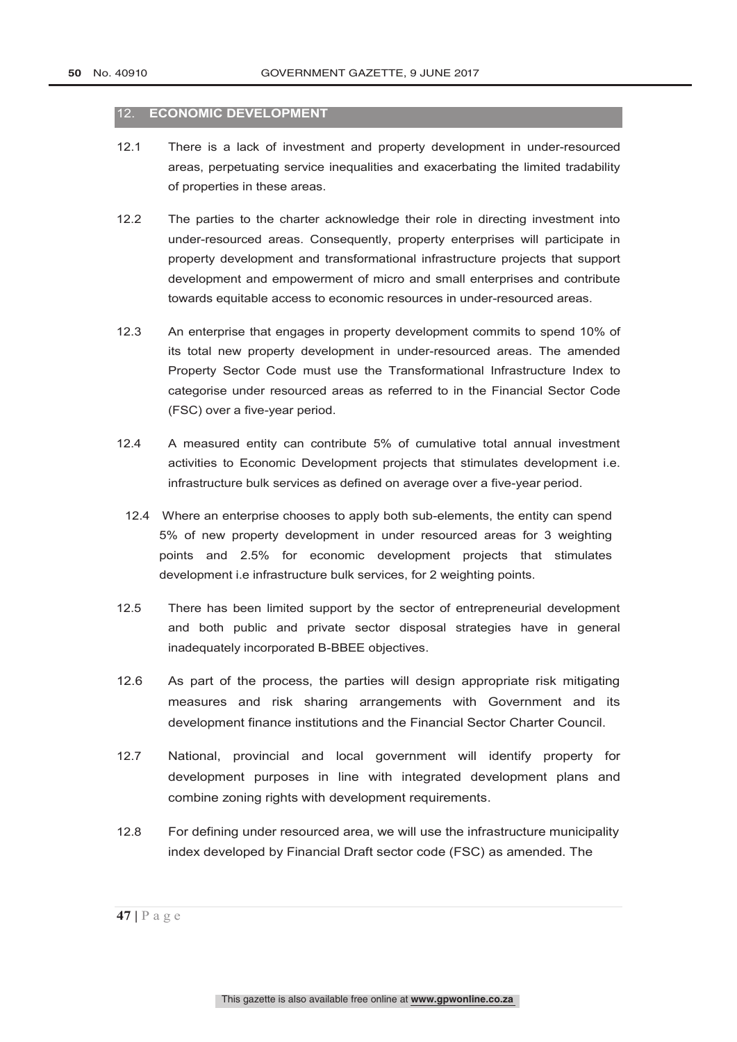## 12. ECONOMIC DEVELOPMENT

12.1 There is a lack of investment and property development in under-resourced areas, perpetuating service inequalities and exacerbating the limited tradability of properties in these areas.

12.2 The parties to the charter acknowledge their role in directing investment into under-resourced areas. Consequently, property enterprises will participate in property development and transformational infrastructure projects that support development and empowerment of micro and small enterprises and contribute towards equitable access to economic resources in under-resourced areas.

12.3 An enterprise that engages in property development commits to spend 10% of its total new property development in under-resourced areas. The amended Property Sector Code must use the Transformational Infrastructure Index to categorise under resourced areas as referred to in the Financial Sector Code (FSC) over a five-year period.

12.4 A measured entity can contribute 5% of cumulative total annual investment activities to Economic Development projects that stimulates development i.e. infrastructure bulk services as defined on average over a five-year period.

12.4 Where an enterprise chooses to apply both sub-elements, the entity can spend 5% of new property development in under resourced areas for 3 weighting points and 2.5% for economic development projects that stimulates development i.e infrastructure bulk services, for 2 weighting points.

12.5 There has been limited support by the sector of entrepreneurial development and both public and private sector disposal strategies have in general inadequately incorporated B-BBEE objectives.

12.6 As part of the process, the parties will design appropriate risk mitigating measures and risk sharing arrangements with Government and its development finance institutions and the Financial Sector Charter Council.

12.7 National, provincial and local government will identify property for development purposes in line with integrated development plans and combine zoning rights with development requirements.

12.8 For defining under resourced area, we will use the infrastructure municipality index developed by Financial Draft sector code (FSC) as amended. The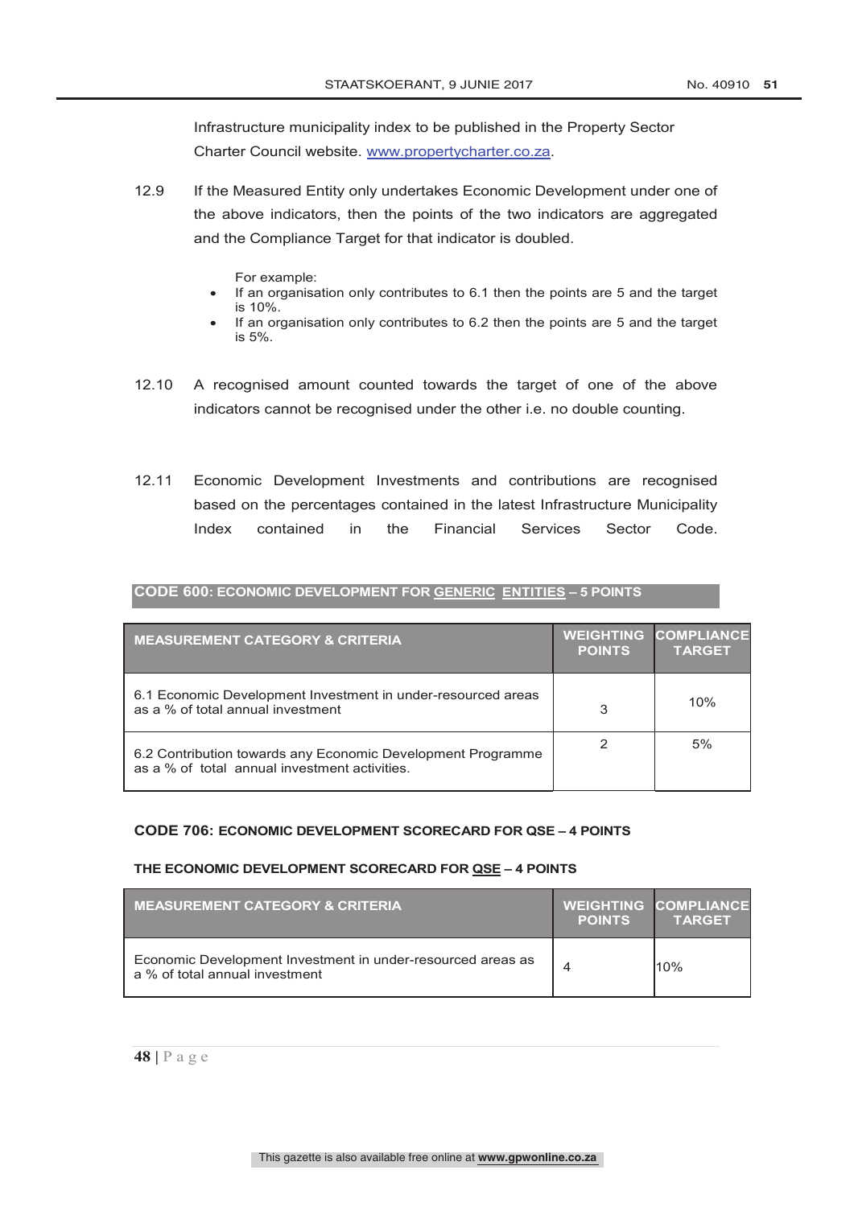Infrastructure municipality index to be published in the Property Sector Charter Council website. www.propertycharter.co.za.

12.9 If the Measured Entity only undertakes Economic Development under one of the above indicators, then the points of the two indicators are aggregated and the Compliance Target for that indicator is doubled.

For example:

- If an organisation only contributes to 6.1 then the points are 5 and the target is 10%.
- If an organisation only contributes to 6.2 then the points are 5 and the target is 5%.

12.10 A recognised amount counted towards the target of one of the above indicators cannot be recognised under the other i.e. no double counting.

12.11 Economic Development Investments and contributions are recognised based on the percentages contained in the latest Infrastructure Municipality Index contained in the Financial Services Sector Code.

**CODE 600: ECONOMIC DEVELOPMENT FOR GENERIC ENTITIES – 5 POINTS**

| MEASUREMENT CATEGORY & CRITERIA | WEIGHTING POINTS | COMPLIANCE TARGET |
|---|---|---|
| 6.1 Economic Development Investment in under-resourced areas as a % of total annual investment | 3 | 10% |
| 6.2 Contribution towards any Economic Development Programme as a % of total annual investment activities. | 2 | 5% |

**CODE 706: ECONOMIC DEVELOPMENT SCORECARD FOR QSE – 4 POINTS**

**THE ECONOMIC DEVELOPMENT SCORECARD FOR QSE – 4 POINTS**

| MEASUREMENT CATEGORY & CRITERIA | WEIGHTING POINTS | COMPLIANCE TARGET |
|---|---|---|
| Economic Development Investment in under-resourced areas as a % of total annual investment | 4 | 10% |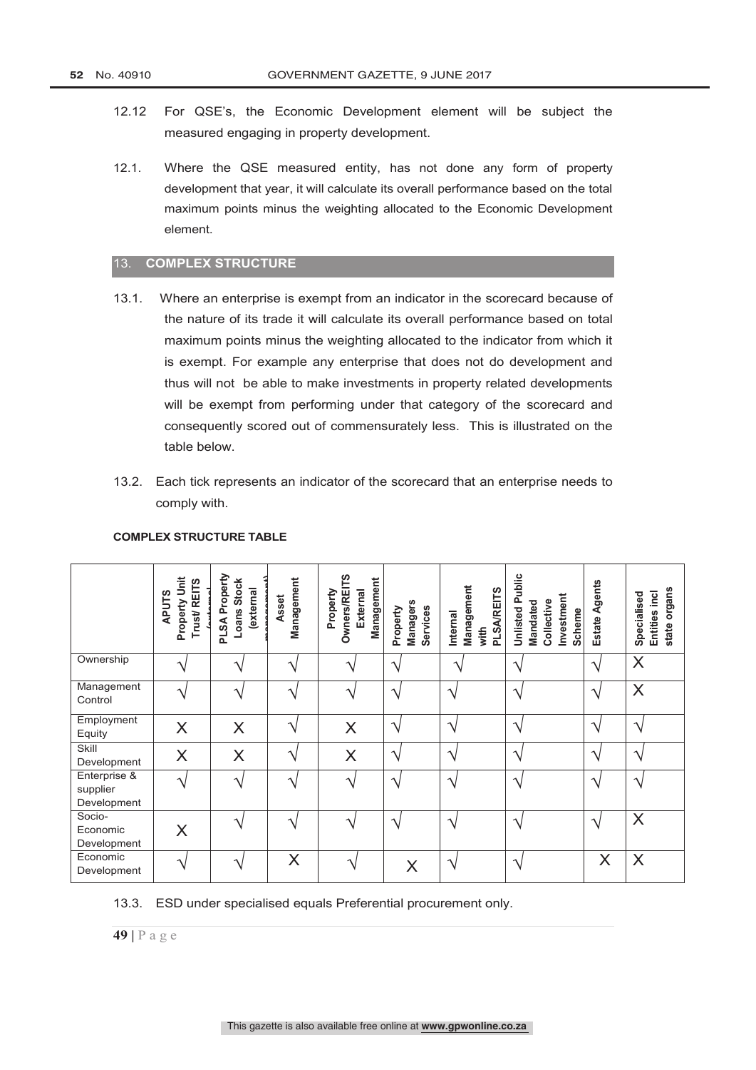12.12 For QSE's, the Economic Development element will be subject the measured engaging in property development.

12.1. Where the QSE measured entity, has not done any form of property development that year, it will calculate its overall performance based on the total maximum points minus the weighting allocated to the Economic Development element.

## 13. COMPLEX STRUCTURE

13.1. Where an enterprise is exempt from an indicator in the scorecard because of the nature of its trade it will calculate its overall performance based on total maximum points minus the weighting allocated to the indicator from which it is exempt. For example any enterprise that does not do development and thus will not be able to make investments in property related developments will be exempt from performing under that category of the scorecard and consequently scored out of commensurately less. This is illustrated on the table below.

13.2. Each tick represents an indicator of the scorecard that an enterprise needs to comply with.

**COMPLEX STRUCTURE TABLE**

| | APUTS Property Unit Trust/ REITS (external) | PLSA Property Loans Stock (external management) | Asset Management | Property Owners/REITS External Management | Property Managers Services | Internal Management with PLSA/REITS | Unlisted Public Mandated Collective Investment Scheme | Estate Agents | Specialised Entities incl state organs |
|---|---|---|---|---|---|---|---|---|---|
| Ownership | √ | √ | √ | √ | √ | √ | √ | √ | X |
| Management Control | √ | √ | √ | √ | √ | √ | √ | √ | X |
| Employment Equity | X | X | √ | X | √ | √ | √ | √ | √ |
| Skill Development | X | X | √ | X | √ | √ | √ | √ | √ |
| Enterprise & supplier Development | √ | √ | √ | √ | √ | √ | √ | √ | √ |
| Socio-Economic Development | X | √ | √ | √ | √ | √ | √ | √ | X |
| Economic Development | √ | √ | X | √ | X | √ | √ | X | X |

13.3. ESD under specialised equals Preferential procurement only.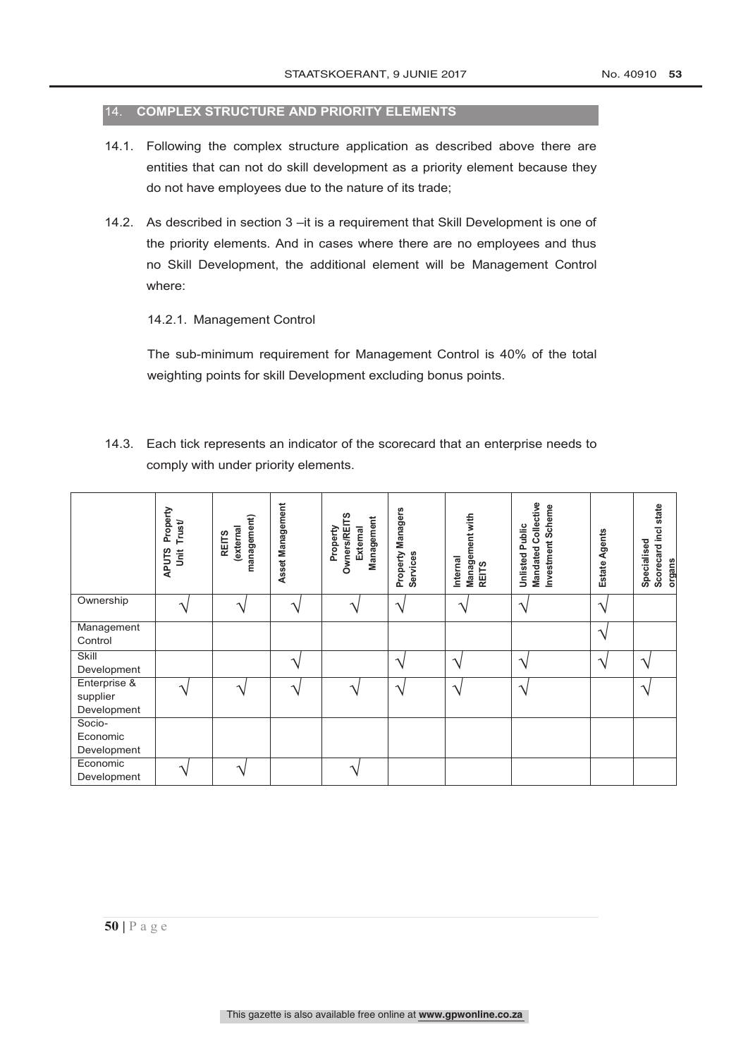## 14. COMPLEX STRUCTURE AND PRIORITY ELEMENTS

14.1. Following the complex structure application as described above there are entities that can not do skill development as a priority element because they do not have employees due to the nature of its trade;

14.2. As described in section 3 –it is a requirement that Skill Development is one of the priority elements. And in cases where there are no employees and thus no Skill Development, the additional element will be Management Control where:

14.2.1. Management Control

The sub-minimum requirement for Management Control is 40% of the total weighting points for skill Development excluding bonus points.

14.3. Each tick represents an indicator of the scorecard that an enterprise needs to comply with under priority elements.

| | APUTS Property Unit Trust/ | REITS (external management) | Asset Management | Property Owners/REITS External Management | Property Managers Services | Internal Management with REITS | Unlisted Public Mandated Collective Investment Scheme | Estate Agents | Specialised Scorecard incl state organs |
|---|---|---|---|---|---|---|---|---|---|
| Ownership | √ | √ | √ | √ | √ | √ | √ | √ | |
| Management Control | | | | | | | | √ | |
| Skill Development | | | √ | | √ | √ | √ | √ | √ |
| Enterprise & supplier Development | √ | √ | √ | √ | √ | √ | √ | | √ |
| Socio-Economic Development | | | | | | | | | |
| Economic Development | √ | √ | | √ | | | | | |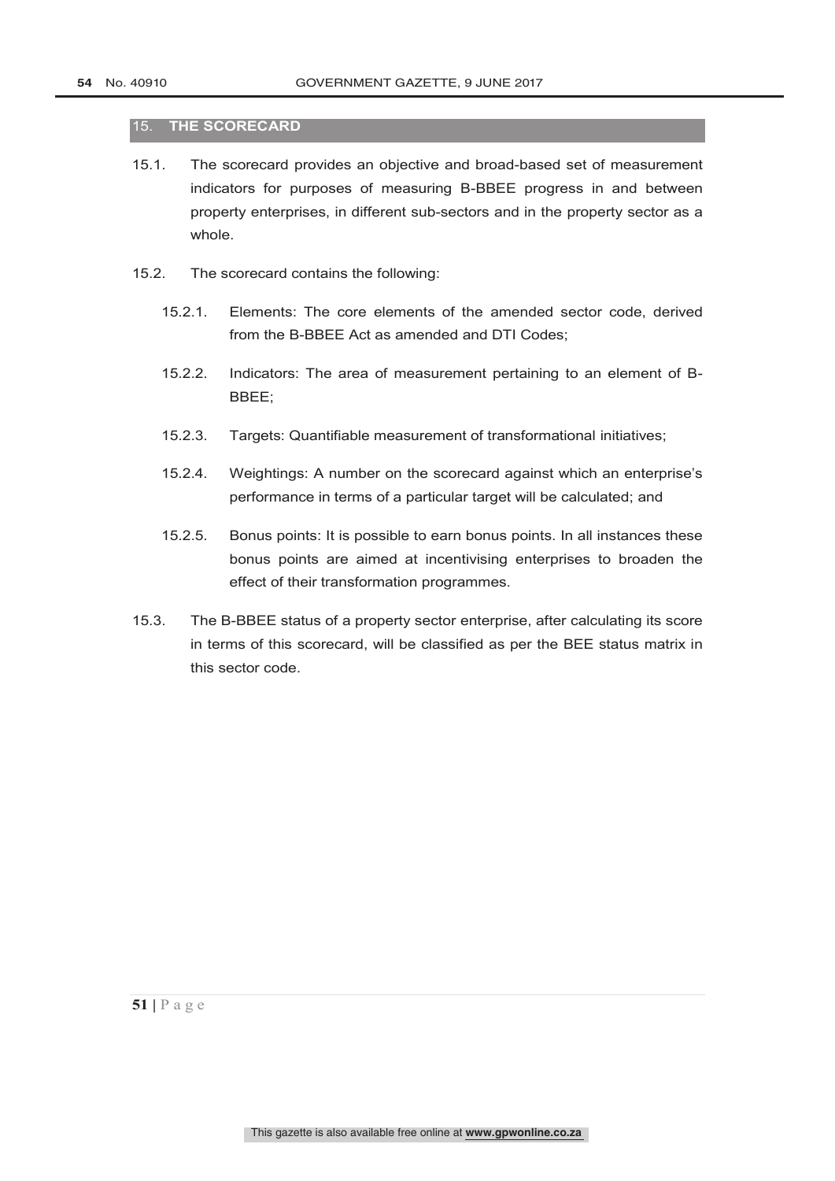## 15. THE SCORECARD

15.1. The scorecard provides an objective and broad-based set of measurement indicators for purposes of measuring B-BBEE progress in and between property enterprises, in different sub-sectors and in the property sector as a whole.

15.2. The scorecard contains the following:

15.2.1. Elements: The core elements of the amended sector code, derived from the B-BBEE Act as amended and DTI Codes;

15.2.2. Indicators: The area of measurement pertaining to an element of B-BBEE;

15.2.3. Targets: Quantifiable measurement of transformational initiatives;

15.2.4. Weightings: A number on the scorecard against which an enterprise's performance in terms of a particular target will be calculated; and

15.2.5. Bonus points: It is possible to earn bonus points. In all instances these bonus points are aimed at incentivising enterprises to broaden the effect of their transformation programmes.

15.3. The B-BBEE status of a property sector enterprise, after calculating its score in terms of this scorecard, will be classified as per the BEE status matrix in this sector code.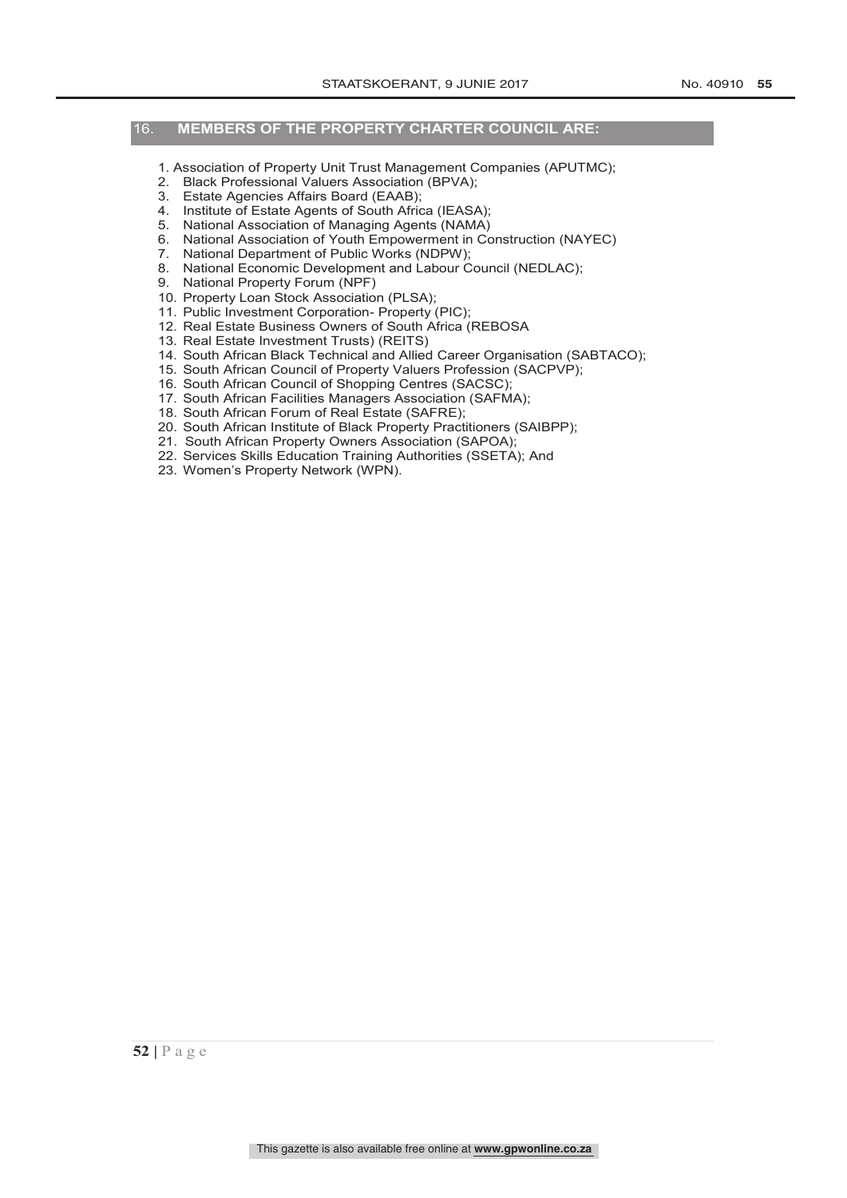## 16. MEMBERS OF THE PROPERTY CHARTER COUNCIL ARE:

1. Association of Property Unit Trust Management Companies (APUTMC);
2. Black Professional Valuers Association (BPVA);
3. Estate Agencies Affairs Board (EAAB);
4. Institute of Estate Agents of South Africa (IEASA);
5. National Association of Managing Agents (NAMA)
6. National Association of Youth Empowerment in Construction (NAYEC)
7. National Department of Public Works (NDPW);
8. National Economic Development and Labour Council (NEDLAC);
9. National Property Forum (NPF)
10. Property Loan Stock Association (PLSA);
11. Public Investment Corporation- Property (PIC);
12. Real Estate Business Owners of South Africa (REBOSA
13. Real Estate Investment Trusts) (REITS)
14. South African Black Technical and Allied Career Organisation (SABTACO);
15. South African Council of Property Valuers Profession (SACPVP);
16. South African Council of Shopping Centres (SACSC);
17. South African Facilities Managers Association (SAFMA);
18. South African Forum of Real Estate (SAFRE);
20. South African Institute of Black Property Practitioners (SAIBPP);
21. South African Property Owners Association (SAPOA);
22. Services Skills Education Training Authorities (SSETA); And
23. Women's Property Network (WPN).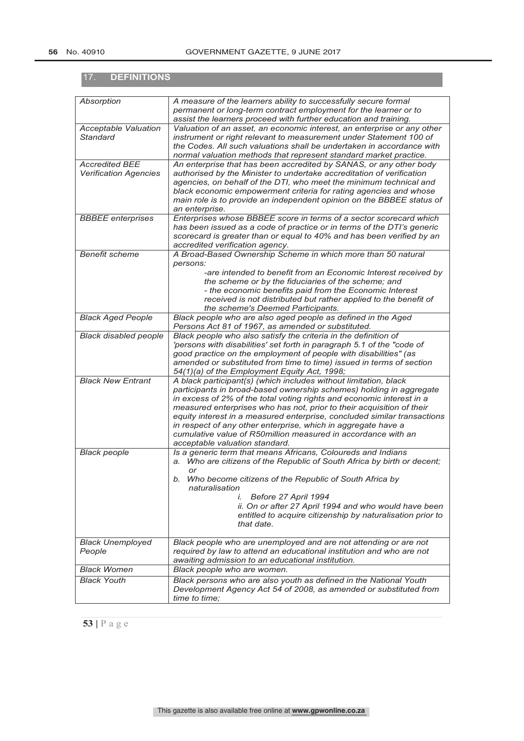## 17. DEFINITIONS

| | |
|---|---|
| *Absorption* | *A measure of the learners ability to successfully secure formal permanent or long-term contract employment for the learner or to assist the learners proceed with further education and training.* |
| *Acceptable Valuation Standard* | *Valuation of an asset, an economic interest, an enterprise or any other instrument or right relevant to measurement under Statement 100 of the Codes. All such valuations shall be undertaken in accordance with normal valuation methods that represent standard market practice.* |
| *Accredited BEE Verification Agencies* | *An enterprise that has been accredited by SANAS, or any other body authorised by the Minister to undertake accreditation of verification agencies, on behalf of the DTI, who meet the minimum technical and black economic empowerment criteria for rating agencies and whose main role is to provide an independent opinion on the BBBEE status of an enterprise.* |
| *BBBEE enterprises* | *Enterprises whose BBBEE score in terms of a sector scorecard which has been issued as a code of practice or in terms of the DTI's generic scorecard is greater than or equal to 40% and has been verified by an accredited verification agency.* |
| *Benefit scheme* | *A Broad-Based Ownership Scheme in which more than 50 natural persons:*<br>*-are intended to benefit from an Economic Interest received by the scheme or by the fiduciaries of the scheme; and*<br>*- the economic benefits paid from the Economic Interest received is not distributed but rather applied to the benefit of the scheme's Deemed Participants.* |
| *Black Aged People* | *Black people who are also aged people as defined in the Aged Persons Act 81 of 1967, as amended or substituted.* |
| *Black disabled people* | *Black people who also satisfy the criteria in the definition of 'persons with disabilities' set forth in paragraph 5.1 of the "code of good practice on the employment of people with disabilities" (as amended or substituted from time to time) issued in terms of section 54(1)(a) of the Employment Equity Act, 1998;* |
| *Black New Entrant* | *A black participant(s) (which includes without limitation, black participants in broad-based ownership schemes) holding in aggregate in excess of 2% of the total voting rights and economic interest in a measured enterprises who has not, prior to their acquisition of their equity interest in a measured enterprise, concluded similar transactions in respect of any other enterprise, which in aggregate have a cumulative value of R50million measured in accordance with an acceptable valuation standard.* |
| *Black people* | *Is a generic term that means Africans, Coloureds and Indians*<br>*a. Who are citizens of the Republic of South Africa by birth or decent; or*<br>*b. Who become citizens of the Republic of South Africa by naturalisation*<br>*i. Before 27 April 1994*<br>*ii. On or after 27 April 1994 and who would have been entitled to acquire citizenship by naturalisation prior to that date.* |
| *Black Unemployed People* | *Black people who are unemployed and are not attending or are not required by law to attend an educational institution and who are not awaiting admission to an educational institution.* |
| *Black Women* | *Black people who are women.* |
| *Black Youth* | *Black persons who are also youth as defined in the National Youth Development Agency Act 54 of 2008, as amended or substituted from time to time;* |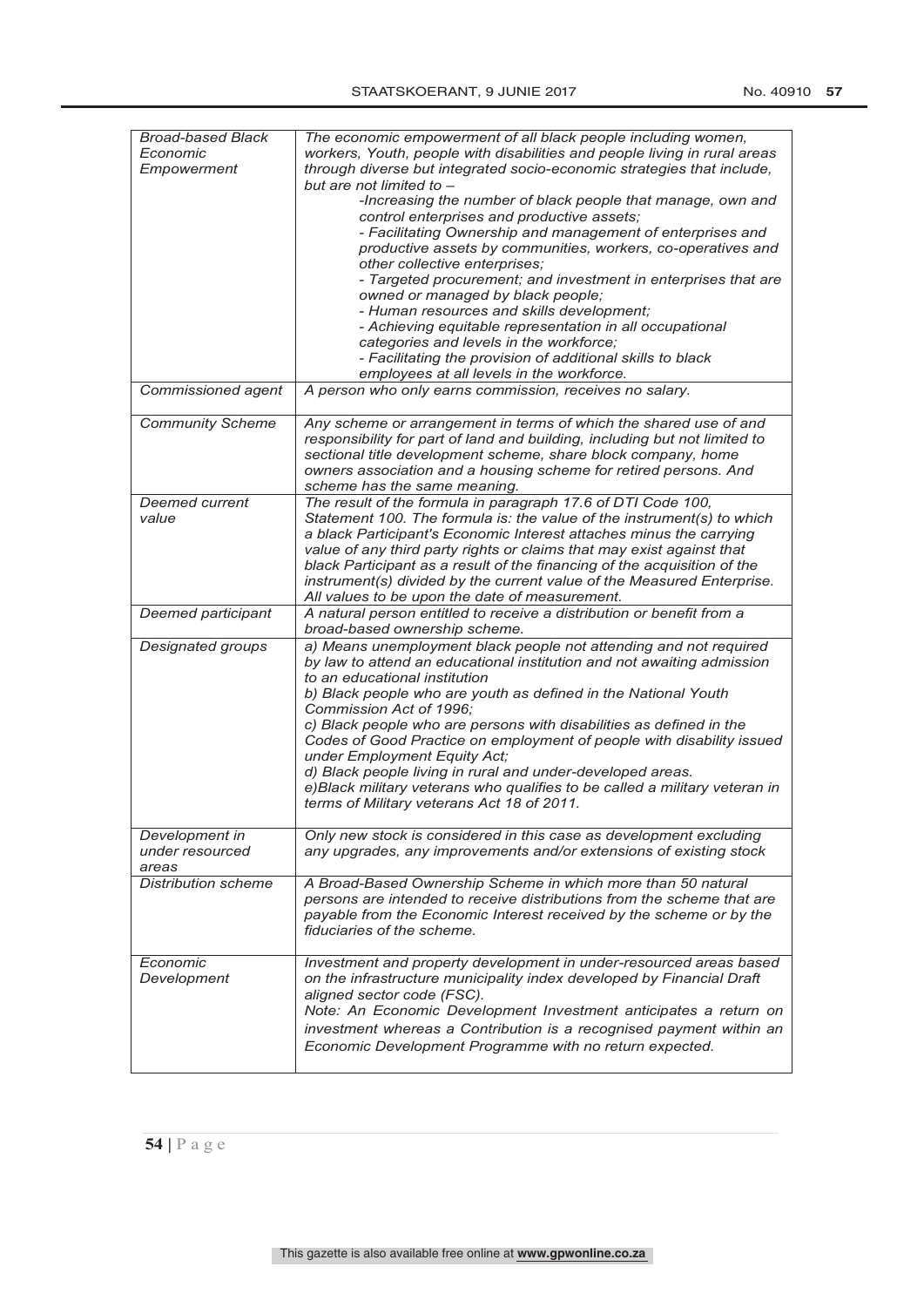| | |
|---|---|
| *Broad-based Black Economic Empowerment* | *The economic empowerment of all black people including women, workers, Youth, people with disabilities and people living in rural areas through diverse but integrated socio-economic strategies that include, but are not limited to –*<br>*-Increasing the number of black people that manage, own and control enterprises and productive assets;*<br>*- Facilitating Ownership and management of enterprises and productive assets by communities, workers, co-operatives and other collective enterprises;*<br>*- Targeted procurement; and investment in enterprises that are owned or managed by black people;*<br>*- Human resources and skills development;*<br>*- Achieving equitable representation in all occupational categories and levels in the workforce;*<br>*- Facilitating the provision of additional skills to black employees at all levels in the workforce.* |
| *Commissioned agent* | *A person who only earns commission, receives no salary.* |
| *Community Scheme* | *Any scheme or arrangement in terms of which the shared use of and responsibility for part of land and building, including but not limited to sectional title development scheme, share block company, home owners association and a housing scheme for retired persons. And scheme has the same meaning.* |
| *Deemed current value* | *The result of the formula in paragraph 17.6 of DTI Code 100, Statement 100. The formula is: the value of the instrument(s) to which a black Participant's Economic Interest attaches minus the carrying value of any third party rights or claims that may exist against that black Participant as a result of the financing of the acquisition of the instrument(s) divided by the current value of the Measured Enterprise. All values to be upon the date of measurement.* |
| *Deemed participant* | *A natural person entitled to receive a distribution or benefit from a broad-based ownership scheme.* |
| *Designated groups* | *a) Means unemployment black people not attending and not required by law to attend an educational institution and not awaiting admission to an educational institution*<br>*b) Black people who are youth as defined in the National Youth Commission Act of 1996;*<br>*c) Black people who are persons with disabilities as defined in the Codes of Good Practice on employment of people with disability issued under Employment Equity Act;*<br>*d) Black people living in rural and under-developed areas.*<br>*e)Black military veterans who qualifies to be called a military veteran in terms of Military veterans Act 18 of 2011.* |
| *Development in under resourced areas* | *Only new stock is considered in this case as development excluding any upgrades, any improvements and/or extensions of existing stock* |
| *Distribution scheme* | *A Broad-Based Ownership Scheme in which more than 50 natural persons are intended to receive distributions from the scheme that are payable from the Economic Interest received by the scheme or by the fiduciaries of the scheme.* |
| *Economic Development* | *Investment and property development in under-resourced areas based on the infrastructure municipality index developed by Financial Draft aligned sector code (FSC).*<br>*Note: An Economic Development Investment anticipates a return on investment whereas a Contribution is a recognised payment within an Economic Development Programme with no return expected.* |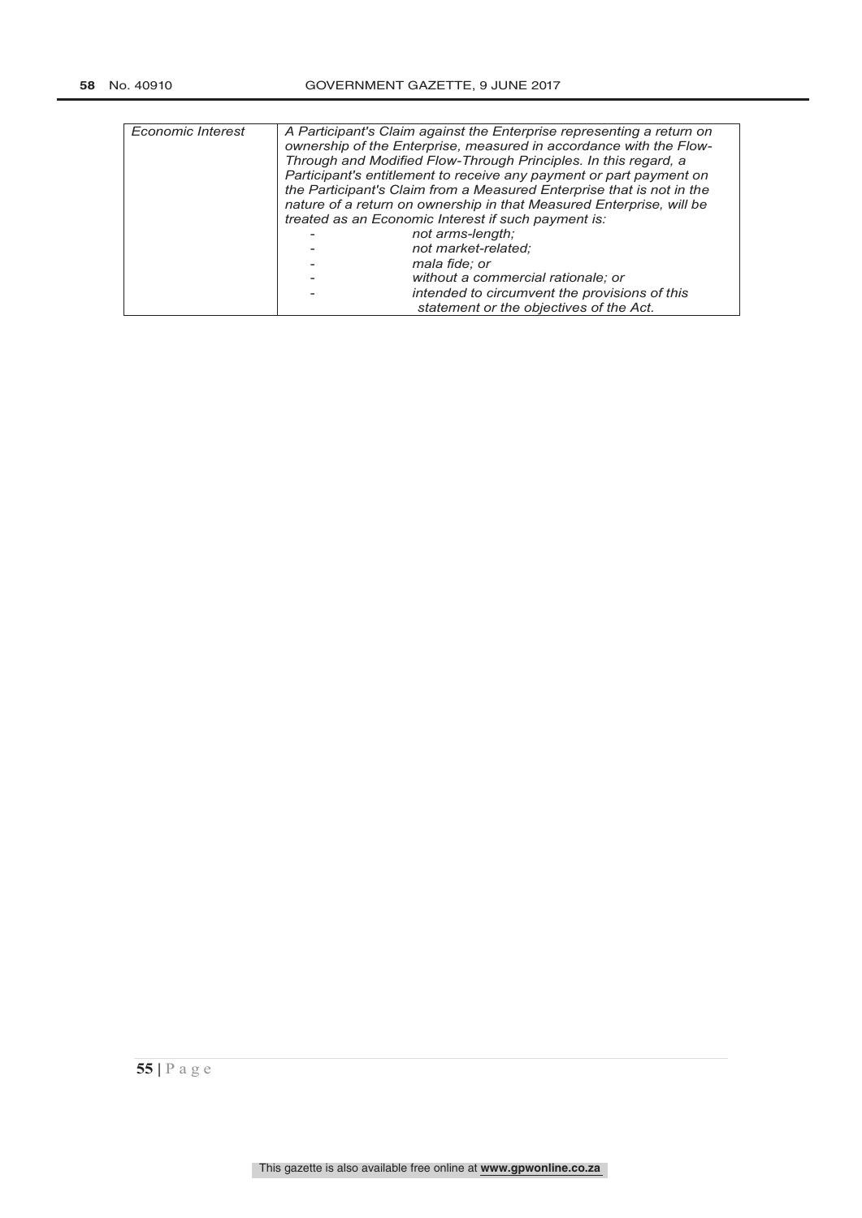| | |
|---|---|
| *Economic Interest* | *A Participant's Claim against the Enterprise representing a return on ownership of the Enterprise, measured in accordance with the Flow-Through and Modified Flow-Through Principles. In this regard, a Participant's entitlement to receive any payment or part payment on the Participant's Claim from a Measured Enterprise that is not in the nature of a return on ownership in that Measured Enterprise, will be treated as an Economic Interest if such payment is:*<br>- *not arms-length;*<br>- *not market-related;*<br>- *mala fide; or*<br>- *without a commercial rationale; or*<br>- *intended to circumvent the provisions of this statement or the objectives of the Act.* |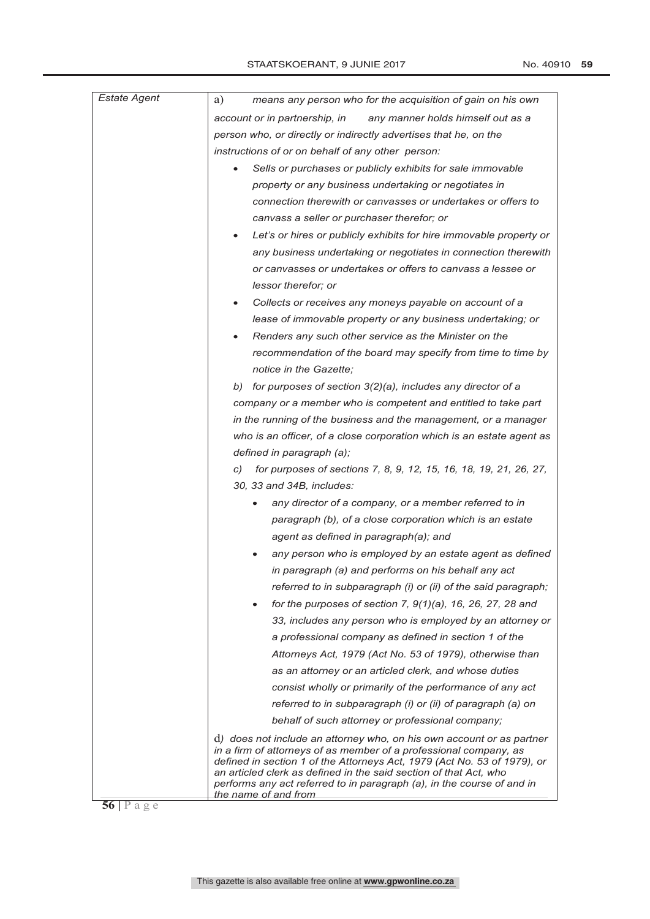| | |
|---|---|
| *Estate Agent* | a) *means any person who for the acquisition of gain on his own account or in partnership, in any manner holds himself out as a person who, or directly or indirectly advertises that he, on the instructions of or on behalf of any other person:*<br>• *Sells or purchases or publicly exhibits for sale immovable property or any business undertaking or negotiates in connection therewith or canvasses or undertakes or offers to canvass a seller or purchaser therefor; or*<br>• *Let's or hires or publicly exhibits for hire immovable property or any business undertaking or negotiates in connection therewith or canvasses or undertakes or offers to canvass a lessee or lessor therefor; or*<br>• *Collects or receives any moneys payable on account of a lease of immovable property or any business undertaking; or*<br>• *Renders any such other service as the Minister on the recommendation of the board may specify from time to time by notice in the Gazette;*<br>*b) for purposes of section 3(2)(a), includes any director of a company or a member who is competent and entitled to take part in the running of the business and the management, or a manager who is an officer, of a close corporation which is an estate agent as defined in paragraph (a);*<br>*c) for purposes of sections 7, 8, 9, 12, 15, 16, 18, 19, 21, 26, 27, 30, 33 and 34B, includes:*<br>• *any director of a company, or a member referred to in paragraph (b), of a close corporation which is an estate agent as defined in paragraph(a); and*<br>• *any person who is employed by an estate agent as defined in paragraph (a) and performs on his behalf any act referred to in subparagraph (i) or (ii) of the said paragraph;*<br>• *for the purposes of section 7, 9(1)(a), 16, 26, 27, 28 and 33, includes any person who is employed by an attorney or a professional company as defined in section 1 of the Attorneys Act, 1979 (Act No. 53 of 1979), otherwise than as an attorney or an articled clerk, and whose duties consist wholly or primarily of the performance of any act referred to in subparagraph (i) or (ii) of paragraph (a) on behalf of such attorney or professional company;*<br>d) *does not include an attorney who, on his own account or as partner in a firm of attorneys of as member of a professional company, as defined in section 1 of the Attorneys Act, 1979 (Act No. 53 of 1979), or an articled clerk as defined in the said section of that Act, who performs any act referred to in paragraph (a), in the course of and in the name of and from* |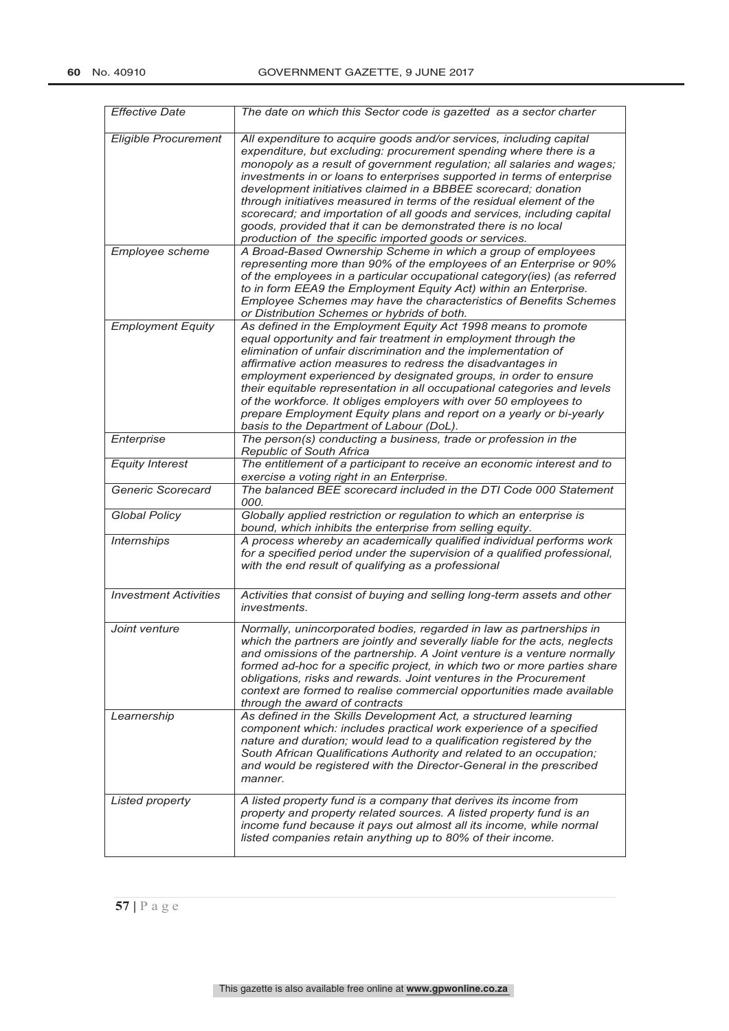| | |
|---|---|
| *Effective Date* | *The date on which this Sector code is gazetted as a sector charter* |
| *Eligible Procurement* | *All expenditure to acquire goods and/or services, including capital expenditure, but excluding: procurement spending where there is a monopoly as a result of government regulation; all salaries and wages; investments in or loans to enterprises supported in terms of enterprise development initiatives claimed in a BBBEE scorecard; donation through initiatives measured in terms of the residual element of the scorecard; and importation of all goods and services, including capital goods, provided that it can be demonstrated there is no local production of the specific imported goods or services.* |
| *Employee scheme* | *A Broad-Based Ownership Scheme in which a group of employees representing more than 90% of the employees of an Enterprise or 90% of the employees in a particular occupational category(ies) (as referred to in form EEA9 the Employment Equity Act) within an Enterprise. Employee Schemes may have the characteristics of Benefits Schemes or Distribution Schemes or hybrids of both.* |
| *Employment Equity* | *As defined in the Employment Equity Act 1998 means to promote equal opportunity and fair treatment in employment through the elimination of unfair discrimination and the implementation of affirmative action measures to redress the disadvantages in employment experienced by designated groups, in order to ensure their equitable representation in all occupational categories and levels of the workforce. It obliges employers with over 50 employees to prepare Employment Equity plans and report on a yearly or bi-yearly basis to the Department of Labour (DoL).* |
| *Enterprise* | *The person(s) conducting a business, trade or profession in the Republic of South Africa* |
| *Equity Interest* | *The entitlement of a participant to receive an economic interest and to exercise a voting right in an Enterprise.* |
| *Generic Scorecard* | *The balanced BEE scorecard included in the DTI Code 000 Statement 000.* |
| *Global Policy* | *Globally applied restriction or regulation to which an enterprise is bound, which inhibits the enterprise from selling equity.* |
| *Internships* | *A process whereby an academically qualified individual performs work for a specified period under the supervision of a qualified professional, with the end result of qualifying as a professional* |
| *Investment Activities* | *Activities that consist of buying and selling long-term assets and other investments.* |
| *Joint venture* | *Normally, unincorporated bodies, regarded in law as partnerships in which the partners are jointly and severally liable for the acts, neglects and omissions of the partnership. A Joint venture is a venture normally formed ad-hoc for a specific project, in which two or more parties share obligations, risks and rewards. Joint ventures in the Procurement context are formed to realise commercial opportunities made available through the award of contracts* |
| *Learnership* | *As defined in the Skills Development Act, a structured learning component which: includes practical work experience of a specified nature and duration; would lead to a qualification registered by the South African Qualifications Authority and related to an occupation; and would be registered with the Director-General in the prescribed manner.* |
| *Listed property* | *A listed property fund is a company that derives its income from property and property related sources. A listed property fund is an income fund because it pays out almost all its income, while normal listed companies retain anything up to 80% of their income.* |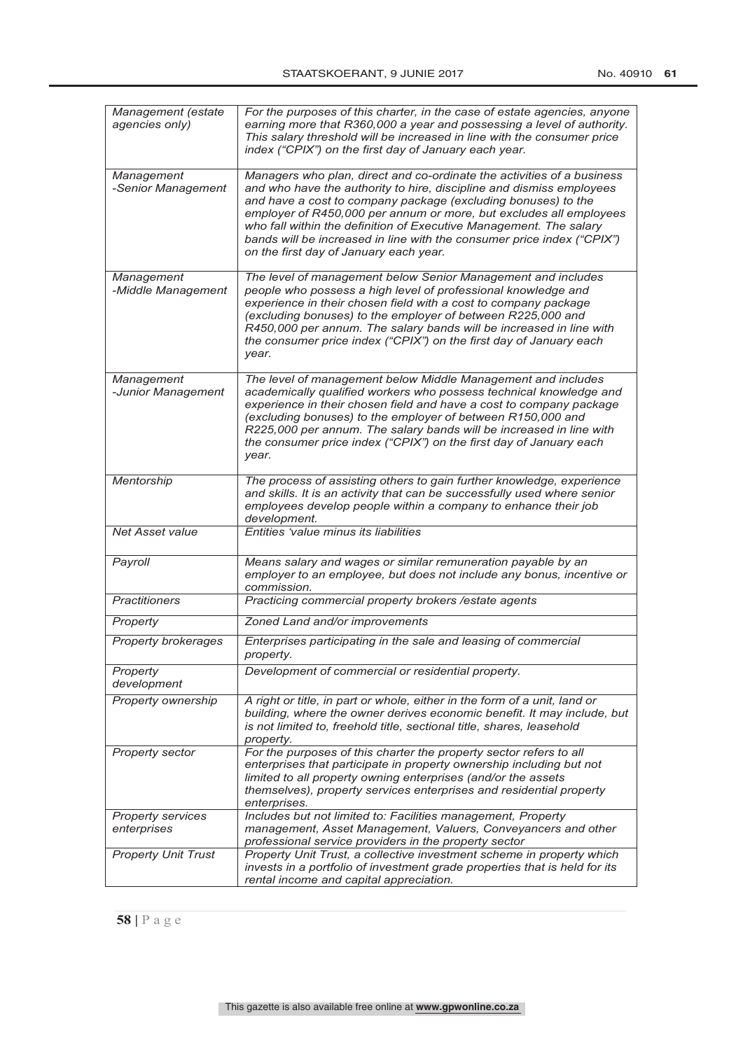| | |
|---|---|
| *Management (estate agencies only)* | *For the purposes of this charter, in the case of estate agencies, anyone earning more that R360,000 a year and possessing a level of authority. This salary threshold will be increased in line with the consumer price index ("CPIX") on the first day of January each year.* |
| *Management -Senior Management* | *Managers who plan, direct and co-ordinate the activities of a business and who have the authority to hire, discipline and dismiss employees and have a cost to company package (excluding bonuses) to the employer of R450,000 per annum or more, but excludes all employees who fall within the definition of Executive Management. The salary bands will be increased in line with the consumer price index ("CPIX") on the first day of January each year.* |
| *Management -Middle Management* | *The level of management below Senior Management and includes people who possess a high level of professional knowledge and experience in their chosen field with a cost to company package (excluding bonuses) to the employer of between R225,000 and R450,000 per annum. The salary bands will be increased in line with the consumer price index ("CPIX") on the first day of January each year.* |
| *Management -Junior Management* | *The level of management below Middle Management and includes academically qualified workers who possess technical knowledge and experience in their chosen field and have a cost to company package (excluding bonuses) to the employer of between R150,000 and R225,000 per annum. The salary bands will be increased in line with the consumer price index ("CPIX") on the first day of January each year.* |
| *Mentorship* | *The process of assisting others to gain further knowledge, experience and skills. It is an activity that can be successfully used where senior employees develop people within a company to enhance their job development.* |
| *Net Asset value* | *Entities 'value minus its liabilities* |
| *Payroll* | *Means salary and wages or similar remuneration payable by an employer to an employee, but does not include any bonus, incentive or commission.* |
| *Practitioners* | *Practicing commercial property brokers /estate agents* |
| *Property* | *Zoned Land and/or improvements* |
| *Property brokerages* | *Enterprises participating in the sale and leasing of commercial property.* |
| *Property development* | *Development of commercial or residential property.* |
| *Property ownership* | *A right or title, in part or whole, either in the form of a unit, land or building, where the owner derives economic benefit. It may include, but is not limited to, freehold title, sectional title, shares, leasehold property.* |
| *Property sector* | *For the purposes of this charter the property sector refers to all enterprises that participate in property ownership including but not limited to all property owning enterprises (and/or the assets themselves), property services enterprises and residential property enterprises.* |
| *Property services enterprises* | *Includes but not limited to: Facilities management, Property management, Asset Management, Valuers, Conveyancers and other professional service providers in the property sector* |
| *Property Unit Trust* | *Property Unit Trust, a collective investment scheme in property which invests in a portfolio of investment grade properties that is held for its rental income and capital appreciation.* |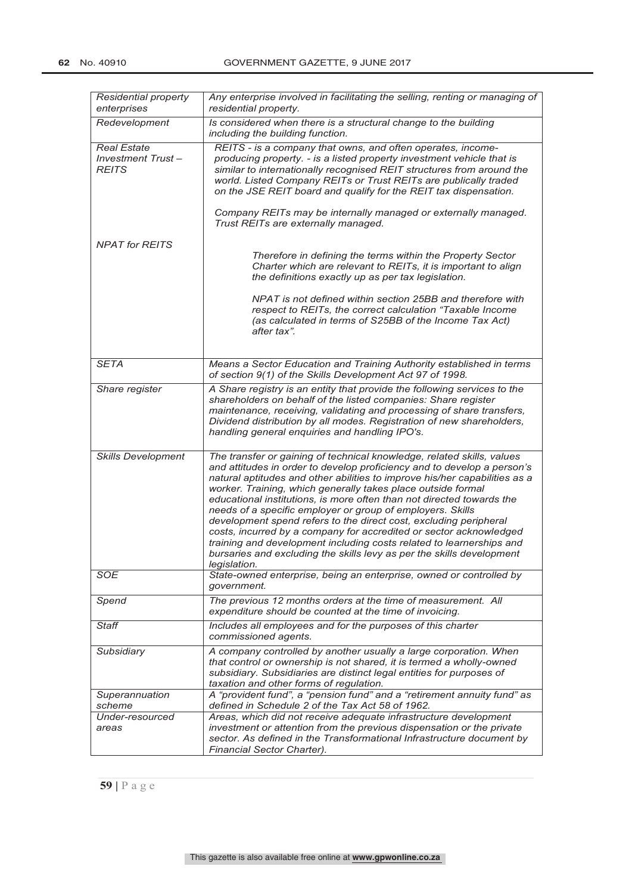| | |
|---|---|
| *Residential property enterprises* | *Any enterprise involved in facilitating the selling, renting or managing of residential property.* |
| *Redevelopment* | *Is considered when there is a structural change to the building including the building function.* |
| *Real Estate Investment Trust – REITS*<br><br>*NPAT for REITS* | *REITS - is a company that owns, and often operates, income-producing property. - is a listed property investment vehicle that is similar to internationally recognised REIT structures from around the world. Listed Company REITs or Trust REITs are publically traded on the JSE REIT board and qualify for the REIT tax dispensation.*<br><br>*Company REITs may be internally managed or externally managed. Trust REITs are externally managed.*<br><br>*Therefore in defining the terms within the Property Sector Charter which are relevant to REITs, it is important to align the definitions exactly up as per tax legislation.*<br><br>*NPAT is not defined within section 25BB and therefore with respect to REITs, the correct calculation "Taxable Income (as calculated in terms of S25BB of the Income Tax Act) after tax".* |
| *SETA* | *Means a Sector Education and Training Authority established in terms of section 9(1) of the Skills Development Act 97 of 1998.* |
| *Share register* | *A Share registry is an entity that provide the following services to the shareholders on behalf of the listed companies: Share register maintenance, receiving, validating and processing of share transfers, Dividend distribution by all modes. Registration of new shareholders, handling general enquiries and handling IPO's.* |
| *Skills Development* | *The transfer or gaining of technical knowledge, related skills, values and attitudes in order to develop proficiency and to develop a person's natural aptitudes and other abilities to improve his/her capabilities as a worker. Training, which generally takes place outside formal educational institutions, is more often than not directed towards the needs of a specific employer or group of employers. Skills development spend refers to the direct cost, excluding peripheral costs, incurred by a company for accredited or sector acknowledged training and development including costs related to learnerships and bursaries and excluding the skills levy as per the skills development legislation.* |
| *SOE* | *State-owned enterprise, being an enterprise, owned or controlled by government.* |
| *Spend* | *The previous 12 months orders at the time of measurement. All expenditure should be counted at the time of invoicing.* |
| *Staff* | *Includes all employees and for the purposes of this charter commissioned agents.* |
| *Subsidiary* | *A company controlled by another usually a large corporation. When that control or ownership is not shared, it is termed a wholly-owned subsidiary. Subsidiaries are distinct legal entities for purposes of taxation and other forms of regulation.* |
| *Superannuation scheme* | *A "provident fund", a "pension fund" and a "retirement annuity fund" as defined in Schedule 2 of the Tax Act 58 of 1962.* |
| *Under-resourced areas* | *Areas, which did not receive adequate infrastructure development investment or attention from the previous dispensation or the private sector. As defined in the Transformational Infrastructure document by Financial Sector Charter).* |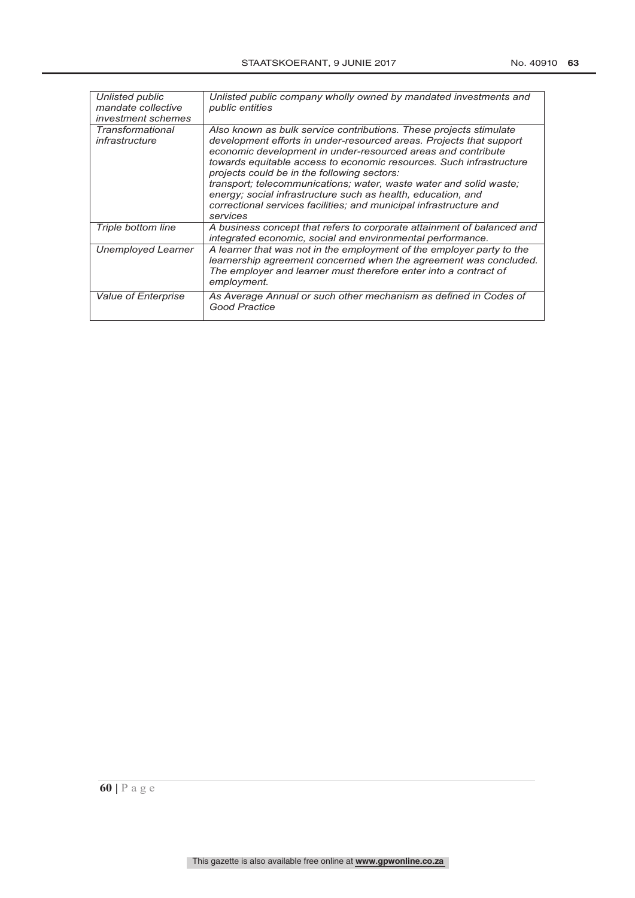| | |
|---|---|
| *Unlisted public mandate collective investment schemes* | *Unlisted public company wholly owned by mandated investments and public entities* |
| *Transformational infrastructure* | *Also known as bulk service contributions. These projects stimulate development efforts in under-resourced areas. Projects that support economic development in under-resourced areas and contribute towards equitable access to economic resources. Such infrastructure projects could be in the following sectors: transport; telecommunications; water, waste water and solid waste; energy; social infrastructure such as health, education, and correctional services facilities; and municipal infrastructure and services* |
| *Triple bottom line* | *A business concept that refers to corporate attainment of balanced and integrated economic, social and environmental performance.* |
| *Unemployed Learner* | *A learner that was not in the employment of the employer party to the learnership agreement concerned when the agreement was concluded. The employer and learner must therefore enter into a contract of employment.* |
| *Value of Enterprise* | *As Average Annual or such other mechanism as defined in Codes of Good Practice* |